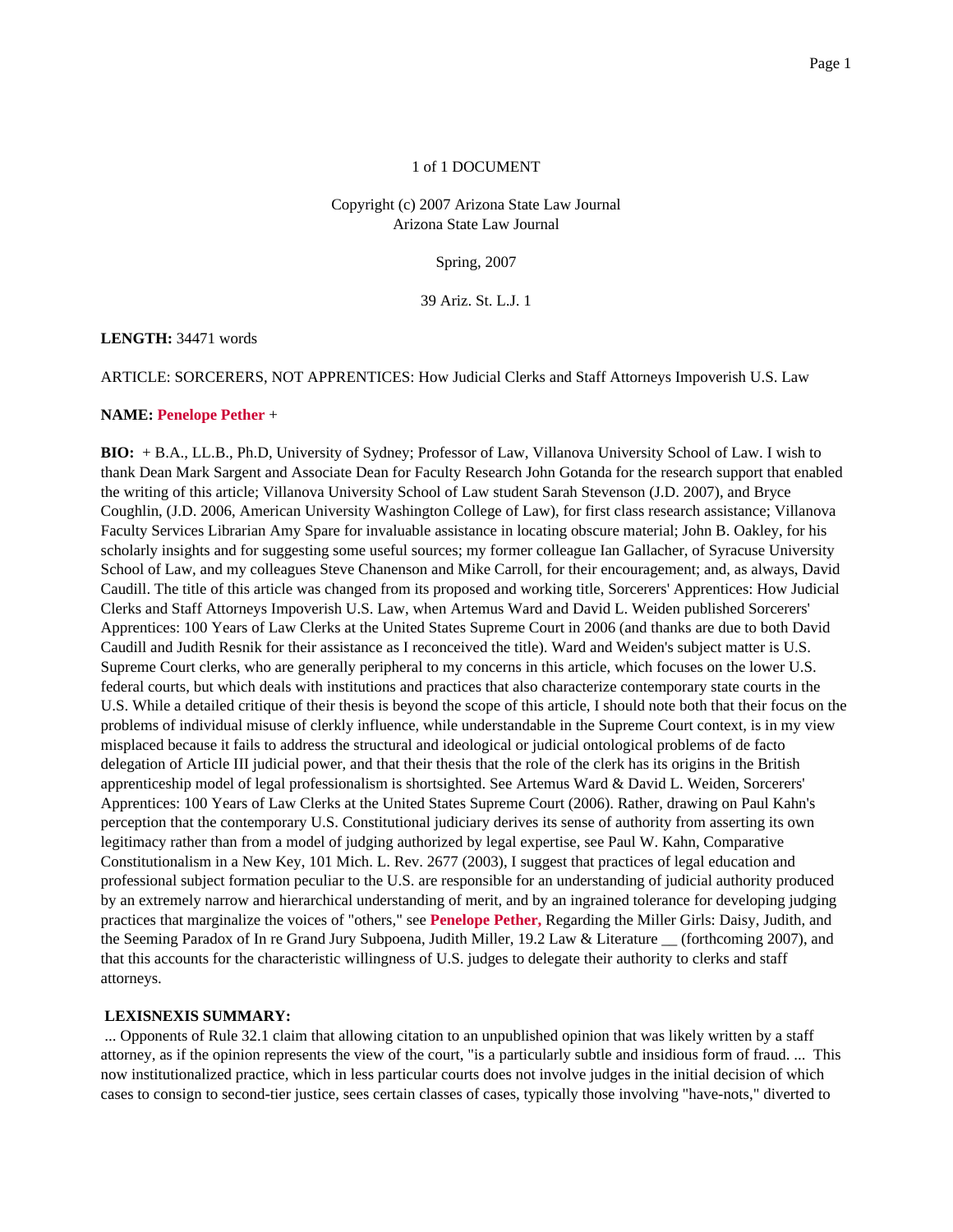1 of 1 DOCUMENT

Copyright (c) 2007 Arizona State Law Journal
Arizona State Law Journal

Spring, 2007

39 Ariz. St. L.J. 1

**LENGTH:** 34471 words

ARTICLE: SORCERERS, NOT APPRENTICES: How Judicial Clerks and Staff Attorneys Impoverish U.S. Law

**NAME:** **Penelope Pether** +

**BIO:** + B.A., LL.B., Ph.D, University of Sydney; Professor of Law, Villanova University School of Law. I wish to thank Dean Mark Sargent and Associate Dean for Faculty Research John Gotanda for the research support that enabled the writing of this article; Villanova University School of Law student Sarah Stevenson (J.D. 2007), and Bryce Coughlin, (J.D. 2006, American University Washington College of Law), for first class research assistance; Villanova Faculty Services Librarian Amy Spare for invaluable assistance in locating obscure material; John B. Oakley, for his scholarly insights and for suggesting some useful sources; my former colleague Ian Gallacher, of Syracuse University School of Law, and my colleagues Steve Chanenson and Mike Carroll, for their encouragement; and, as always, David Caudill. The title of this article was changed from its proposed and working title, Sorcerers' Apprentices: How Judicial Clerks and Staff Attorneys Impoverish U.S. Law, when Artemus Ward and David L. Weiden published Sorcerers' Apprentices: 100 Years of Law Clerks at the United States Supreme Court in 2006 (and thanks are due to both David Caudill and Judith Resnik for their assistance as I reconceived the title). Ward and Weiden's subject matter is U.S. Supreme Court clerks, who are generally peripheral to my concerns in this article, which focuses on the lower U.S. federal courts, but which deals with institutions and practices that also characterize contemporary state courts in the U.S. While a detailed critique of their thesis is beyond the scope of this article, I should note both that their focus on the problems of individual misuse of clerkly influence, while understandable in the Supreme Court context, is in my view misplaced because it fails to address the structural and ideological or judicial ontological problems of de facto delegation of Article III judicial power, and that their thesis that the role of the clerk has its origins in the British apprenticeship model of legal professionalism is shortsighted. See Artemus Ward & David L. Weiden, Sorcerers' Apprentices: 100 Years of Law Clerks at the United States Supreme Court (2006). Rather, drawing on Paul Kahn's perception that the contemporary U.S. Constitutional judiciary derives its sense of authority from asserting its own legitimacy rather than from a model of judging authorized by legal expertise, see Paul W. Kahn, Comparative Constitutionalism in a New Key, 101 Mich. L. Rev. 2677 (2003), I suggest that practices of legal education and professional subject formation peculiar to the U.S. are responsible for an understanding of judicial authority produced by an extremely narrow and hierarchical understanding of merit, and by an ingrained tolerance for developing judging practices that marginalize the voices of "others," see **Penelope Pether,** Regarding the Miller Girls: Daisy, Judith, and the Seeming Paradox of In re Grand Jury Subpoena, Judith Miller, 19.2 Law & Literature __ (forthcoming 2007), and that this accounts for the characteristic willingness of U.S. judges to delegate their authority to clerks and staff attorneys.

**LEXISNEXIS SUMMARY:**

... Opponents of Rule 32.1 claim that allowing citation to an unpublished opinion that was likely written by a staff attorney, as if the opinion represents the view of the court, "is a particularly subtle and insidious form of fraud. ... This now institutionalized practice, which in less particular courts does not involve judges in the initial decision of which cases to consign to second-tier justice, sees certain classes of cases, typically those involving "have-nots," diverted to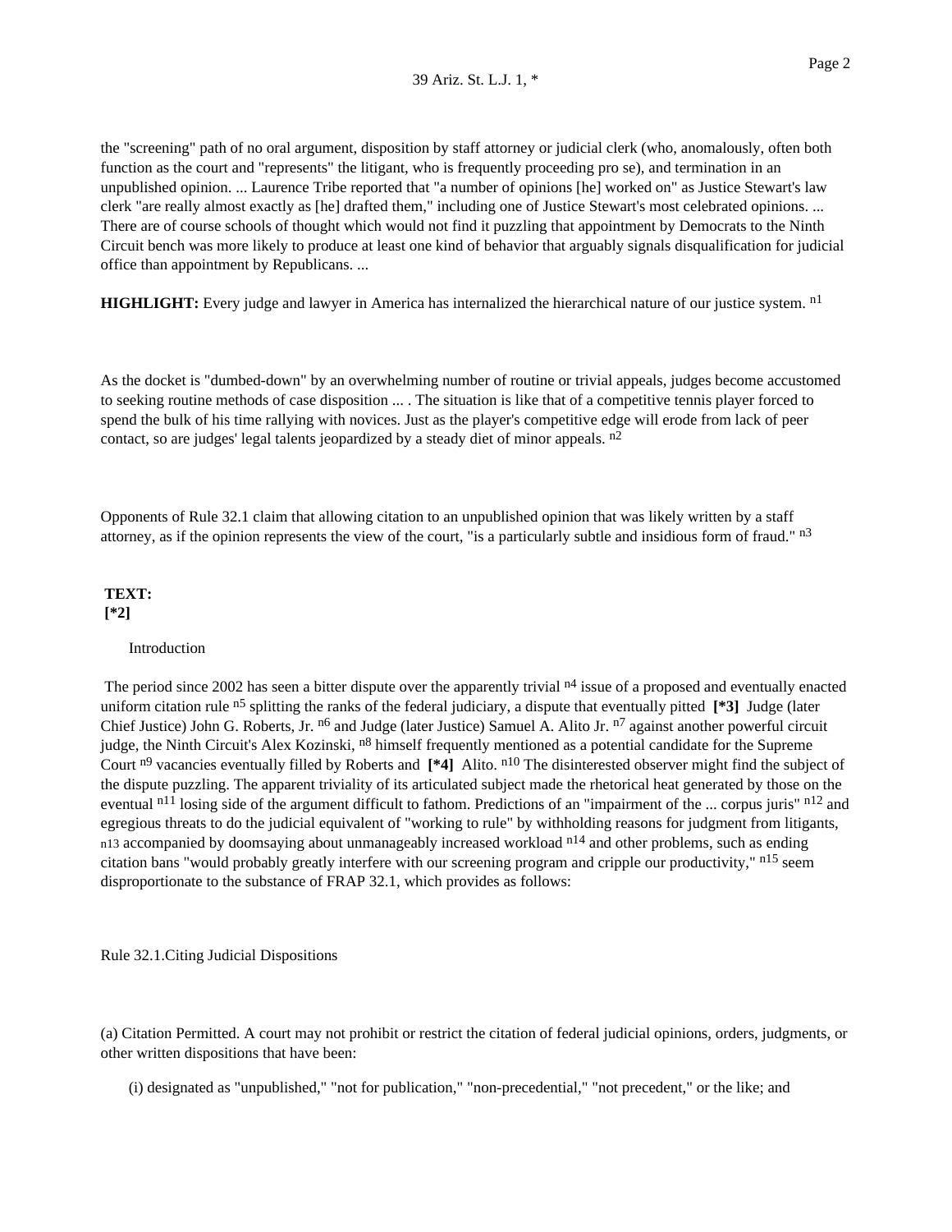the "screening" path of no oral argument, disposition by staff attorney or judicial clerk (who, anomalously, often both function as the court and "represents" the litigant, who is frequently proceeding pro se), and termination in an unpublished opinion. ... Laurence Tribe reported that "a number of opinions [he] worked on" as Justice Stewart's law clerk "are really almost exactly as [he] drafted them," including one of Justice Stewart's most celebrated opinions. ... There are of course schools of thought which would not find it puzzling that appointment by Democrats to the Ninth Circuit bench was more likely to produce at least one kind of behavior that arguably signals disqualification for judicial office than appointment by Republicans. ...

**HIGHLIGHT:** Every judge and lawyer in America has internalized the hierarchical nature of our justice system. [n1]

As the docket is "dumbed-down" by an overwhelming number of routine or trivial appeals, judges become accustomed to seeking routine methods of case disposition ... . The situation is like that of a competitive tennis player forced to spend the bulk of his time rallying with novices. Just as the player's competitive edge will erode from lack of peer contact, so are judges' legal talents jeopardized by a steady diet of minor appeals. [n2]

Opponents of Rule 32.1 claim that allowing citation to an unpublished opinion that was likely written by a staff attorney, as if the opinion represents the view of the court, "is a particularly subtle and insidious form of fraud." [n3]

**TEXT:**
**[*2]**

Introduction

The period since 2002 has seen a bitter dispute over the apparently trivial [n4] issue of a proposed and eventually enacted uniform citation rule [n5] splitting the ranks of the federal judiciary, a dispute that eventually pitted **[*3]** Judge (later Chief Justice) John G. Roberts, Jr. [n6] and Judge (later Justice) Samuel A. Alito Jr. [n7] against another powerful circuit judge, the Ninth Circuit's Alex Kozinski, [n8] himself frequently mentioned as a potential candidate for the Supreme Court [n9] vacancies eventually filled by Roberts and **[*4]** Alito. [n10] The disinterested observer might find the subject of the dispute puzzling. The apparent triviality of its articulated subject made the rhetorical heat generated by those on the eventual [n11] losing side of the argument difficult to fathom. Predictions of an "impairment of the ... corpus juris" [n12] and egregious threats to do the judicial equivalent of "working to rule" by withholding reasons for judgment from litigants, [n13] accompanied by doomsaying about unmanageably increased workload [n14] and other problems, such as ending citation bans "would probably greatly interfere with our screening program and cripple our productivity," [n15] seem disproportionate to the substance of FRAP 32.1, which provides as follows:

Rule 32.1.Citing Judicial Dispositions

(a) Citation Permitted. A court may not prohibit or restrict the citation of federal judicial opinions, orders, judgments, or other written dispositions that have been:

(i) designated as "unpublished," "not for publication," "non-precedential," "not precedent," or the like; and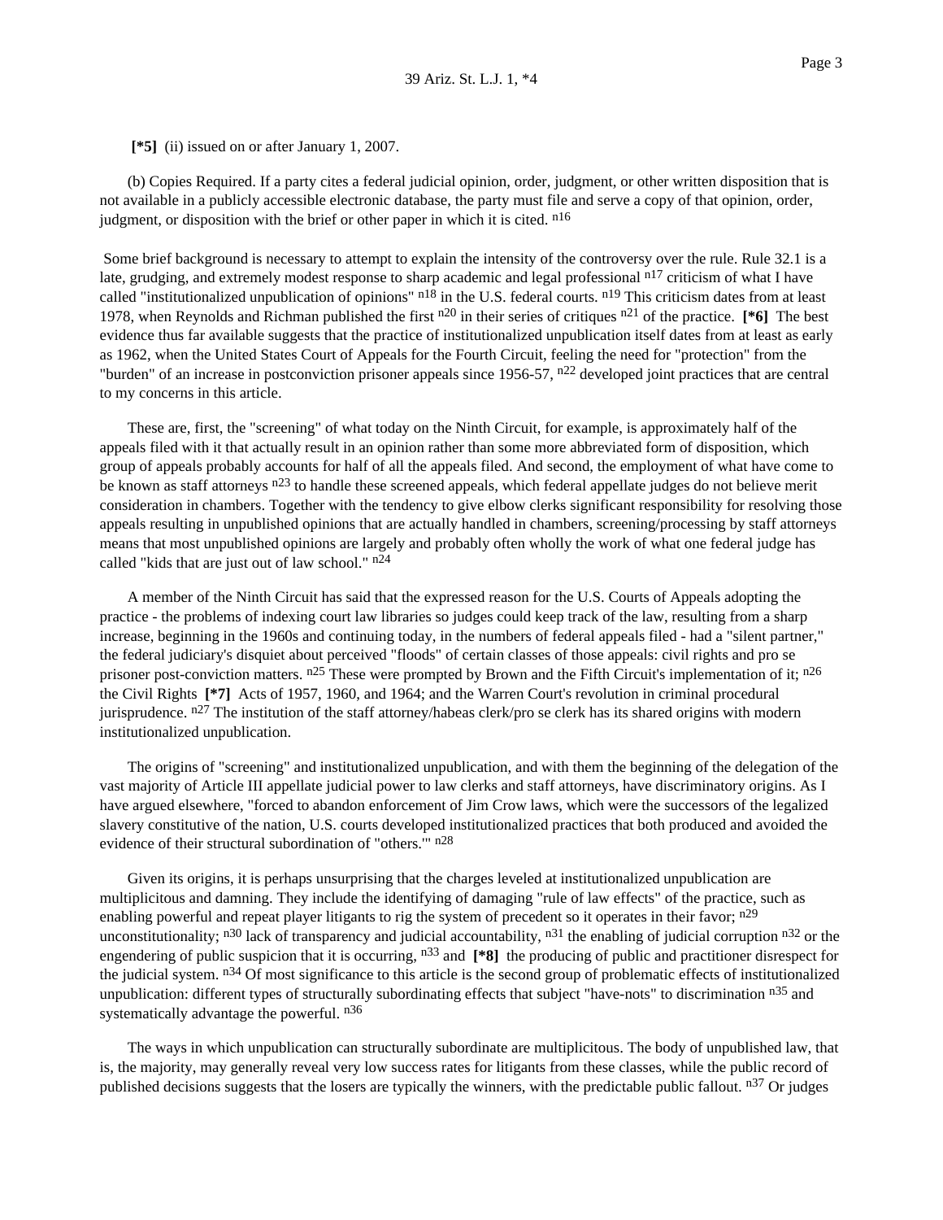**[*5]** (ii) issued on or after January 1, 2007.

(b) Copies Required. If a party cites a federal judicial opinion, order, judgment, or other written disposition that is not available in a publicly accessible electronic database, the party must file and serve a copy of that opinion, order, judgment, or disposition with the brief or other paper in which it is cited. [n16]

Some brief background is necessary to attempt to explain the intensity of the controversy over the rule. Rule 32.1 is a late, grudging, and extremely modest response to sharp academic and legal professional [n17] criticism of what I have called "institutionalized unpublication of opinions" [n18] in the U.S. federal courts. [n19] This criticism dates from at least 1978, when Reynolds and Richman published the first [n20] in their series of critiques [n21] of the practice. **[*6]** The best evidence thus far available suggests that the practice of institutionalized unpublication itself dates from at least as early as 1962, when the United States Court of Appeals for the Fourth Circuit, feeling the need for "protection" from the "burden" of an increase in postconviction prisoner appeals since 1956-57, [n22] developed joint practices that are central to my concerns in this article.

These are, first, the "screening" of what today on the Ninth Circuit, for example, is approximately half of the appeals filed with it that actually result in an opinion rather than some more abbreviated form of disposition, which group of appeals probably accounts for half of all the appeals filed. And second, the employment of what have come to be known as staff attorneys [n23] to handle these screened appeals, which federal appellate judges do not believe merit consideration in chambers. Together with the tendency to give elbow clerks significant responsibility for resolving those appeals resulting in unpublished opinions that are actually handled in chambers, screening/processing by staff attorneys means that most unpublished opinions are largely and probably often wholly the work of what one federal judge has called "kids that are just out of law school." [n24]

A member of the Ninth Circuit has said that the expressed reason for the U.S. Courts of Appeals adopting the practice - the problems of indexing court law libraries so judges could keep track of the law, resulting from a sharp increase, beginning in the 1960s and continuing today, in the numbers of federal appeals filed - had a "silent partner," the federal judiciary's disquiet about perceived "floods" of certain classes of those appeals: civil rights and pro se prisoner post-conviction matters. [n25] These were prompted by Brown and the Fifth Circuit's implementation of it; [n26] the Civil Rights **[*7]** Acts of 1957, 1960, and 1964; and the Warren Court's revolution in criminal procedural jurisprudence. [n27] The institution of the staff attorney/habeas clerk/pro se clerk has its shared origins with modern institutionalized unpublication.

The origins of "screening" and institutionalized unpublication, and with them the beginning of the delegation of the vast majority of Article III appellate judicial power to law clerks and staff attorneys, have discriminatory origins. As I have argued elsewhere, "forced to abandon enforcement of Jim Crow laws, which were the successors of the legalized slavery constitutive of the nation, U.S. courts developed institutionalized practices that both produced and avoided the evidence of their structural subordination of "others."' [n28]

Given its origins, it is perhaps unsurprising that the charges leveled at institutionalized unpublication are multiplicitous and damning. They include the identifying of damaging "rule of law effects" of the practice, such as enabling powerful and repeat player litigants to rig the system of precedent so it operates in their favor; [n29] unconstitutionality; [n30] lack of transparency and judicial accountability, [n31] the enabling of judicial corruption [n32] or the engendering of public suspicion that it is occurring, [n33] and **[*8]** the producing of public and practitioner disrespect for the judicial system. [n34] Of most significance to this article is the second group of problematic effects of institutionalized unpublication: different types of structurally subordinating effects that subject "have-nots" to discrimination [n35] and systematically advantage the powerful. [n36]

The ways in which unpublication can structurally subordinate are multiplicitous. The body of unpublished law, that is, the majority, may generally reveal very low success rates for litigants from these classes, while the public record of published decisions suggests that the losers are typically the winners, with the predictable public fallout. [n37] Or judges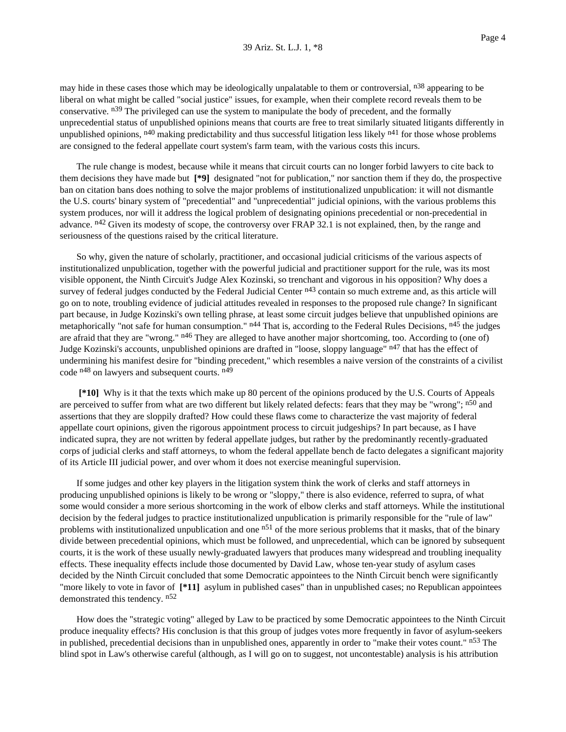may hide in these cases those which may be ideologically unpalatable to them or controversial, [n38] appearing to be liberal on what might be called "social justice" issues, for example, when their complete record reveals them to be conservative. [n39] The privileged can use the system to manipulate the body of precedent, and the formally unprecedential status of unpublished opinions means that courts are free to treat similarly situated litigants differently in unpublished opinions, [n40] making predictability and thus successful litigation less likely [n41] for those whose problems are consigned to the federal appellate court system's farm team, with the various costs this incurs.

The rule change is modest, because while it means that circuit courts can no longer forbid lawyers to cite back to them decisions they have made but **[*9]** designated "not for publication," nor sanction them if they do, the prospective ban on citation bans does nothing to solve the major problems of institutionalized unpublication: it will not dismantle the U.S. courts' binary system of "precedential" and "unprecedential" judicial opinions, with the various problems this system produces, nor will it address the logical problem of designating opinions precedential or non-precedential in advance. [n42] Given its modesty of scope, the controversy over FRAP 32.1 is not explained, then, by the range and seriousness of the questions raised by the critical literature.

So why, given the nature of scholarly, practitioner, and occasional judicial criticisms of the various aspects of institutionalized unpublication, together with the powerful judicial and practitioner support for the rule, was its most visible opponent, the Ninth Circuit's Judge Alex Kozinski, so trenchant and vigorous in his opposition? Why does a survey of federal judges conducted by the Federal Judicial Center [n43] contain so much extreme and, as this article will go on to note, troubling evidence of judicial attitudes revealed in responses to the proposed rule change? In significant part because, in Judge Kozinski's own telling phrase, at least some circuit judges believe that unpublished opinions are metaphorically "not safe for human consumption." [n44] That is, according to the Federal Rules Decisions, [n45] the judges are afraid that they are "wrong." [n46] They are alleged to have another major shortcoming, too. According to (one of) Judge Kozinski's accounts, unpublished opinions are drafted in "loose, sloppy language" [n47] that has the effect of undermining his manifest desire for "binding precedent," which resembles a naive version of the constraints of a civilist code [n48] on lawyers and subsequent courts. [n49]

**[*10]** Why is it that the texts which make up 80 percent of the opinions produced by the U.S. Courts of Appeals are perceived to suffer from what are two different but likely related defects: fears that they may be "wrong"; [n50] and assertions that they are sloppily drafted? How could these flaws come to characterize the vast majority of federal appellate court opinions, given the rigorous appointment process to circuit judgeships? In part because, as I have indicated supra, they are not written by federal appellate judges, but rather by the predominantly recently-graduated corps of judicial clerks and staff attorneys, to whom the federal appellate bench de facto delegates a significant majority of its Article III judicial power, and over whom it does not exercise meaningful supervision.

If some judges and other key players in the litigation system think the work of clerks and staff attorneys in producing unpublished opinions is likely to be wrong or "sloppy," there is also evidence, referred to supra, of what some would consider a more serious shortcoming in the work of elbow clerks and staff attorneys. While the institutional decision by the federal judges to practice institutionalized unpublication is primarily responsible for the "rule of law" problems with institutionalized unpublication and one [n51] of the more serious problems that it masks, that of the binary divide between precedential opinions, which must be followed, and unprecedential, which can be ignored by subsequent courts, it is the work of these usually newly-graduated lawyers that produces many widespread and troubling inequality effects. These inequality effects include those documented by David Law, whose ten-year study of asylum cases decided by the Ninth Circuit concluded that some Democratic appointees to the Ninth Circuit bench were significantly "more likely to vote in favor of **[*11]** asylum in published cases" than in unpublished cases; no Republican appointees demonstrated this tendency. [n52]

How does the "strategic voting" alleged by Law to be practiced by some Democratic appointees to the Ninth Circuit produce inequality effects? His conclusion is that this group of judges votes more frequently in favor of asylum-seekers in published, precedential decisions than in unpublished ones, apparently in order to "make their votes count." [n53] The blind spot in Law's otherwise careful (although, as I will go on to suggest, not uncontestable) analysis is his attribution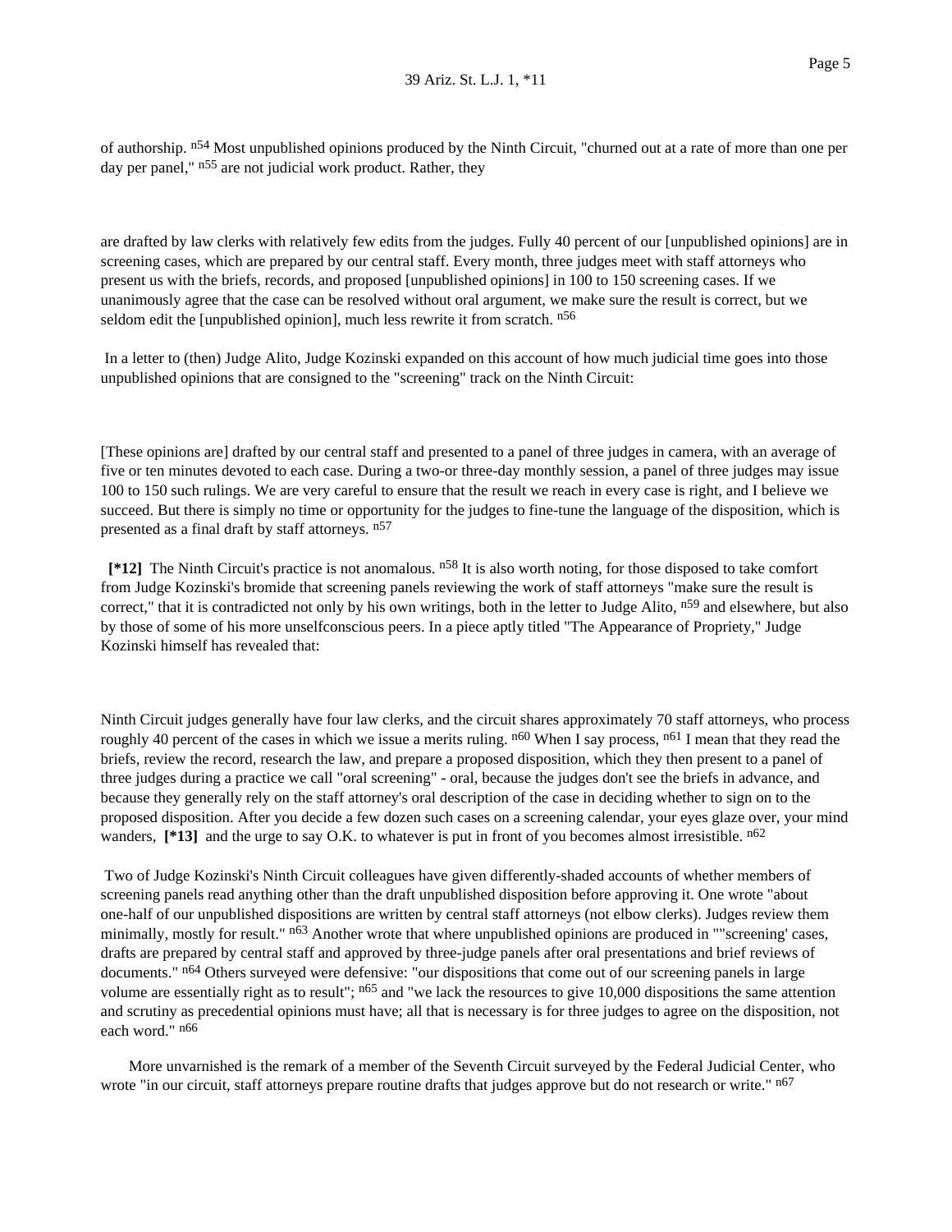of authorship. [n54] Most unpublished opinions produced by the Ninth Circuit, "churned out at a rate of more than one per day per panel," [n55] are not judicial work product. Rather, they

> are drafted by law clerks with relatively few edits from the judges. Fully 40 percent of our [unpublished opinions] are in screening cases, which are prepared by our central staff. Every month, three judges meet with staff attorneys who present us with the briefs, records, and proposed [unpublished opinions] in 100 to 150 screening cases. If we unanimously agree that the case can be resolved without oral argument, we make sure the result is correct, but we seldom edit the [unpublished opinion], much less rewrite it from scratch. [n56]

In a letter to (then) Judge Alito, Judge Kozinski expanded on this account of how much judicial time goes into those unpublished opinions that are consigned to the "screening" track on the Ninth Circuit:

> [These opinions are] drafted by our central staff and presented to a panel of three judges in camera, with an average of five or ten minutes devoted to each case. During a two-or three-day monthly session, a panel of three judges may issue 100 to 150 such rulings. We are very careful to ensure that the result we reach in every case is right, and I believe we succeed. But there is simply no time or opportunity for the judges to fine-tune the language of the disposition, which is presented as a final draft by staff attorneys. [n57]

**[*12]** The Ninth Circuit's practice is not anomalous. [n58] It is also worth noting, for those disposed to take comfort from Judge Kozinski's bromide that screening panels reviewing the work of staff attorneys "make sure the result is correct," that it is contradicted not only by his own writings, both in the letter to Judge Alito, [n59] and elsewhere, but also by those of some of his more unselfconscious peers. In a piece aptly titled "The Appearance of Propriety," Judge Kozinski himself has revealed that:

> Ninth Circuit judges generally have four law clerks, and the circuit shares approximately 70 staff attorneys, who process roughly 40 percent of the cases in which we issue a merits ruling. [n60] When I say process, [n61] I mean that they read the briefs, review the record, research the law, and prepare a proposed disposition, which they then present to a panel of three judges during a practice we call "oral screening" - oral, because the judges don't see the briefs in advance, and because they generally rely on the staff attorney's oral description of the case in deciding whether to sign on to the proposed disposition. After you decide a few dozen such cases on a screening calendar, your eyes glaze over, your mind wanders, **[*13]** and the urge to say O.K. to whatever is put in front of you becomes almost irresistible. [n62]

Two of Judge Kozinski's Ninth Circuit colleagues have given differently-shaded accounts of whether members of screening panels read anything other than the draft unpublished disposition before approving it. One wrote "about one-half of our unpublished dispositions are written by central staff attorneys (not elbow clerks). Judges review them minimally, mostly for result." [n63] Another wrote that where unpublished opinions are produced in ""screening' cases, drafts are prepared by central staff and approved by three-judge panels after oral presentations and brief reviews of documents." [n64] Others surveyed were defensive: "our dispositions that come out of our screening panels in large volume are essentially right as to result"; [n65] and "we lack the resources to give 10,000 dispositions the same attention and scrutiny as precedential opinions must have; all that is necessary is for three judges to agree on the disposition, not each word." [n66]

More unvarnished is the remark of a member of the Seventh Circuit surveyed by the Federal Judicial Center, who wrote "in our circuit, staff attorneys prepare routine drafts that judges approve but do not research or write." [n67]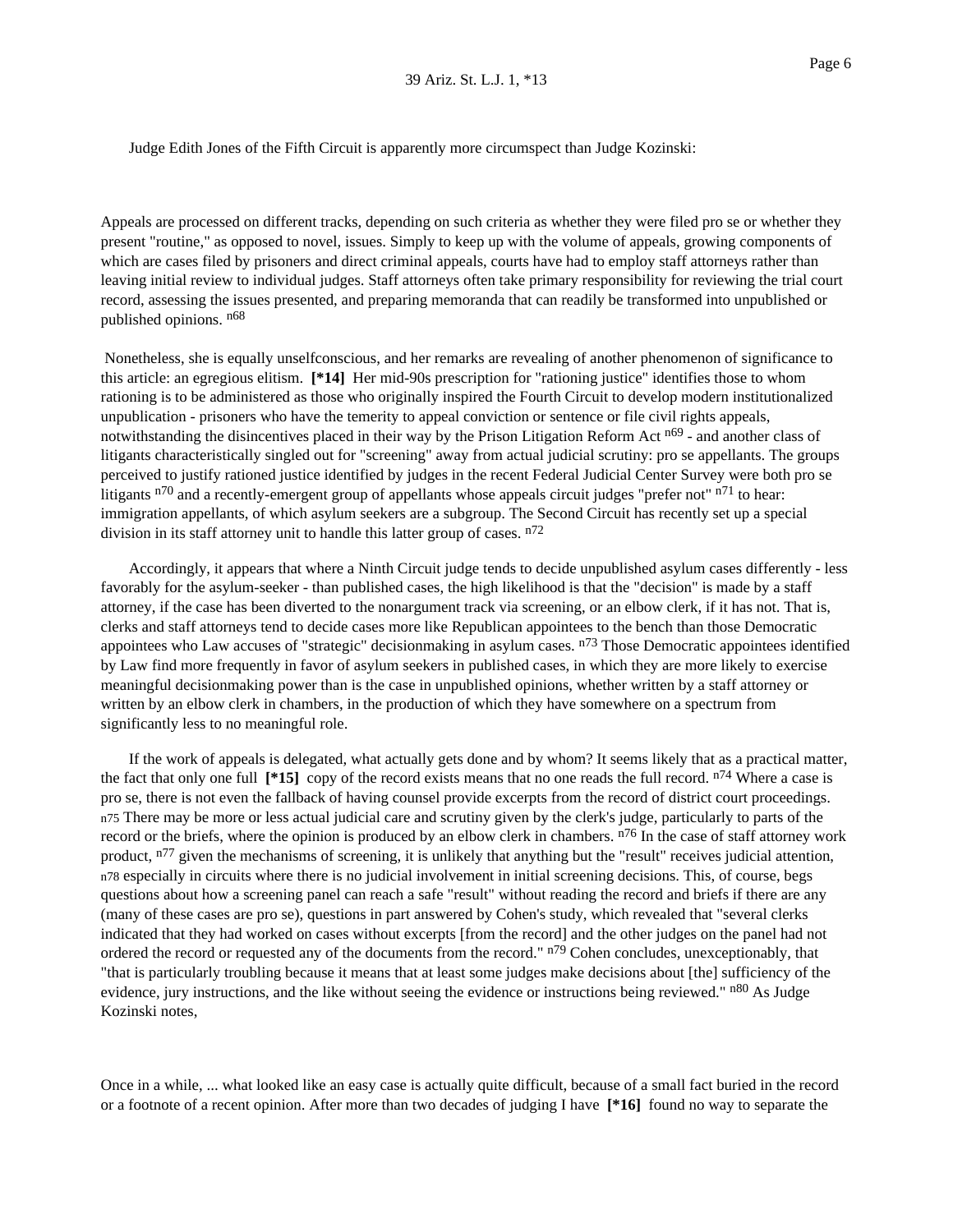Judge Edith Jones of the Fifth Circuit is apparently more circumspect than Judge Kozinski:

> Appeals are processed on different tracks, depending on such criteria as whether they were filed pro se or whether they present "routine," as opposed to novel, issues. Simply to keep up with the volume of appeals, growing components of which are cases filed by prisoners and direct criminal appeals, courts have had to employ staff attorneys rather than leaving initial review to individual judges. Staff attorneys often take primary responsibility for reviewing the trial court record, assessing the issues presented, and preparing memoranda that can readily be transformed into unpublished or published opinions. n68

Nonetheless, she is equally unselfconscious, and her remarks are revealing of another phenomenon of significance to this article: an egregious elitism. **[*14]** Her mid-90s prescription for "rationing justice" identifies those to whom rationing is to be administered as those who originally inspired the Fourth Circuit to develop modern institutionalized unpublication - prisoners who have the temerity to appeal conviction or sentence or file civil rights appeals, notwithstanding the disincentives placed in their way by the Prison Litigation Reform Act n69 - and another class of litigants characteristically singled out for "screening" away from actual judicial scrutiny: pro se appellants. The groups perceived to justify rationed justice identified by judges in the recent Federal Judicial Center Survey were both pro se litigants n70 and a recently-emergent group of appellants whose appeals circuit judges "prefer not" n71 to hear: immigration appellants, of which asylum seekers are a subgroup. The Second Circuit has recently set up a special division in its staff attorney unit to handle this latter group of cases. n72

Accordingly, it appears that where a Ninth Circuit judge tends to decide unpublished asylum cases differently - less favorably for the asylum-seeker - than published cases, the high likelihood is that the "decision" is made by a staff attorney, if the case has been diverted to the nonargument track via screening, or an elbow clerk, if it has not. That is, clerks and staff attorneys tend to decide cases more like Republican appointees to the bench than those Democratic appointees who Law accuses of "strategic" decisionmaking in asylum cases. n73 Those Democratic appointees identified by Law find more frequently in favor of asylum seekers in published cases, in which they are more likely to exercise meaningful decisionmaking power than is the case in unpublished opinions, whether written by a staff attorney or written by an elbow clerk in chambers, in the production of which they have somewhere on a spectrum from significantly less to no meaningful role.

If the work of appeals is delegated, what actually gets done and by whom? It seems likely that as a practical matter, the fact that only one full **[*15]** copy of the record exists means that no one reads the full record. n74 Where a case is pro se, there is not even the fallback of having counsel provide excerpts from the record of district court proceedings. n75 There may be more or less actual judicial care and scrutiny given by the clerk's judge, particularly to parts of the record or the briefs, where the opinion is produced by an elbow clerk in chambers. n76 In the case of staff attorney work product, n77 given the mechanisms of screening, it is unlikely that anything but the "result" receives judicial attention, n78 especially in circuits where there is no judicial involvement in initial screening decisions. This, of course, begs questions about how a screening panel can reach a safe "result" without reading the record and briefs if there are any (many of these cases are pro se), questions in part answered by Cohen's study, which revealed that "several clerks indicated that they had worked on cases without excerpts [from the record] and the other judges on the panel had not ordered the record or requested any of the documents from the record." n79 Cohen concludes, unexceptionably, that "that is particularly troubling because it means that at least some judges make decisions about [the] sufficiency of the evidence, jury instructions, and the like without seeing the evidence or instructions being reviewed." n80 As Judge Kozinski notes,

> Once in a while, ... what looked like an easy case is actually quite difficult, because of a small fact buried in the record or a footnote of a recent opinion. After more than two decades of judging I have **[*16]** found no way to separate the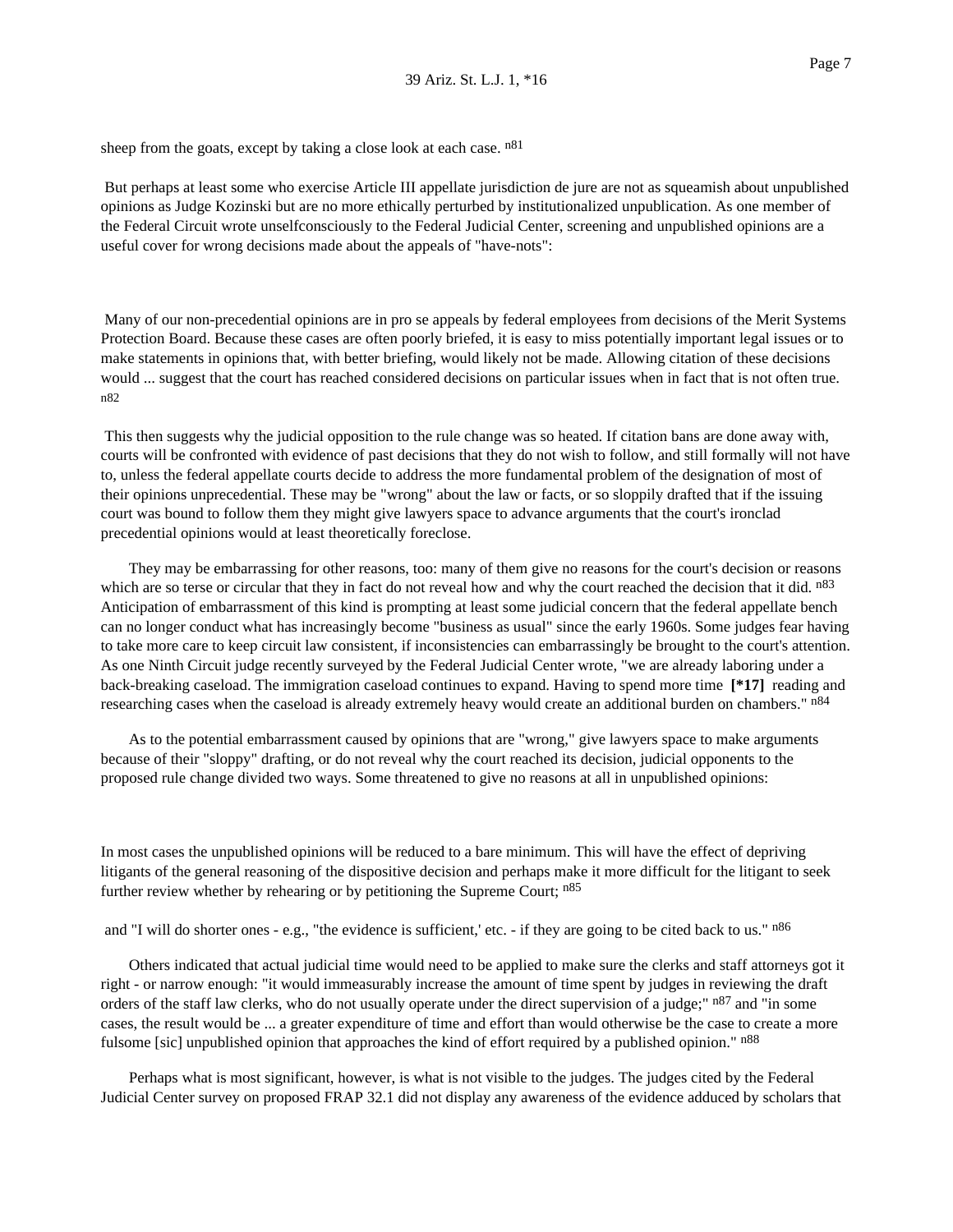sheep from the goats, except by taking a close look at each case. [n81]

But perhaps at least some who exercise Article III appellate jurisdiction de jure are not as squeamish about unpublished opinions as Judge Kozinski but are no more ethically perturbed by institutionalized unpublication. As one member of the Federal Circuit wrote unselfconsciously to the Federal Judicial Center, screening and unpublished opinions are a useful cover for wrong decisions made about the appeals of "have-nots":

> Many of our non-precedential opinions are in pro se appeals by federal employees from decisions of the Merit Systems Protection Board. Because these cases are often poorly briefed, it is easy to miss potentially important legal issues or to make statements in opinions that, with better briefing, would likely not be made. Allowing citation of these decisions would ... suggest that the court has reached considered decisions on particular issues when in fact that is not often true. [n82]

This then suggests why the judicial opposition to the rule change was so heated. If citation bans are done away with, courts will be confronted with evidence of past decisions that they do not wish to follow, and still formally will not have to, unless the federal appellate courts decide to address the more fundamental problem of the designation of most of their opinions unprecedential. These may be "wrong" about the law or facts, or so sloppily drafted that if the issuing court was bound to follow them they might give lawyers space to advance arguments that the court's ironclad precedential opinions would at least theoretically foreclose.

They may be embarrassing for other reasons, too: many of them give no reasons for the court's decision or reasons which are so terse or circular that they in fact do not reveal how and why the court reached the decision that it did. [n83] Anticipation of embarrassment of this kind is prompting at least some judicial concern that the federal appellate bench can no longer conduct what has increasingly become "business as usual" since the early 1960s. Some judges fear having to take more care to keep circuit law consistent, if inconsistencies can embarrassingly be brought to the court's attention. As one Ninth Circuit judge recently surveyed by the Federal Judicial Center wrote, "we are already laboring under a back-breaking caseload. The immigration caseload continues to expand. Having to spend more time **[\*17]** reading and researching cases when the caseload is already extremely heavy would create an additional burden on chambers." [n84]

As to the potential embarrassment caused by opinions that are "wrong," give lawyers space to make arguments because of their "sloppy" drafting, or do not reveal why the court reached its decision, judicial opponents to the proposed rule change divided two ways. Some threatened to give no reasons at all in unpublished opinions:

> In most cases the unpublished opinions will be reduced to a bare minimum. This will have the effect of depriving litigants of the general reasoning of the dispositive decision and perhaps make it more difficult for the litigant to seek further review whether by rehearing or by petitioning the Supreme Court; [n85]

and "I will do shorter ones - e.g., "the evidence is sufficient,' etc. - if they are going to be cited back to us." [n86]

Others indicated that actual judicial time would need to be applied to make sure the clerks and staff attorneys got it right - or narrow enough: "it would immeasurably increase the amount of time spent by judges in reviewing the draft orders of the staff law clerks, who do not usually operate under the direct supervision of a judge;" [n87] and "in some cases, the result would be ... a greater expenditure of time and effort than would otherwise be the case to create a more fulsome [sic] unpublished opinion that approaches the kind of effort required by a published opinion." [n88]

Perhaps what is most significant, however, is what is not visible to the judges. The judges cited by the Federal Judicial Center survey on proposed FRAP 32.1 did not display any awareness of the evidence adduced by scholars that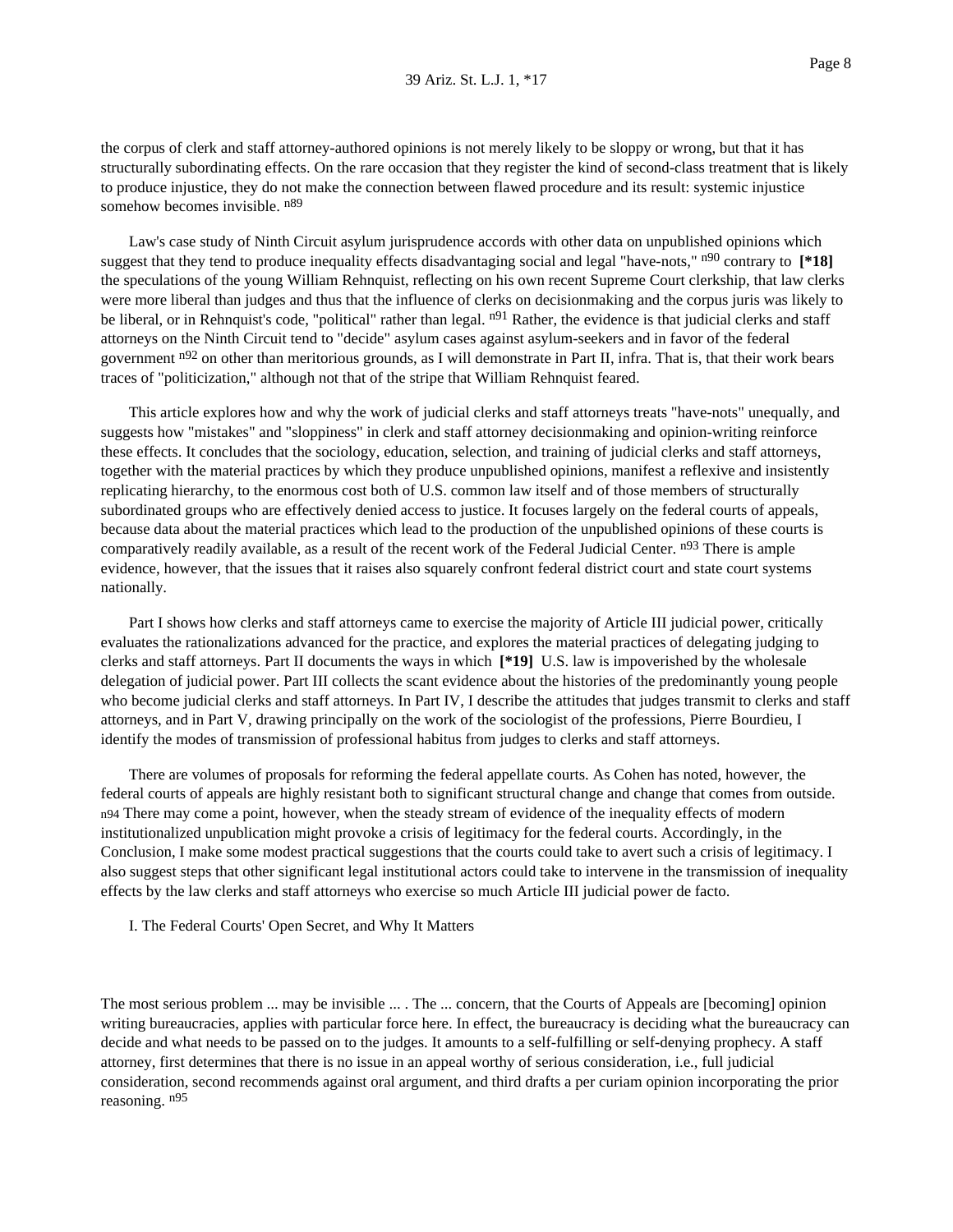the corpus of clerk and staff attorney-authored opinions is not merely likely to be sloppy or wrong, but that it has structurally subordinating effects. On the rare occasion that they register the kind of second-class treatment that is likely to produce injustice, they do not make the connection between flawed procedure and its result: systemic injustice somehow becomes invisible. [n89]

Law's case study of Ninth Circuit asylum jurisprudence accords with other data on unpublished opinions which suggest that they tend to produce inequality effects disadvantaging social and legal "have-nots," [n90] contrary to **[*18]** the speculations of the young William Rehnquist, reflecting on his own recent Supreme Court clerkship, that law clerks were more liberal than judges and thus that the influence of clerks on decisionmaking and the corpus juris was likely to be liberal, or in Rehnquist's code, "political" rather than legal. [n91] Rather, the evidence is that judicial clerks and staff attorneys on the Ninth Circuit tend to "decide" asylum cases against asylum-seekers and in favor of the federal government [n92] on other than meritorious grounds, as I will demonstrate in Part II, infra. That is, that their work bears traces of "politicization," although not that of the stripe that William Rehnquist feared.

This article explores how and why the work of judicial clerks and staff attorneys treats "have-nots" unequally, and suggests how "mistakes" and "sloppiness" in clerk and staff attorney decisionmaking and opinion-writing reinforce these effects. It concludes that the sociology, education, selection, and training of judicial clerks and staff attorneys, together with the material practices by which they produce unpublished opinions, manifest a reflexive and insistently replicating hierarchy, to the enormous cost both of U.S. common law itself and of those members of structurally subordinated groups who are effectively denied access to justice. It focuses largely on the federal courts of appeals, because data about the material practices which lead to the production of the unpublished opinions of these courts is comparatively readily available, as a result of the recent work of the Federal Judicial Center. [n93] There is ample evidence, however, that the issues that it raises also squarely confront federal district court and state court systems nationally.

Part I shows how clerks and staff attorneys came to exercise the majority of Article III judicial power, critically evaluates the rationalizations advanced for the practice, and explores the material practices of delegating judging to clerks and staff attorneys. Part II documents the ways in which **[*19]** U.S. law is impoverished by the wholesale delegation of judicial power. Part III collects the scant evidence about the histories of the predominantly young people who become judicial clerks and staff attorneys. In Part IV, I describe the attitudes that judges transmit to clerks and staff attorneys, and in Part V, drawing principally on the work of the sociologist of the professions, Pierre Bourdieu, I identify the modes of transmission of professional habitus from judges to clerks and staff attorneys.

There are volumes of proposals for reforming the federal appellate courts. As Cohen has noted, however, the federal courts of appeals are highly resistant both to significant structural change and change that comes from outside. [n94] There may come a point, however, when the steady stream of evidence of the inequality effects of modern institutionalized unpublication might provoke a crisis of legitimacy for the federal courts. Accordingly, in the Conclusion, I make some modest practical suggestions that the courts could take to avert such a crisis of legitimacy. I also suggest steps that other significant legal institutional actors could take to intervene in the transmission of inequality effects by the law clerks and staff attorneys who exercise so much Article III judicial power de facto.

## I. The Federal Courts' Open Secret, and Why It Matters

The most serious problem ... may be invisible ... . The ... concern, that the Courts of Appeals are [becoming] opinion writing bureaucracies, applies with particular force here. In effect, the bureaucracy is deciding what the bureaucracy can decide and what needs to be passed on to the judges. It amounts to a self-fulfilling or self-denying prophecy. A staff attorney, first determines that there is no issue in an appeal worthy of serious consideration, i.e., full judicial consideration, second recommends against oral argument, and third drafts a per curiam opinion incorporating the prior reasoning. [n95]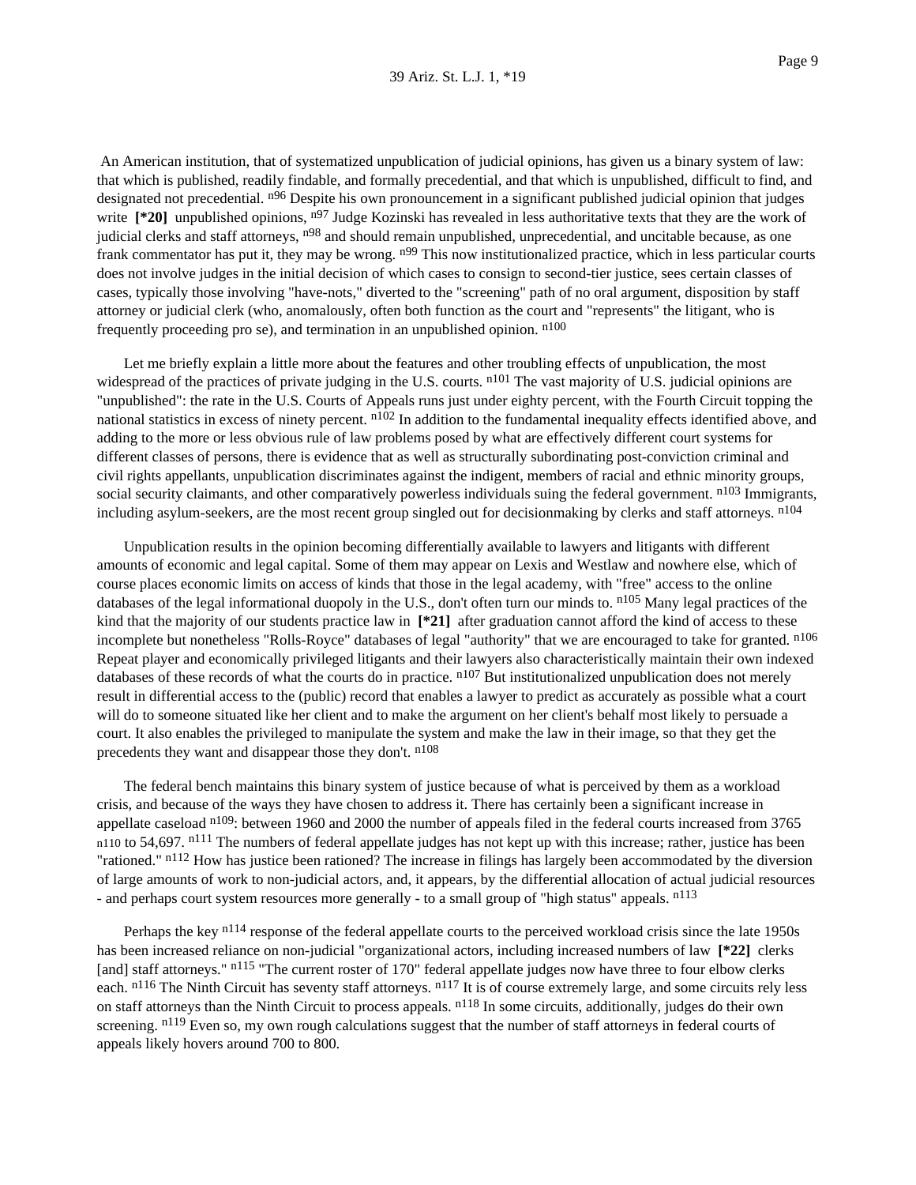An American institution, that of systematized unpublication of judicial opinions, has given us a binary system of law: that which is published, readily findable, and formally precedential, and that which is unpublished, difficult to find, and designated not precedential. [n96] Despite his own pronouncement in a significant published judicial opinion that judges write **[*20]** unpublished opinions, [n97] Judge Kozinski has revealed in less authoritative texts that they are the work of judicial clerks and staff attorneys, [n98] and should remain unpublished, unprecedential, and uncitable because, as one frank commentator has put it, they may be wrong. [n99] This now institutionalized practice, which in less particular courts does not involve judges in the initial decision of which cases to consign to second-tier justice, sees certain classes of cases, typically those involving "have-nots," diverted to the "screening" path of no oral argument, disposition by staff attorney or judicial clerk (who, anomalously, often both function as the court and "represents" the litigant, who is frequently proceeding pro se), and termination in an unpublished opinion. [n100]

Let me briefly explain a little more about the features and other troubling effects of unpublication, the most widespread of the practices of private judging in the U.S. courts. [n101] The vast majority of U.S. judicial opinions are "unpublished": the rate in the U.S. Courts of Appeals runs just under eighty percent, with the Fourth Circuit topping the national statistics in excess of ninety percent. [n102] In addition to the fundamental inequality effects identified above, and adding to the more or less obvious rule of law problems posed by what are effectively different court systems for different classes of persons, there is evidence that as well as structurally subordinating post-conviction criminal and civil rights appellants, unpublication discriminates against the indigent, members of racial and ethnic minority groups, social security claimants, and other comparatively powerless individuals suing the federal government. [n103] Immigrants, including asylum-seekers, are the most recent group singled out for decisionmaking by clerks and staff attorneys. [n104]

Unpublication results in the opinion becoming differentially available to lawyers and litigants with different amounts of economic and legal capital. Some of them may appear on Lexis and Westlaw and nowhere else, which of course places economic limits on access of kinds that those in the legal academy, with "free" access to the online databases of the legal informational duopoly in the U.S., don't often turn our minds to. [n105] Many legal practices of the kind that the majority of our students practice law in **[*21]** after graduation cannot afford the kind of access to these incomplete but nonetheless "Rolls-Royce" databases of legal "authority" that we are encouraged to take for granted. [n106] Repeat player and economically privileged litigants and their lawyers also characteristically maintain their own indexed databases of these records of what the courts do in practice. [n107] But institutionalized unpublication does not merely result in differential access to the (public) record that enables a lawyer to predict as accurately as possible what a court will do to someone situated like her client and to make the argument on her client's behalf most likely to persuade a court. It also enables the privileged to manipulate the system and make the law in their image, so that they get the precedents they want and disappear those they don't. [n108]

The federal bench maintains this binary system of justice because of what is perceived by them as a workload crisis, and because of the ways they have chosen to address it. There has certainly been a significant increase in appellate caseload [n109]: between 1960 and 2000 the number of appeals filed in the federal courts increased from 3765 [n110] to 54,697. [n111] The numbers of federal appellate judges has not kept up with this increase; rather, justice has been "rationed." [n112] How has justice been rationed? The increase in filings has largely been accommodated by the diversion of large amounts of work to non-judicial actors, and, it appears, by the differential allocation of actual judicial resources - and perhaps court system resources more generally - to a small group of "high status" appeals. [n113]

Perhaps the key [n114] response of the federal appellate courts to the perceived workload crisis since the late 1950s has been increased reliance on non-judicial "organizational actors, including increased numbers of law **[*22]** clerks [and] staff attorneys." [n115] "The current roster of 170" federal appellate judges now have three to four elbow clerks each. [n116] The Ninth Circuit has seventy staff attorneys. [n117] It is of course extremely large, and some circuits rely less on staff attorneys than the Ninth Circuit to process appeals. [n118] In some circuits, additionally, judges do their own screening. [n119] Even so, my own rough calculations suggest that the number of staff attorneys in federal courts of appeals likely hovers around 700 to 800.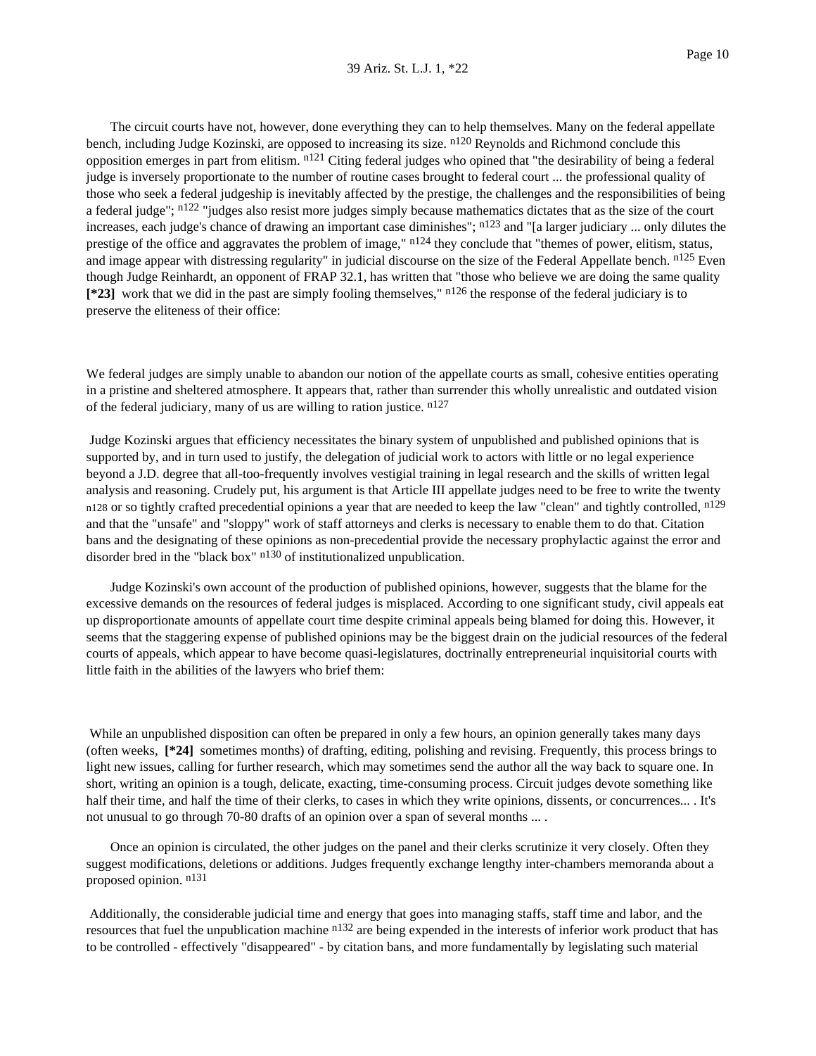The circuit courts have not, however, done everything they can to help themselves. Many on the federal appellate bench, including Judge Kozinski, are opposed to increasing its size. [n120] Reynolds and Richmond conclude this opposition emerges in part from elitism. [n121] Citing federal judges who opined that "the desirability of being a federal judge is inversely proportionate to the number of routine cases brought to federal court ... the professional quality of those who seek a federal judgeship is inevitably affected by the prestige, the challenges and the responsibilities of being a federal judge"; [n122] "judges also resist more judges simply because mathematics dictates that as the size of the court increases, each judge's chance of drawing an important case diminishes"; [n123] and "[a larger judiciary ... only dilutes the prestige of the office and aggravates the problem of image," [n124] they conclude that "themes of power, elitism, status, and image appear with distressing regularity" in judicial discourse on the size of the Federal Appellate bench. [n125] Even though Judge Reinhardt, an opponent of FRAP 32.1, has written that "those who believe we are doing the same quality **[*23]** work that we did in the past are simply fooling themselves," [n126] the response of the federal judiciary is to preserve the eliteness of their office:

We federal judges are simply unable to abandon our notion of the appellate courts as small, cohesive entities operating in a pristine and sheltered atmosphere. It appears that, rather than surrender this wholly unrealistic and outdated vision of the federal judiciary, many of us are willing to ration justice. [n127]

Judge Kozinski argues that efficiency necessitates the binary system of unpublished and published opinions that is supported by, and in turn used to justify, the delegation of judicial work to actors with little or no legal experience beyond a J.D. degree that all-too-frequently involves vestigial training in legal research and the skills of written legal analysis and reasoning. Crudely put, his argument is that Article III appellate judges need to be free to write the twenty [n128] or so tightly crafted precedential opinions a year that are needed to keep the law "clean" and tightly controlled, [n129] and that the "unsafe" and "sloppy" work of staff attorneys and clerks is necessary to enable them to do that. Citation bans and the designating of these opinions as non-precedential provide the necessary prophylactic against the error and disorder bred in the "black box" [n130] of institutionalized unpublication.

Judge Kozinski's own account of the production of published opinions, however, suggests that the blame for the excessive demands on the resources of federal judges is misplaced. According to one significant study, civil appeals eat up disproportionate amounts of appellate court time despite criminal appeals being blamed for doing this. However, it seems that the staggering expense of published opinions may be the biggest drain on the judicial resources of the federal courts of appeals, which appear to have become quasi-legislatures, doctrinally entrepreneurial inquisitorial courts with little faith in the abilities of the lawyers who brief them:

While an unpublished disposition can often be prepared in only a few hours, an opinion generally takes many days (often weeks, **[*24]** sometimes months) of drafting, editing, polishing and revising. Frequently, this process brings to light new issues, calling for further research, which may sometimes send the author all the way back to square one. In short, writing an opinion is a tough, delicate, exacting, time-consuming process. Circuit judges devote something like half their time, and half the time of their clerks, to cases in which they write opinions, dissents, or concurrences... . It's not unusual to go through 70-80 drafts of an opinion over a span of several months ... .

Once an opinion is circulated, the other judges on the panel and their clerks scrutinize it very closely. Often they suggest modifications, deletions or additions. Judges frequently exchange lengthy inter-chambers memoranda about a proposed opinion. [n131]

Additionally, the considerable judicial time and energy that goes into managing staffs, staff time and labor, and the resources that fuel the unpublication machine [n132] are being expended in the interests of inferior work product that has to be controlled - effectively "disappeared" - by citation bans, and more fundamentally by legislating such material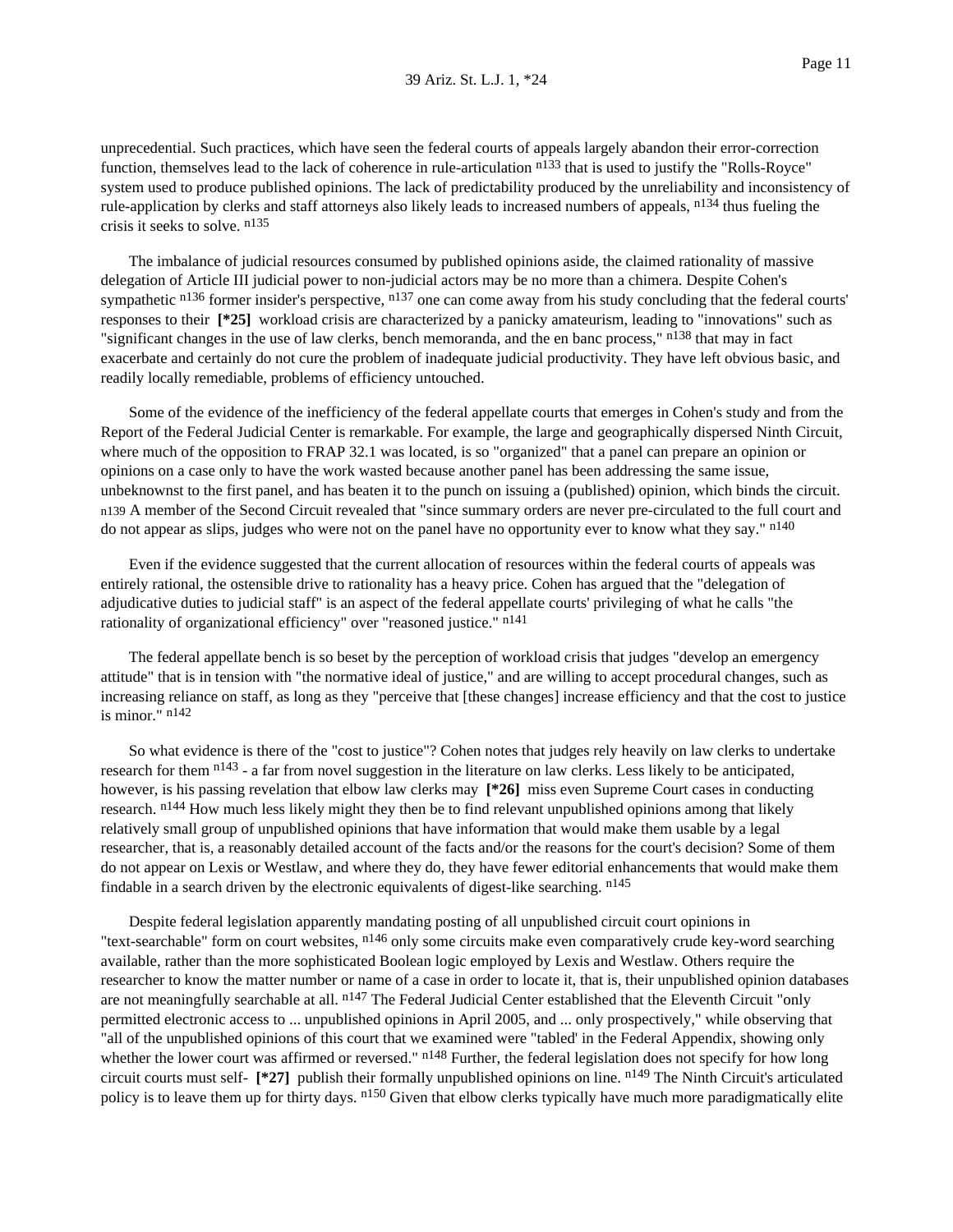unprecedential. Such practices, which have seen the federal courts of appeals largely abandon their error-correction function, themselves lead to the lack of coherence in rule-articulation [n133] that is used to justify the "Rolls-Royce" system used to produce published opinions. The lack of predictability produced by the unreliability and inconsistency of rule-application by clerks and staff attorneys also likely leads to increased numbers of appeals, [n134] thus fueling the crisis it seeks to solve. [n135]

The imbalance of judicial resources consumed by published opinions aside, the claimed rationality of massive delegation of Article III judicial power to non-judicial actors may be no more than a chimera. Despite Cohen's sympathetic [n136] former insider's perspective, [n137] one can come away from his study concluding that the federal courts' responses to their **[*25]** workload crisis are characterized by a panicky amateurism, leading to "innovations" such as "significant changes in the use of law clerks, bench memoranda, and the en banc process," [n138] that may in fact exacerbate and certainly do not cure the problem of inadequate judicial productivity. They have left obvious basic, and readily locally remediable, problems of efficiency untouched.

Some of the evidence of the inefficiency of the federal appellate courts that emerges in Cohen's study and from the Report of the Federal Judicial Center is remarkable. For example, the large and geographically dispersed Ninth Circuit, where much of the opposition to FRAP 32.1 was located, is so "organized" that a panel can prepare an opinion or opinions on a case only to have the work wasted because another panel has been addressing the same issue, unbeknownst to the first panel, and has beaten it to the punch on issuing a (published) opinion, which binds the circuit. [n139] A member of the Second Circuit revealed that "since summary orders are never pre-circulated to the full court and do not appear as slips, judges who were not on the panel have no opportunity ever to know what they say." [n140]

Even if the evidence suggested that the current allocation of resources within the federal courts of appeals was entirely rational, the ostensible drive to rationality has a heavy price. Cohen has argued that the "delegation of adjudicative duties to judicial staff" is an aspect of the federal appellate courts' privileging of what he calls "the rationality of organizational efficiency" over "reasoned justice." [n141]

The federal appellate bench is so beset by the perception of workload crisis that judges "develop an emergency attitude" that is in tension with "the normative ideal of justice," and are willing to accept procedural changes, such as increasing reliance on staff, as long as they "perceive that [these changes] increase efficiency and that the cost to justice is minor." [n142]

So what evidence is there of the "cost to justice"? Cohen notes that judges rely heavily on law clerks to undertake research for them [n143] - a far from novel suggestion in the literature on law clerks. Less likely to be anticipated, however, is his passing revelation that elbow law clerks may **[*26]** miss even Supreme Court cases in conducting research. [n144] How much less likely might they then be to find relevant unpublished opinions among that likely relatively small group of unpublished opinions that have information that would make them usable by a legal researcher, that is, a reasonably detailed account of the facts and/or the reasons for the court's decision? Some of them do not appear on Lexis or Westlaw, and where they do, they have fewer editorial enhancements that would make them findable in a search driven by the electronic equivalents of digest-like searching. [n145]

Despite federal legislation apparently mandating posting of all unpublished circuit court opinions in "text-searchable" form on court websites, [n146] only some circuits make even comparatively crude key-word searching available, rather than the more sophisticated Boolean logic employed by Lexis and Westlaw. Others require the researcher to know the matter number or name of a case in order to locate it, that is, their unpublished opinion databases are not meaningfully searchable at all. [n147] The Federal Judicial Center established that the Eleventh Circuit "only permitted electronic access to ... unpublished opinions in April 2005, and ... only prospectively," while observing that "all of the unpublished opinions of this court that we examined were 'tabled' in the Federal Appendix, showing only whether the lower court was affirmed or reversed." [n148] Further, the federal legislation does not specify for how long circuit courts must self- **[*27]** publish their formally unpublished opinions on line. [n149] The Ninth Circuit's articulated policy is to leave them up for thirty days. [n150] Given that elbow clerks typically have much more paradigmatically elite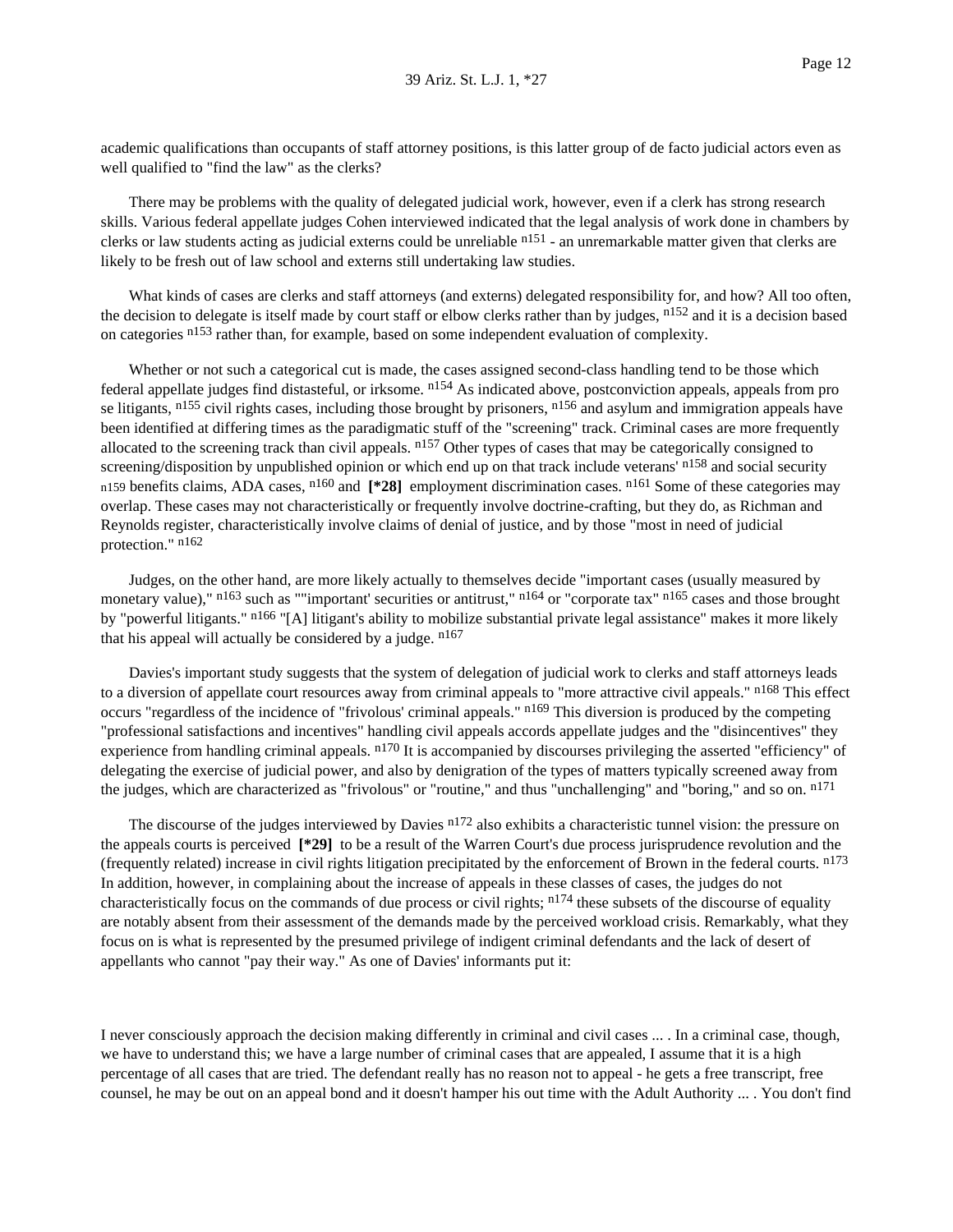academic qualifications than occupants of staff attorney positions, is this latter group of de facto judicial actors even as well qualified to "find the law" as the clerks?

There may be problems with the quality of delegated judicial work, however, even if a clerk has strong research skills. Various federal appellate judges Cohen interviewed indicated that the legal analysis of work done in chambers by clerks or law students acting as judicial externs could be unreliable [n151] - an unremarkable matter given that clerks are likely to be fresh out of law school and externs still undertaking law studies.

What kinds of cases are clerks and staff attorneys (and externs) delegated responsibility for, and how? All too often, the decision to delegate is itself made by court staff or elbow clerks rather than by judges, [n152] and it is a decision based on categories [n153] rather than, for example, based on some independent evaluation of complexity.

Whether or not such a categorical cut is made, the cases assigned second-class handling tend to be those which federal appellate judges find distasteful, or irksome. [n154] As indicated above, postconviction appeals, appeals from pro se litigants, [n155] civil rights cases, including those brought by prisoners, [n156] and asylum and immigration appeals have been identified at differing times as the paradigmatic stuff of the "screening" track. Criminal cases are more frequently allocated to the screening track than civil appeals. [n157] Other types of cases that may be categorically consigned to screening/disposition by unpublished opinion or which end up on that track include veterans' [n158] and social security [n159] benefits claims, ADA cases, [n160] and **[*28]** employment discrimination cases. [n161] Some of these categories may overlap. These cases may not characteristically or frequently involve doctrine-crafting, but they do, as Richman and Reynolds register, characteristically involve claims of denial of justice, and by those "most in need of judicial protection." [n162]

Judges, on the other hand, are more likely actually to themselves decide "important cases (usually measured by monetary value)," [n163] such as ""important' securities or antitrust," [n164] or "corporate tax" [n165] cases and those brought by "powerful litigants." [n166] "[A] litigant's ability to mobilize substantial private legal assistance" makes it more likely that his appeal will actually be considered by a judge. [n167]

Davies's important study suggests that the system of delegation of judicial work to clerks and staff attorneys leads to a diversion of appellate court resources away from criminal appeals to "more attractive civil appeals." [n168] This effect occurs "regardless of the incidence of "frivolous' criminal appeals." [n169] This diversion is produced by the competing "professional satisfactions and incentives" handling civil appeals accords appellate judges and the "disincentives" they experience from handling criminal appeals. [n170] It is accompanied by discourses privileging the asserted "efficiency" of delegating the exercise of judicial power, and also by denigration of the types of matters typically screened away from the judges, which are characterized as "frivolous" or "routine," and thus "unchallenging" and "boring," and so on. [n171]

The discourse of the judges interviewed by Davies [n172] also exhibits a characteristic tunnel vision: the pressure on the appeals courts is perceived **[*29]** to be a result of the Warren Court's due process jurisprudence revolution and the (frequently related) increase in civil rights litigation precipitated by the enforcement of Brown in the federal courts. [n173] In addition, however, in complaining about the increase of appeals in these classes of cases, the judges do not characteristically focus on the commands of due process or civil rights; [n174] these subsets of the discourse of equality are notably absent from their assessment of the demands made by the perceived workload crisis. Remarkably, what they focus on is what is represented by the presumed privilege of indigent criminal defendants and the lack of desert of appellants who cannot "pay their way." As one of Davies' informants put it:

I never consciously approach the decision making differently in criminal and civil cases ... . In a criminal case, though, we have to understand this; we have a large number of criminal cases that are appealed, I assume that it is a high percentage of all cases that are tried. The defendant really has no reason not to appeal - he gets a free transcript, free counsel, he may be out on an appeal bond and it doesn't hamper his out time with the Adult Authority ... . You don't find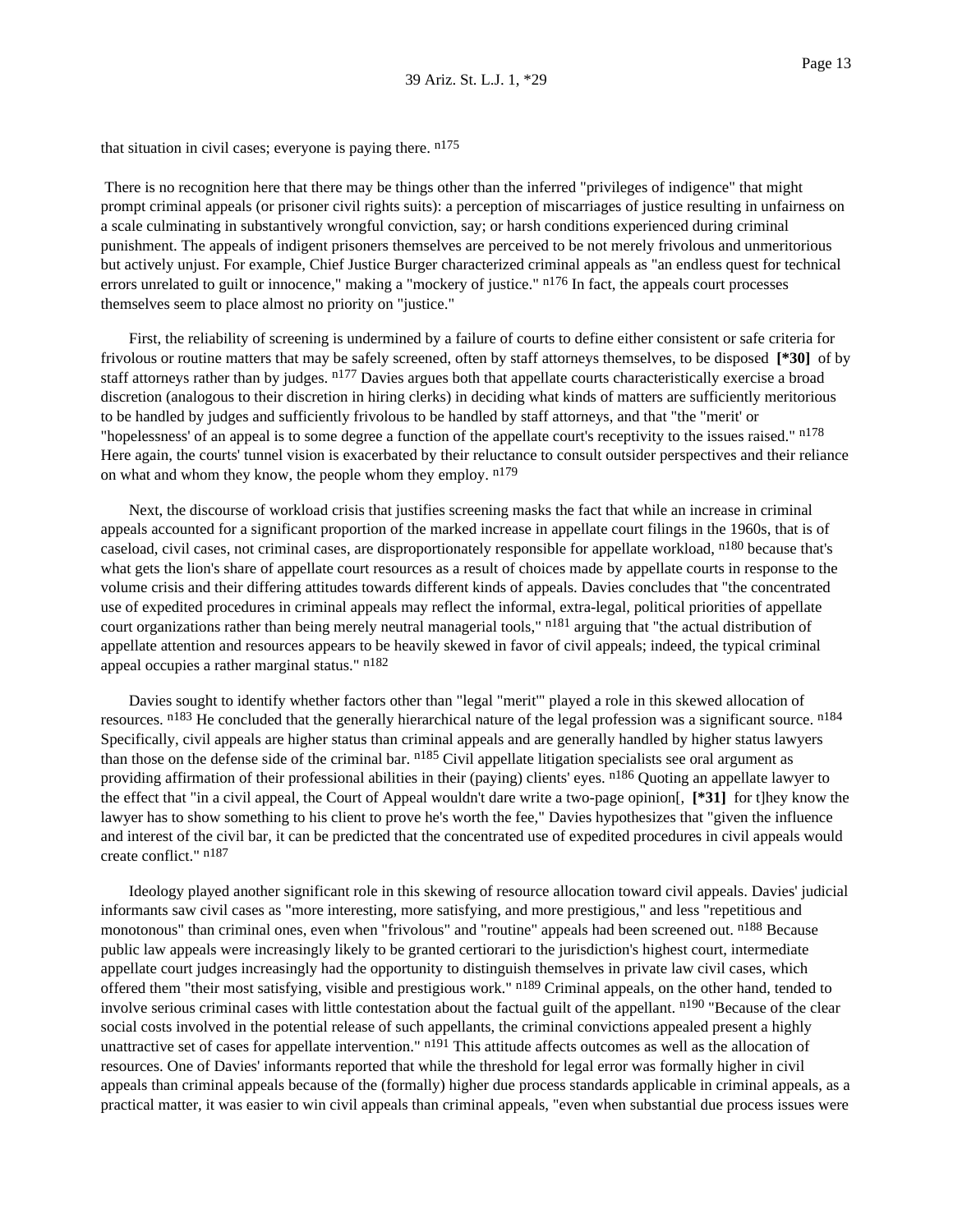that situation in civil cases; everyone is paying there. [n175]

There is no recognition here that there may be things other than the inferred "privileges of indigence" that might prompt criminal appeals (or prisoner civil rights suits): a perception of miscarriages of justice resulting in unfairness on a scale culminating in substantively wrongful conviction, say; or harsh conditions experienced during criminal punishment. The appeals of indigent prisoners themselves are perceived to be not merely frivolous and unmeritorious but actively unjust. For example, Chief Justice Burger characterized criminal appeals as "an endless quest for technical errors unrelated to guilt or innocence," making a "mockery of justice." [n176] In fact, the appeals court processes themselves seem to place almost no priority on "justice."

First, the reliability of screening is undermined by a failure of courts to define either consistent or safe criteria for frivolous or routine matters that may be safely screened, often by staff attorneys themselves, to be disposed **[*30]** of by staff attorneys rather than by judges. [n177] Davies argues both that appellate courts characteristically exercise a broad discretion (analogous to their discretion in hiring clerks) in deciding what kinds of matters are sufficiently meritorious to be handled by judges and sufficiently frivolous to be handled by staff attorneys, and that "the 'merit' or "hopelessness' of an appeal is to some degree a function of the appellate court's receptivity to the issues raised." [n178] Here again, the courts' tunnel vision is exacerbated by their reluctance to consult outsider perspectives and their reliance on what and whom they know, the people whom they employ. [n179]

Next, the discourse of workload crisis that justifies screening masks the fact that while an increase in criminal appeals accounted for a significant proportion of the marked increase in appellate court filings in the 1960s, that is of caseload, civil cases, not criminal cases, are disproportionately responsible for appellate workload, [n180] because that's what gets the lion's share of appellate court resources as a result of choices made by appellate courts in response to the volume crisis and their differing attitudes towards different kinds of appeals. Davies concludes that "the concentrated use of expedited procedures in criminal appeals may reflect the informal, extra-legal, political priorities of appellate court organizations rather than being merely neutral managerial tools," [n181] arguing that "the actual distribution of appellate attention and resources appears to be heavily skewed in favor of civil appeals; indeed, the typical criminal appeal occupies a rather marginal status." [n182]

Davies sought to identify whether factors other than "legal "merit'" played a role in this skewed allocation of resources. [n183] He concluded that the generally hierarchical nature of the legal profession was a significant source. [n184] Specifically, civil appeals are higher status than criminal appeals and are generally handled by higher status lawyers than those on the defense side of the criminal bar. [n185] Civil appellate litigation specialists see oral argument as providing affirmation of their professional abilities in their (paying) clients' eyes. [n186] Quoting an appellate lawyer to the effect that "in a civil appeal, the Court of Appeal wouldn't dare write a two-page opinion[, **[*31]** for t]hey know the lawyer has to show something to his client to prove he's worth the fee," Davies hypothesizes that "given the influence and interest of the civil bar, it can be predicted that the concentrated use of expedited procedures in civil appeals would create conflict." [n187]

Ideology played another significant role in this skewing of resource allocation toward civil appeals. Davies' judicial informants saw civil cases as "more interesting, more satisfying, and more prestigious," and less "repetitious and monotonous" than criminal ones, even when "frivolous" and "routine" appeals had been screened out. [n188] Because public law appeals were increasingly likely to be granted certiorari to the jurisdiction's highest court, intermediate appellate court judges increasingly had the opportunity to distinguish themselves in private law civil cases, which offered them "their most satisfying, visible and prestigious work." [n189] Criminal appeals, on the other hand, tended to involve serious criminal cases with little contestation about the factual guilt of the appellant. [n190] "Because of the clear social costs involved in the potential release of such appellants, the criminal convictions appealed present a highly unattractive set of cases for appellate intervention." [n191] This attitude affects outcomes as well as the allocation of resources. One of Davies' informants reported that while the threshold for legal error was formally higher in civil appeals than criminal appeals because of the (formally) higher due process standards applicable in criminal appeals, as a practical matter, it was easier to win civil appeals than criminal appeals, "even when substantial due process issues were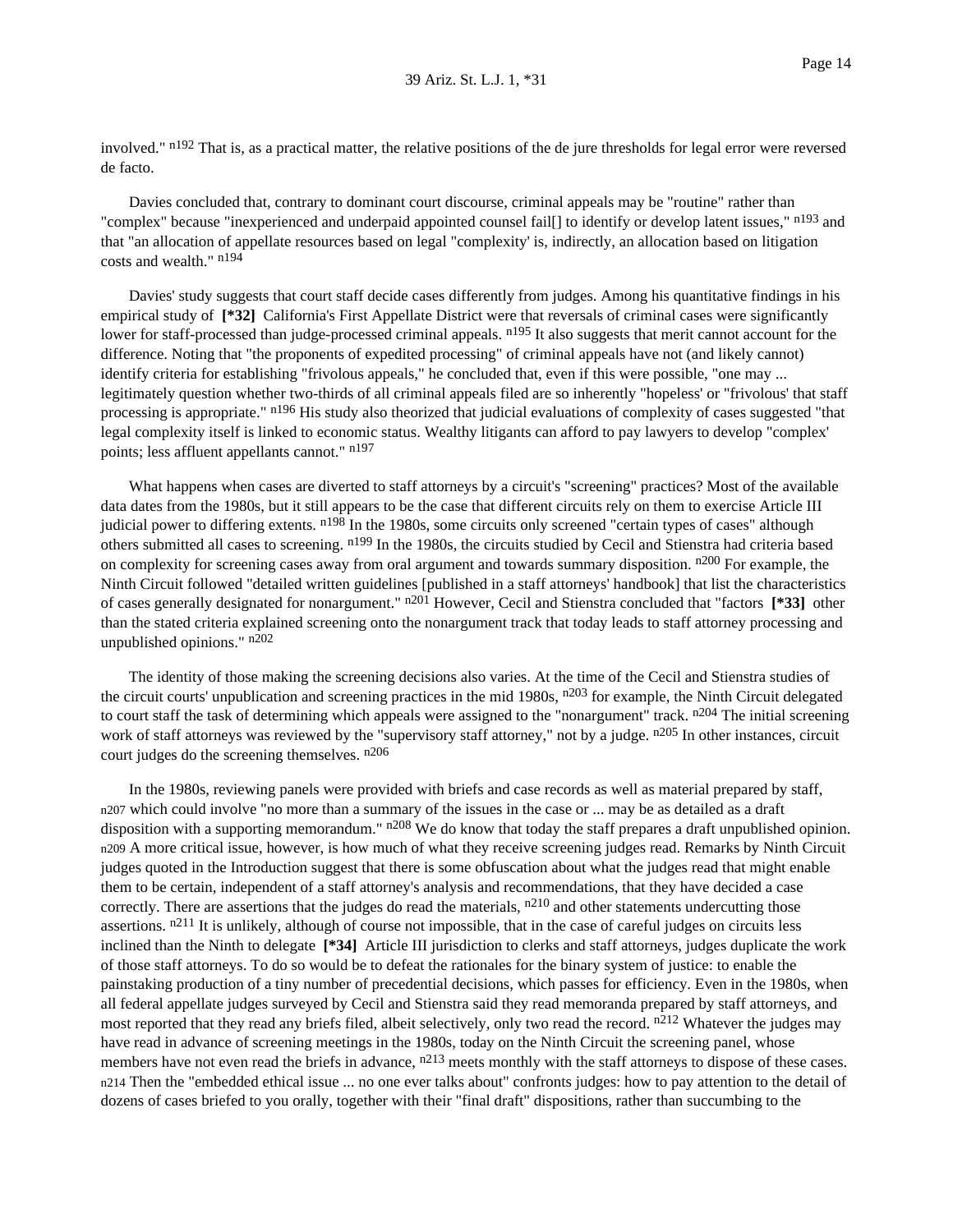involved." [n192] That is, as a practical matter, the relative positions of the de jure thresholds for legal error were reversed de facto.

Davies concluded that, contrary to dominant court discourse, criminal appeals may be "routine" rather than "complex" because "inexperienced and underpaid appointed counsel fail[] to identify or develop latent issues," [n193] and that "an allocation of appellate resources based on legal "complexity' is, indirectly, an allocation based on litigation costs and wealth." [n194]

Davies' study suggests that court staff decide cases differently from judges. Among his quantitative findings in his empirical study of **[*32]** California's First Appellate District were that reversals of criminal cases were significantly lower for staff-processed than judge-processed criminal appeals. [n195] It also suggests that merit cannot account for the difference. Noting that "the proponents of expedited processing" of criminal appeals have not (and likely cannot) identify criteria for establishing "frivolous appeals," he concluded that, even if this were possible, "one may ... legitimately question whether two-thirds of all criminal appeals filed are so inherently "hopeless' or "frivolous' that staff processing is appropriate." [n196] His study also theorized that judicial evaluations of complexity of cases suggested "that legal complexity itself is linked to economic status. Wealthy litigants can afford to pay lawyers to develop "complex' points; less affluent appellants cannot." [n197]

What happens when cases are diverted to staff attorneys by a circuit's "screening" practices? Most of the available data dates from the 1980s, but it still appears to be the case that different circuits rely on them to exercise Article III judicial power to differing extents. [n198] In the 1980s, some circuits only screened "certain types of cases" although others submitted all cases to screening. [n199] In the 1980s, the circuits studied by Cecil and Stienstra had criteria based on complexity for screening cases away from oral argument and towards summary disposition. [n200] For example, the Ninth Circuit followed "detailed written guidelines [published in a staff attorneys' handbook] that list the characteristics of cases generally designated for nonargument." [n201] However, Cecil and Stienstra concluded that "factors **[*33]** other than the stated criteria explained screening onto the nonargument track that today leads to staff attorney processing and unpublished opinions." [n202]

The identity of those making the screening decisions also varies. At the time of the Cecil and Stienstra studies of the circuit courts' unpublication and screening practices in the mid 1980s, [n203] for example, the Ninth Circuit delegated to court staff the task of determining which appeals were assigned to the "nonargument" track. [n204] The initial screening work of staff attorneys was reviewed by the "supervisory staff attorney," not by a judge. [n205] In other instances, circuit court judges do the screening themselves. [n206]

In the 1980s, reviewing panels were provided with briefs and case records as well as material prepared by staff, [n207] which could involve "no more than a summary of the issues in the case or ... may be as detailed as a draft disposition with a supporting memorandum." [n208] We do know that today the staff prepares a draft unpublished opinion. [n209] A more critical issue, however, is how much of what they receive screening judges read. Remarks by Ninth Circuit judges quoted in the Introduction suggest that there is some obfuscation about what the judges read that might enable them to be certain, independent of a staff attorney's analysis and recommendations, that they have decided a case correctly. There are assertions that the judges do read the materials, [n210] and other statements undercutting those assertions. [n211] It is unlikely, although of course not impossible, that in the case of careful judges on circuits less inclined than the Ninth to delegate **[*34]** Article III jurisdiction to clerks and staff attorneys, judges duplicate the work of those staff attorneys. To do so would be to defeat the rationales for the binary system of justice: to enable the painstaking production of a tiny number of precedential decisions, which passes for efficiency. Even in the 1980s, when all federal appellate judges surveyed by Cecil and Stienstra said they read memoranda prepared by staff attorneys, and most reported that they read any briefs filed, albeit selectively, only two read the record. [n212] Whatever the judges may have read in advance of screening meetings in the 1980s, today on the Ninth Circuit the screening panel, whose members have not even read the briefs in advance, [n213] meets monthly with the staff attorneys to dispose of these cases. [n214] Then the "embedded ethical issue ... no one ever talks about" confronts judges: how to pay attention to the detail of dozens of cases briefed to you orally, together with their "final draft" dispositions, rather than succumbing to the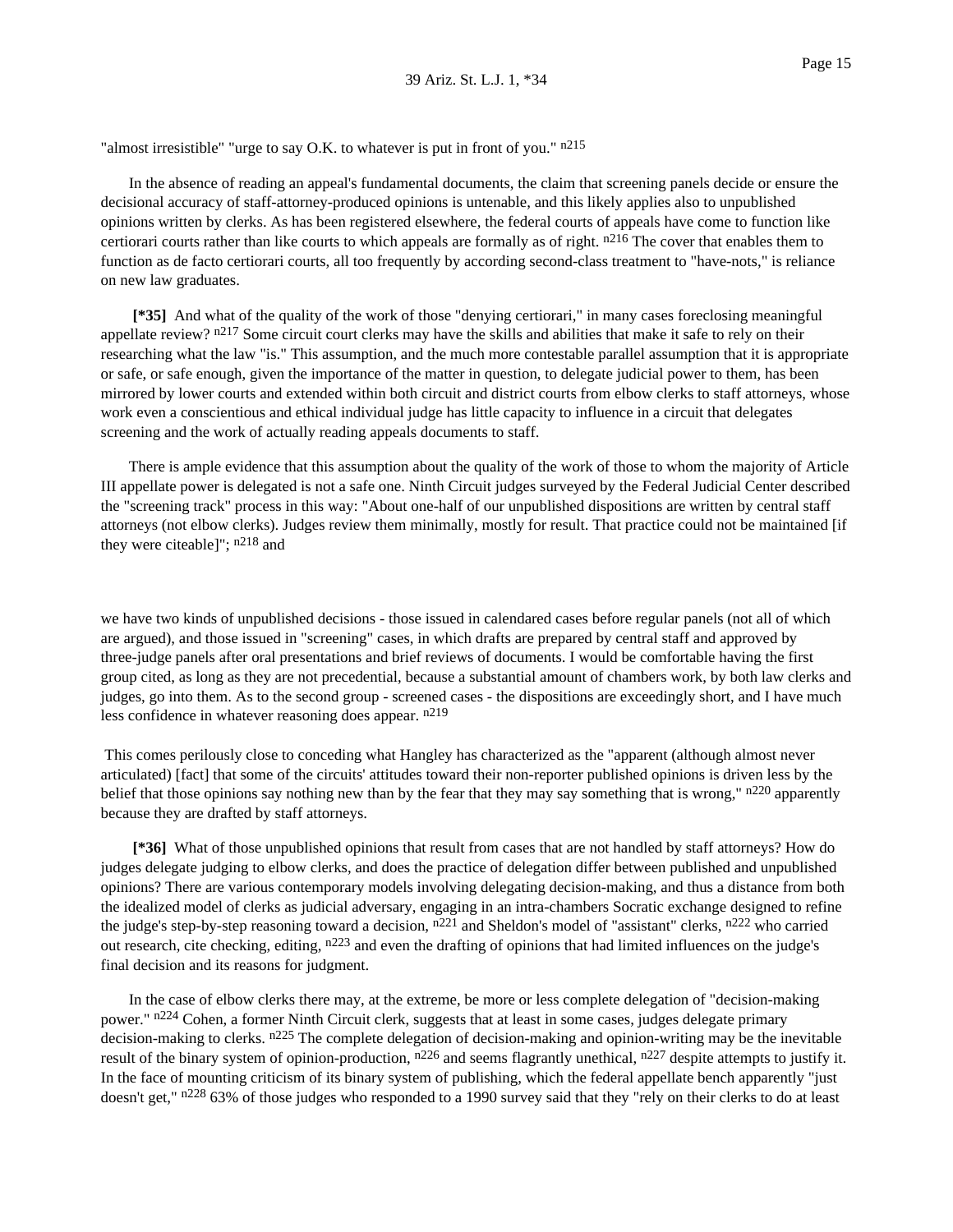"almost irresistible" "urge to say O.K. to whatever is put in front of you." [n215]

In the absence of reading an appeal's fundamental documents, the claim that screening panels decide or ensure the decisional accuracy of staff-attorney-produced opinions is untenable, and this likely applies also to unpublished opinions written by clerks. As has been registered elsewhere, the federal courts of appeals have come to function like certiorari courts rather than like courts to which appeals are formally as of right. [n216] The cover that enables them to function as de facto certiorari courts, all too frequently by according second-class treatment to "have-nots," is reliance on new law graduates.

**[*35]** And what of the quality of the work of those "denying certiorari," in many cases foreclosing meaningful appellate review? [n217] Some circuit court clerks may have the skills and abilities that make it safe to rely on their researching what the law "is." This assumption, and the much more contestable parallel assumption that it is appropriate or safe, or safe enough, given the importance of the matter in question, to delegate judicial power to them, has been mirrored by lower courts and extended within both circuit and district courts from elbow clerks to staff attorneys, whose work even a conscientious and ethical individual judge has little capacity to influence in a circuit that delegates screening and the work of actually reading appeals documents to staff.

There is ample evidence that this assumption about the quality of the work of those to whom the majority of Article III appellate power is delegated is not a safe one. Ninth Circuit judges surveyed by the Federal Judicial Center described the "screening track" process in this way: "About one-half of our unpublished dispositions are written by central staff attorneys (not elbow clerks). Judges review them minimally, mostly for result. That practice could not be maintained [if they were citeable]"; [n218] and

> we have two kinds of unpublished decisions - those issued in calendared cases before regular panels (not all of which are argued), and those issued in "screening" cases, in which drafts are prepared by central staff and approved by three-judge panels after oral presentations and brief reviews of documents. I would be comfortable having the first group cited, as long as they are not precedential, because a substantial amount of chambers work, by both law clerks and judges, go into them. As to the second group - screened cases - the dispositions are exceedingly short, and I have much less confidence in whatever reasoning does appear. [n219]

This comes perilously close to conceding what Hangley has characterized as the "apparent (although almost never articulated) [fact] that some of the circuits' attitudes toward their non-reporter published opinions is driven less by the belief that those opinions say nothing new than by the fear that they may say something that is wrong," [n220] apparently because they are drafted by staff attorneys.

**[*36]** What of those unpublished opinions that result from cases that are not handled by staff attorneys? How do judges delegate judging to elbow clerks, and does the practice of delegation differ between published and unpublished opinions? There are various contemporary models involving delegating decision-making, and thus a distance from both the idealized model of clerks as judicial adversary, engaging in an intra-chambers Socratic exchange designed to refine the judge's step-by-step reasoning toward a decision, [n221] and Sheldon's model of "assistant" clerks, [n222] who carried out research, cite checking, editing, [n223] and even the drafting of opinions that had limited influences on the judge's final decision and its reasons for judgment.

In the case of elbow clerks there may, at the extreme, be more or less complete delegation of "decision-making power." [n224] Cohen, a former Ninth Circuit clerk, suggests that at least in some cases, judges delegate primary decision-making to clerks. [n225] The complete delegation of decision-making and opinion-writing may be the inevitable result of the binary system of opinion-production, [n226] and seems flagrantly unethical, [n227] despite attempts to justify it. In the face of mounting criticism of its binary system of publishing, which the federal appellate bench apparently "just doesn't get," [n228] 63% of those judges who responded to a 1990 survey said that they "rely on their clerks to do at least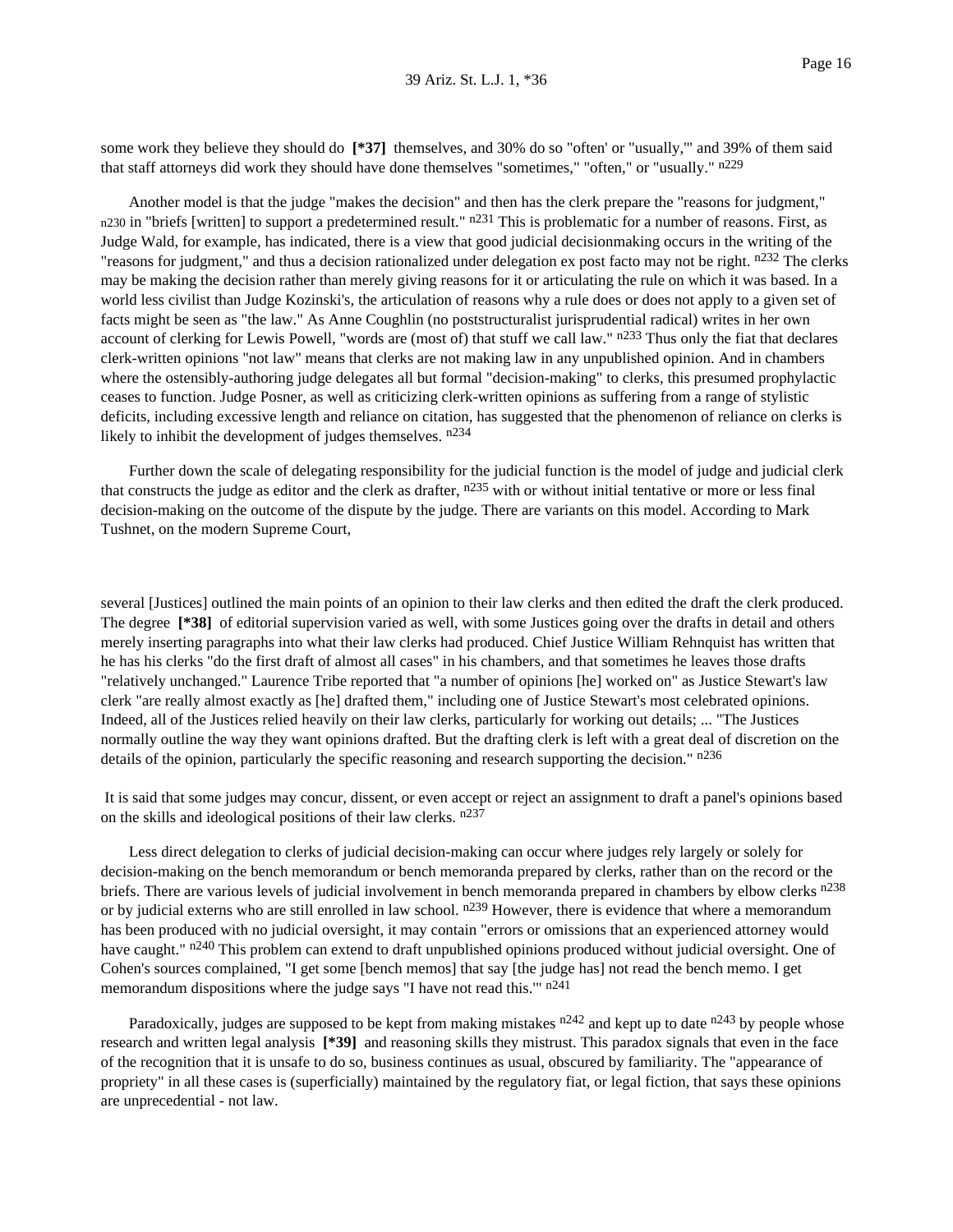some work they believe they should do **[\*37]** themselves, and 30% do so "often' or "usually,'" and 39% of them said that staff attorneys did work they should have done themselves "sometimes," "often," or "usually." [n229]

Another model is that the judge "makes the decision" and then has the clerk prepare the "reasons for judgment," [n230] in "briefs [written] to support a predetermined result." [n231] This is problematic for a number of reasons. First, as Judge Wald, for example, has indicated, there is a view that good judicial decisionmaking occurs in the writing of the "reasons for judgment," and thus a decision rationalized under delegation ex post facto may not be right. [n232] The clerks may be making the decision rather than merely giving reasons for it or articulating the rule on which it was based. In a world less civilist than Judge Kozinski's, the articulation of reasons why a rule does or does not apply to a given set of facts might be seen as "the law." As Anne Coughlin (no poststructuralist jurisprudential radical) writes in her own account of clerking for Lewis Powell, "words are (most of) that stuff we call law." [n233] Thus only the fiat that declares clerk-written opinions "not law" means that clerks are not making law in any unpublished opinion. And in chambers where the ostensibly-authoring judge delegates all but formal "decision-making" to clerks, this presumed prophylactic ceases to function. Judge Posner, as well as criticizing clerk-written opinions as suffering from a range of stylistic deficits, including excessive length and reliance on citation, has suggested that the phenomenon of reliance on clerks is likely to inhibit the development of judges themselves. [n234]

Further down the scale of delegating responsibility for the judicial function is the model of judge and judicial clerk that constructs the judge as editor and the clerk as drafter, [n235] with or without initial tentative or more or less final decision-making on the outcome of the dispute by the judge. There are variants on this model. According to Mark Tushnet, on the modern Supreme Court,

several [Justices] outlined the main points of an opinion to their law clerks and then edited the draft the clerk produced. The degree **[\*38]** of editorial supervision varied as well, with some Justices going over the drafts in detail and others merely inserting paragraphs into what their law clerks had produced. Chief Justice William Rehnquist has written that he has his clerks "do the first draft of almost all cases" in his chambers, and that sometimes he leaves those drafts "relatively unchanged." Laurence Tribe reported that "a number of opinions [he] worked on" as Justice Stewart's law clerk "are really almost exactly as [he] drafted them," including one of Justice Stewart's most celebrated opinions. Indeed, all of the Justices relied heavily on their law clerks, particularly for working out details; ... "The Justices normally outline the way they want opinions drafted. But the drafting clerk is left with a great deal of discretion on the details of the opinion, particularly the specific reasoning and research supporting the decision." [n236]

It is said that some judges may concur, dissent, or even accept or reject an assignment to draft a panel's opinions based on the skills and ideological positions of their law clerks. [n237]

Less direct delegation to clerks of judicial decision-making can occur where judges rely largely or solely for decision-making on the bench memorandum or bench memoranda prepared by clerks, rather than on the record or the briefs. There are various levels of judicial involvement in bench memoranda prepared in chambers by elbow clerks [n238] or by judicial externs who are still enrolled in law school. [n239] However, there is evidence that where a memorandum has been produced with no judicial oversight, it may contain "errors or omissions that an experienced attorney would have caught." [n240] This problem can extend to draft unpublished opinions produced without judicial oversight. One of Cohen's sources complained, "I get some [bench memos] that say [the judge has] not read the bench memo. I get memorandum dispositions where the judge says "I have not read this.'" [n241]

Paradoxically, judges are supposed to be kept from making mistakes [n242] and kept up to date [n243] by people whose research and written legal analysis **[\*39]** and reasoning skills they mistrust. This paradox signals that even in the face of the recognition that it is unsafe to do so, business continues as usual, obscured by familiarity. The "appearance of propriety" in all these cases is (superficially) maintained by the regulatory fiat, or legal fiction, that says these opinions are unprecedential - not law.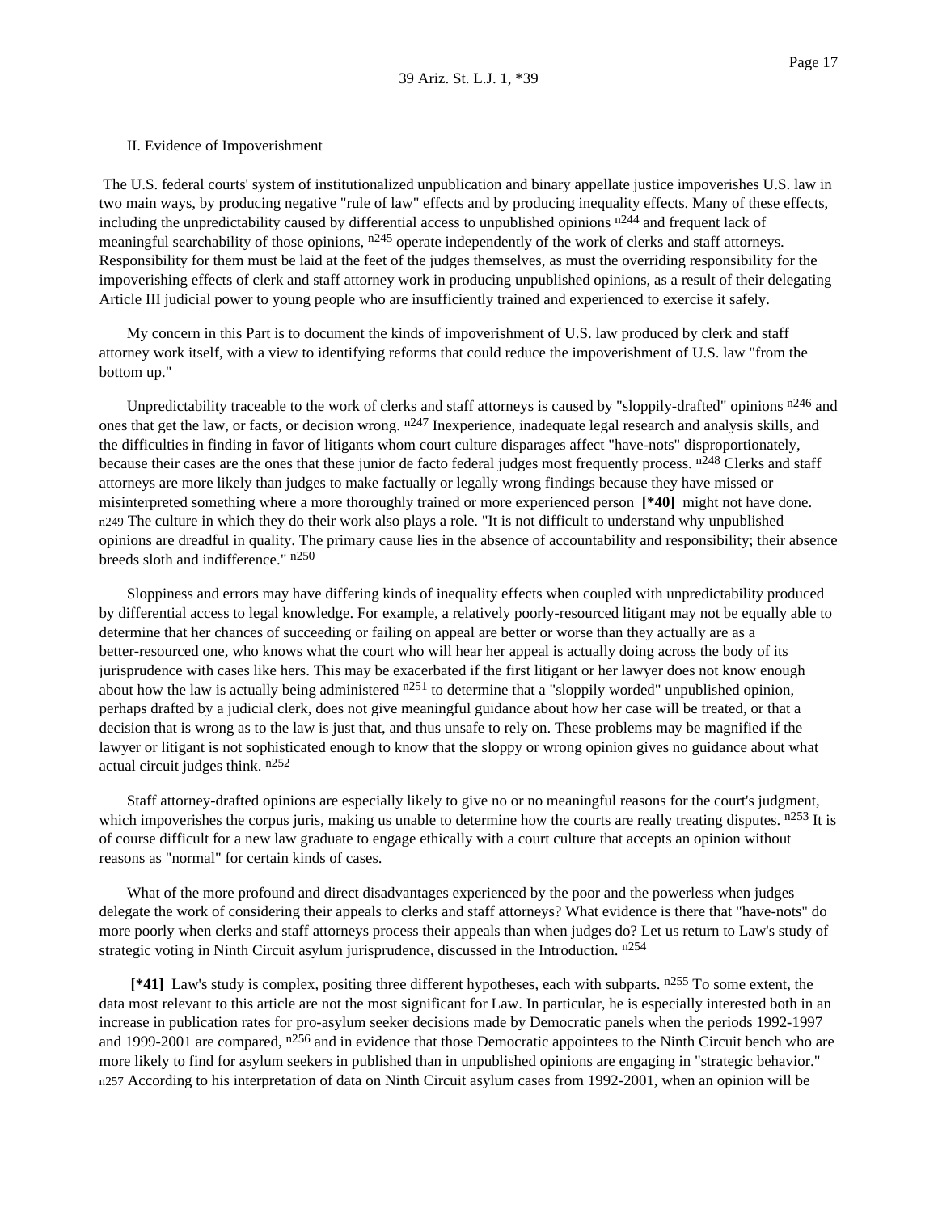## II. Evidence of Impoverishment

The U.S. federal courts' system of institutionalized unpublication and binary appellate justice impoverishes U.S. law in two main ways, by producing negative "rule of law" effects and by producing inequality effects. Many of these effects, including the unpredictability caused by differential access to unpublished opinions [n244] and frequent lack of meaningful searchability of those opinions, [n245] operate independently of the work of clerks and staff attorneys. Responsibility for them must be laid at the feet of the judges themselves, as must the overriding responsibility for the impoverishing effects of clerk and staff attorney work in producing unpublished opinions, as a result of their delegating Article III judicial power to young people who are insufficiently trained and experienced to exercise it safely.

My concern in this Part is to document the kinds of impoverishment of U.S. law produced by clerk and staff attorney work itself, with a view to identifying reforms that could reduce the impoverishment of U.S. law "from the bottom up."

Unpredictability traceable to the work of clerks and staff attorneys is caused by "sloppily-drafted" opinions [n246] and ones that get the law, or facts, or decision wrong. [n247] Inexperience, inadequate legal research and analysis skills, and the difficulties in finding in favor of litigants whom court culture disparages affect "have-nots" disproportionately, because their cases are the ones that these junior de facto federal judges most frequently process. [n248] Clerks and staff attorneys are more likely than judges to make factually or legally wrong findings because they have missed or misinterpreted something where a more thoroughly trained or more experienced person **[*40]** might not have done. [n249] The culture in which they do their work also plays a role. "It is not difficult to understand why unpublished opinions are dreadful in quality. The primary cause lies in the absence of accountability and responsibility; their absence breeds sloth and indifference." [n250]

Sloppiness and errors may have differing kinds of inequality effects when coupled with unpredictability produced by differential access to legal knowledge. For example, a relatively poorly-resourced litigant may not be equally able to determine that her chances of succeeding or failing on appeal are better or worse than they actually are as a better-resourced one, who knows what the court who will hear her appeal is actually doing across the body of its jurisprudence with cases like hers. This may be exacerbated if the first litigant or her lawyer does not know enough about how the law is actually being administered [n251] to determine that a "sloppily worded" unpublished opinion, perhaps drafted by a judicial clerk, does not give meaningful guidance about how her case will be treated, or that a decision that is wrong as to the law is just that, and thus unsafe to rely on. These problems may be magnified if the lawyer or litigant is not sophisticated enough to know that the sloppy or wrong opinion gives no guidance about what actual circuit judges think. [n252]

Staff attorney-drafted opinions are especially likely to give no or no meaningful reasons for the court's judgment, which impoverishes the corpus juris, making us unable to determine how the courts are really treating disputes. [n253] It is of course difficult for a new law graduate to engage ethically with a court culture that accepts an opinion without reasons as "normal" for certain kinds of cases.

What of the more profound and direct disadvantages experienced by the poor and the powerless when judges delegate the work of considering their appeals to clerks and staff attorneys? What evidence is there that "have-nots" do more poorly when clerks and staff attorneys process their appeals than when judges do? Let us return to Law's study of strategic voting in Ninth Circuit asylum jurisprudence, discussed in the Introduction. [n254]

**[*41]** Law's study is complex, positing three different hypotheses, each with subparts. [n255] To some extent, the data most relevant to this article are not the most significant for Law. In particular, he is especially interested both in an increase in publication rates for pro-asylum seeker decisions made by Democratic panels when the periods 1992-1997 and 1999-2001 are compared, [n256] and in evidence that those Democratic appointees to the Ninth Circuit bench who are more likely to find for asylum seekers in published than in unpublished opinions are engaging in "strategic behavior." [n257] According to his interpretation of data on Ninth Circuit asylum cases from 1992-2001, when an opinion will be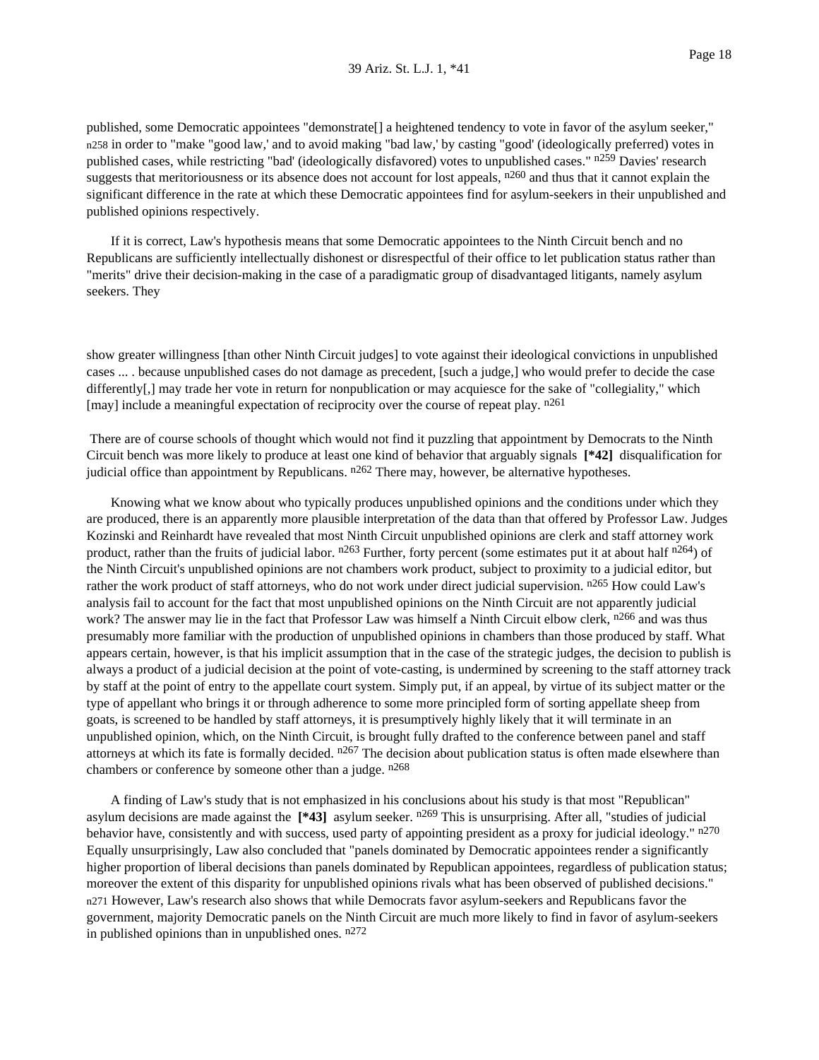published, some Democratic appointees "demonstrate[] a heightened tendency to vote in favor of the asylum seeker," n258 in order to "make "good law,' and to avoid making "bad law,' by casting "good' (ideologically preferred) votes in published cases, while restricting "bad' (ideologically disfavored) votes to unpublished cases." n259 Davies' research suggests that meritoriousness or its absence does not account for lost appeals, n260 and thus that it cannot explain the significant difference in the rate at which these Democratic appointees find for asylum-seekers in their unpublished and published opinions respectively.

If it is correct, Law's hypothesis means that some Democratic appointees to the Ninth Circuit bench and no Republicans are sufficiently intellectually dishonest or disrespectful of their office to let publication status rather than "merits" drive their decision-making in the case of a paradigmatic group of disadvantaged litigants, namely asylum seekers. They

> show greater willingness [than other Ninth Circuit judges] to vote against their ideological convictions in unpublished cases ... . because unpublished cases do not damage as precedent, [such a judge,] who would prefer to decide the case differently[,] may trade her vote in return for nonpublication or may acquiesce for the sake of "collegiality," which [may] include a meaningful expectation of reciprocity over the course of repeat play. n261

There are of course schools of thought which would not find it puzzling that appointment by Democrats to the Ninth Circuit bench was more likely to produce at least one kind of behavior that arguably signals **[*42]** disqualification for judicial office than appointment by Republicans. n262 There may, however, be alternative hypotheses.

Knowing what we know about who typically produces unpublished opinions and the conditions under which they are produced, there is an apparently more plausible interpretation of the data than that offered by Professor Law. Judges Kozinski and Reinhardt have revealed that most Ninth Circuit unpublished opinions are clerk and staff attorney work product, rather than the fruits of judicial labor. n263 Further, forty percent (some estimates put it at about half n264) of the Ninth Circuit's unpublished opinions are not chambers work product, subject to proximity to a judicial editor, but rather the work product of staff attorneys, who do not work under direct judicial supervision. n265 How could Law's analysis fail to account for the fact that most unpublished opinions on the Ninth Circuit are not apparently judicial work? The answer may lie in the fact that Professor Law was himself a Ninth Circuit elbow clerk, n266 and was thus presumably more familiar with the production of unpublished opinions in chambers than those produced by staff. What appears certain, however, is that his implicit assumption that in the case of the strategic judges, the decision to publish is always a product of a judicial decision at the point of vote-casting, is undermined by screening to the staff attorney track by staff at the point of entry to the appellate court system. Simply put, if an appeal, by virtue of its subject matter or the type of appellant who brings it or through adherence to some more principled form of sorting appellate sheep from goats, is screened to be handled by staff attorneys, it is presumptively highly likely that it will terminate in an unpublished opinion, which, on the Ninth Circuit, is brought fully drafted to the conference between panel and staff attorneys at which its fate is formally decided. n267 The decision about publication status is often made elsewhere than chambers or conference by someone other than a judge. n268

A finding of Law's study that is not emphasized in his conclusions about his study is that most "Republican" asylum decisions are made against the **[*43]** asylum seeker. n269 This is unsurprising. After all, "studies of judicial behavior have, consistently and with success, used party of appointing president as a proxy for judicial ideology." n270 Equally unsurprisingly, Law also concluded that "panels dominated by Democratic appointees render a significantly higher proportion of liberal decisions than panels dominated by Republican appointees, regardless of publication status; moreover the extent of this disparity for unpublished opinions rivals what has been observed of published decisions." n271 However, Law's research also shows that while Democrats favor asylum-seekers and Republicans favor the government, majority Democratic panels on the Ninth Circuit are much more likely to find in favor of asylum-seekers in published opinions than in unpublished ones. n272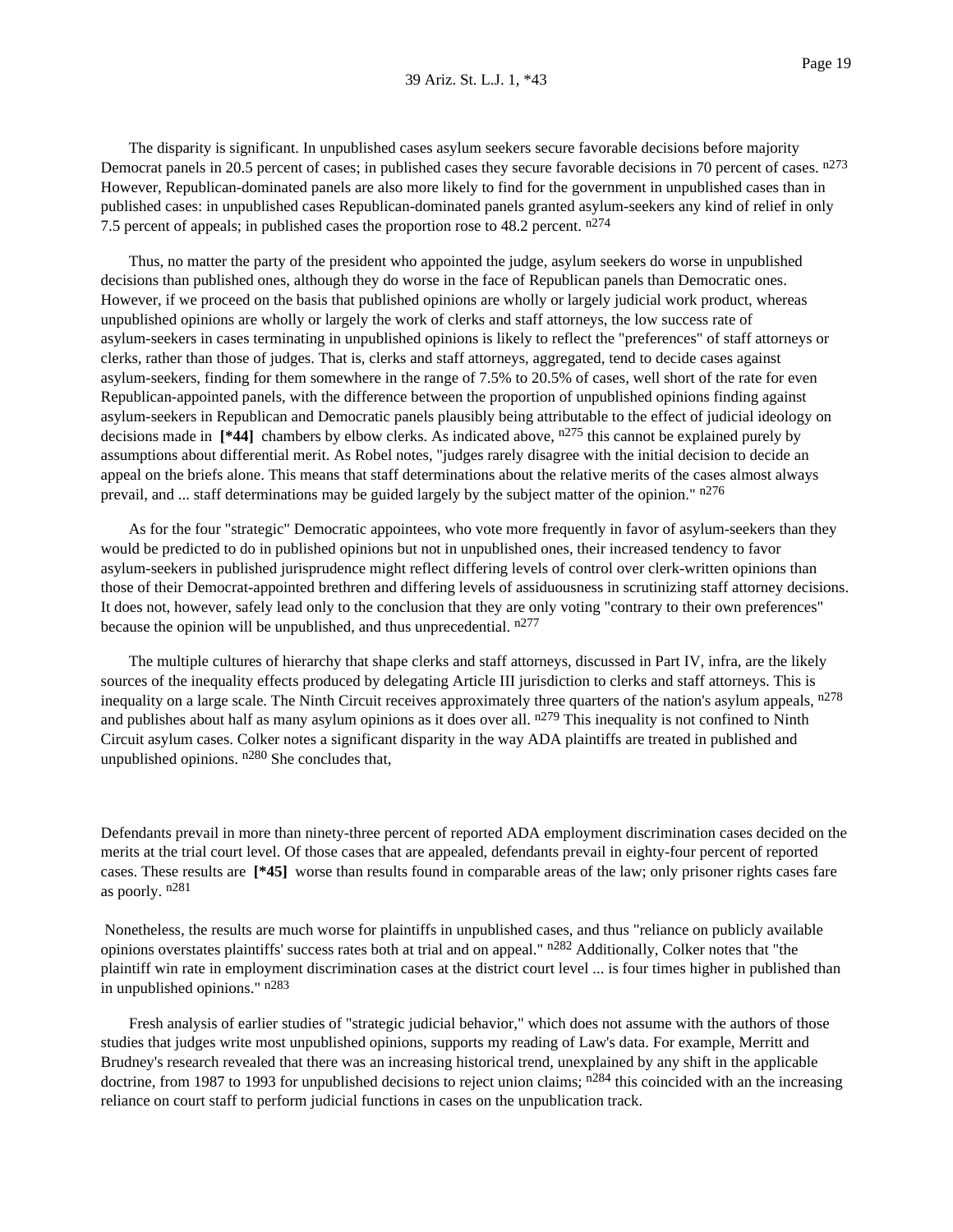The disparity is significant. In unpublished cases asylum seekers secure favorable decisions before majority Democrat panels in 20.5 percent of cases; in published cases they secure favorable decisions in 70 percent of cases. [n273] However, Republican-dominated panels are also more likely to find for the government in unpublished cases than in published cases: in unpublished cases Republican-dominated panels granted asylum-seekers any kind of relief in only 7.5 percent of appeals; in published cases the proportion rose to 48.2 percent. [n274]

Thus, no matter the party of the president who appointed the judge, asylum seekers do worse in unpublished decisions than published ones, although they do worse in the face of Republican panels than Democratic ones. However, if we proceed on the basis that published opinions are wholly or largely judicial work product, whereas unpublished opinions are wholly or largely the work of clerks and staff attorneys, the low success rate of asylum-seekers in cases terminating in unpublished opinions is likely to reflect the "preferences" of staff attorneys or clerks, rather than those of judges. That is, clerks and staff attorneys, aggregated, tend to decide cases against asylum-seekers, finding for them somewhere in the range of 7.5% to 20.5% of cases, well short of the rate for even Republican-appointed panels, with the difference between the proportion of unpublished opinions finding against asylum-seekers in Republican and Democratic panels plausibly being attributable to the effect of judicial ideology on decisions made in **[*44]** chambers by elbow clerks. As indicated above, [n275] this cannot be explained purely by assumptions about differential merit. As Robel notes, "judges rarely disagree with the initial decision to decide an appeal on the briefs alone. This means that staff determinations about the relative merits of the cases almost always prevail, and ... staff determinations may be guided largely by the subject matter of the opinion." [n276]

As for the four "strategic" Democratic appointees, who vote more frequently in favor of asylum-seekers than they would be predicted to do in published opinions but not in unpublished ones, their increased tendency to favor asylum-seekers in published jurisprudence might reflect differing levels of control over clerk-written opinions than those of their Democrat-appointed brethren and differing levels of assiduousness in scrutinizing staff attorney decisions. It does not, however, safely lead only to the conclusion that they are only voting "contrary to their own preferences" because the opinion will be unpublished, and thus unprecedential. [n277]

The multiple cultures of hierarchy that shape clerks and staff attorneys, discussed in Part IV, infra, are the likely sources of the inequality effects produced by delegating Article III jurisdiction to clerks and staff attorneys. This is inequality on a large scale. The Ninth Circuit receives approximately three quarters of the nation's asylum appeals, [n278] and publishes about half as many asylum opinions as it does over all. [n279] This inequality is not confined to Ninth Circuit asylum cases. Colker notes a significant disparity in the way ADA plaintiffs are treated in published and unpublished opinions. [n280] She concludes that,

> Defendants prevail in more than ninety-three percent of reported ADA employment discrimination cases decided on the merits at the trial court level. Of those cases that are appealed, defendants prevail in eighty-four percent of reported cases. These results are **[*45]** worse than results found in comparable areas of the law; only prisoner rights cases fare as poorly. [n281]

Nonetheless, the results are much worse for plaintiffs in unpublished cases, and thus "reliance on publicly available opinions overstates plaintiffs' success rates both at trial and on appeal." [n282] Additionally, Colker notes that "the plaintiff win rate in employment discrimination cases at the district court level ... is four times higher in published than in unpublished opinions." [n283]

Fresh analysis of earlier studies of "strategic judicial behavior," which does not assume with the authors of those studies that judges write most unpublished opinions, supports my reading of Law's data. For example, Merritt and Brudney's research revealed that there was an increasing historical trend, unexplained by any shift in the applicable doctrine, from 1987 to 1993 for unpublished decisions to reject union claims; [n284] this coincided with an the increasing reliance on court staff to perform judicial functions in cases on the unpublication track.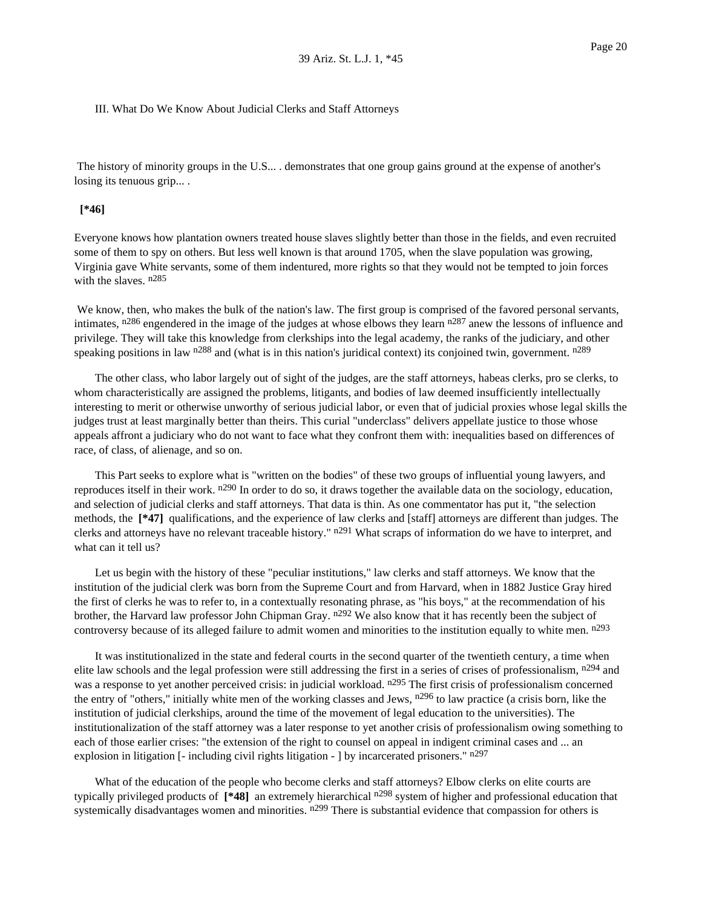III. What Do We Know About Judicial Clerks and Staff Attorneys

The history of minority groups in the U.S... . demonstrates that one group gains ground at the expense of another's losing its tenuous grip... .

**[*46]**

Everyone knows how plantation owners treated house slaves slightly better than those in the fields, and even recruited some of them to spy on others. But less well known is that around 1705, when the slave population was growing, Virginia gave White servants, some of them indentured, more rights so that they would not be tempted to join forces with the slaves. [n285]

We know, then, who makes the bulk of the nation's law. The first group is comprised of the favored personal servants, intimates, [n286] engendered in the image of the judges at whose elbows they learn [n287] anew the lessons of influence and privilege. They will take this knowledge from clerkships into the legal academy, the ranks of the judiciary, and other speaking positions in law [n288] and (what is in this nation's juridical context) its conjoined twin, government. [n289]

The other class, who labor largely out of sight of the judges, are the staff attorneys, habeas clerks, pro se clerks, to whom characteristically are assigned the problems, litigants, and bodies of law deemed insufficiently intellectually interesting to merit or otherwise unworthy of serious judicial labor, or even that of judicial proxies whose legal skills the judges trust at least marginally better than theirs. This curial "underclass" delivers appellate justice to those whose appeals affront a judiciary who do not want to face what they confront them with: inequalities based on differences of race, of class, of alienage, and so on.

This Part seeks to explore what is "written on the bodies" of these two groups of influential young lawyers, and reproduces itself in their work. [n290] In order to do so, it draws together the available data on the sociology, education, and selection of judicial clerks and staff attorneys. That data is thin. As one commentator has put it, "the selection methods, the **[*47]** qualifications, and the experience of law clerks and [staff] attorneys are different than judges. The clerks and attorneys have no relevant traceable history." [n291] What scraps of information do we have to interpret, and what can it tell us?

Let us begin with the history of these "peculiar institutions," law clerks and staff attorneys. We know that the institution of the judicial clerk was born from the Supreme Court and from Harvard, when in 1882 Justice Gray hired the first of clerks he was to refer to, in a contextually resonating phrase, as "his boys," at the recommendation of his brother, the Harvard law professor John Chipman Gray. [n292] We also know that it has recently been the subject of controversy because of its alleged failure to admit women and minorities to the institution equally to white men. [n293]

It was institutionalized in the state and federal courts in the second quarter of the twentieth century, a time when elite law schools and the legal profession were still addressing the first in a series of crises of professionalism, [n294] and was a response to yet another perceived crisis: in judicial workload. [n295] The first crisis of professionalism concerned the entry of "others," initially white men of the working classes and Jews, [n296] to law practice (a crisis born, like the institution of judicial clerkships, around the time of the movement of legal education to the universities). The institutionalization of the staff attorney was a later response to yet another crisis of professionalism owing something to each of those earlier crises: "the extension of the right to counsel on appeal in indigent criminal cases and ... an explosion in litigation [- including civil rights litigation - ] by incarcerated prisoners." [n297]

What of the education of the people who become clerks and staff attorneys? Elbow clerks on elite courts are typically privileged products of **[*48]** an extremely hierarchical [n298] system of higher and professional education that systemically disadvantages women and minorities. [n299] There is substantial evidence that compassion for others is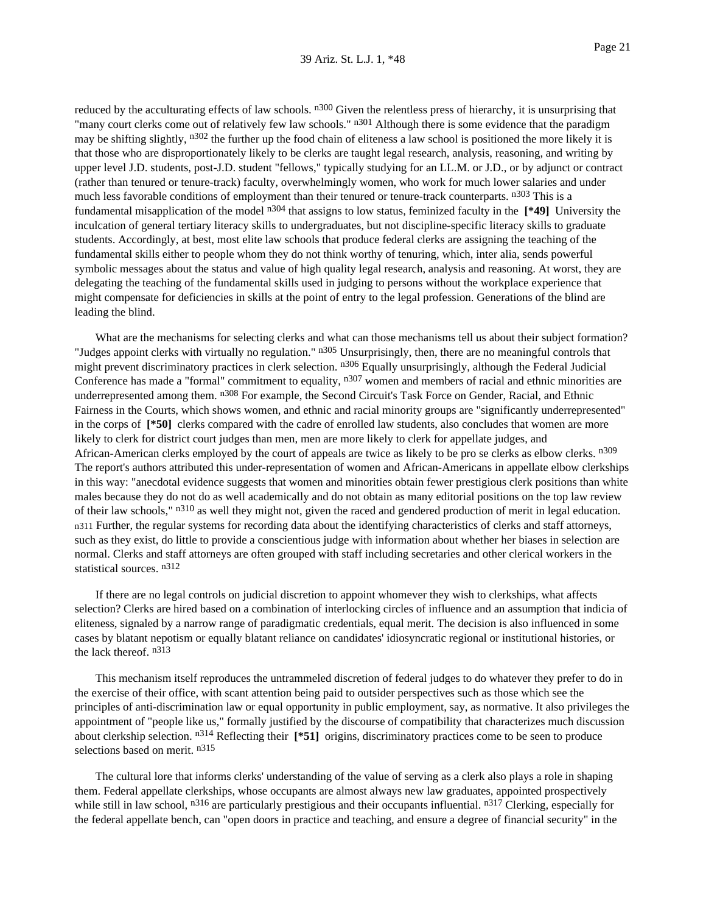reduced by the acculturating effects of law schools. [n300] Given the relentless press of hierarchy, it is unsurprising that "many court clerks come out of relatively few law schools." [n301] Although there is some evidence that the paradigm may be shifting slightly, [n302] the further up the food chain of eliteness a law school is positioned the more likely it is that those who are disproportionately likely to be clerks are taught legal research, analysis, reasoning, and writing by upper level J.D. students, post-J.D. student "fellows," typically studying for an LL.M. or J.D., or by adjunct or contract (rather than tenured or tenure-track) faculty, overwhelmingly women, who work for much lower salaries and under much less favorable conditions of employment than their tenured or tenure-track counterparts. [n303] This is a fundamental misapplication of the model [n304] that assigns to low status, feminized faculty in the **[*49]** University the inculcation of general tertiary literacy skills to undergraduates, but not discipline-specific literacy skills to graduate students. Accordingly, at best, most elite law schools that produce federal clerks are assigning the teaching of the fundamental skills either to people whom they do not think worthy of tenuring, which, inter alia, sends powerful symbolic messages about the status and value of high quality legal research, analysis and reasoning. At worst, they are delegating the teaching of the fundamental skills used in judging to persons without the workplace experience that might compensate for deficiencies in skills at the point of entry to the legal profession. Generations of the blind are leading the blind.

What are the mechanisms for selecting clerks and what can those mechanisms tell us about their subject formation? "Judges appoint clerks with virtually no regulation." [n305] Unsurprisingly, then, there are no meaningful controls that might prevent discriminatory practices in clerk selection. [n306] Equally unsurprisingly, although the Federal Judicial Conference has made a "formal" commitment to equality, [n307] women and members of racial and ethnic minorities are underrepresented among them. [n308] For example, the Second Circuit's Task Force on Gender, Racial, and Ethnic Fairness in the Courts, which shows women, and ethnic and racial minority groups are "significantly underrepresented" in the corps of **[*50]** clerks compared with the cadre of enrolled law students, also concludes that women are more likely to clerk for district court judges than men, men are more likely to clerk for appellate judges, and African-American clerks employed by the court of appeals are twice as likely to be pro se clerks as elbow clerks. [n309] The report's authors attributed this under-representation of women and African-Americans in appellate elbow clerkships in this way: "anecdotal evidence suggests that women and minorities obtain fewer prestigious clerk positions than white males because they do not do as well academically and do not obtain as many editorial positions on the top law review of their law schools," [n310] as well they might not, given the raced and gendered production of merit in legal education. [n311] Further, the regular systems for recording data about the identifying characteristics of clerks and staff attorneys, such as they exist, do little to provide a conscientious judge with information about whether her biases in selection are normal. Clerks and staff attorneys are often grouped with staff including secretaries and other clerical workers in the statistical sources. [n312]

If there are no legal controls on judicial discretion to appoint whomever they wish to clerkships, what affects selection? Clerks are hired based on a combination of interlocking circles of influence and an assumption that indicia of eliteness, signaled by a narrow range of paradigmatic credentials, equal merit. The decision is also influenced in some cases by blatant nepotism or equally blatant reliance on candidates' idiosyncratic regional or institutional histories, or the lack thereof. [n313]

This mechanism itself reproduces the untrammeled discretion of federal judges to do whatever they prefer to do in the exercise of their office, with scant attention being paid to outsider perspectives such as those which see the principles of anti-discrimination law or equal opportunity in public employment, say, as normative. It also privileges the appointment of "people like us," formally justified by the discourse of compatibility that characterizes much discussion about clerkship selection. [n314] Reflecting their **[*51]** origins, discriminatory practices come to be seen to produce selections based on merit. [n315]

The cultural lore that informs clerks' understanding of the value of serving as a clerk also plays a role in shaping them. Federal appellate clerkships, whose occupants are almost always new law graduates, appointed prospectively while still in law school, [n316] are particularly prestigious and their occupants influential. [n317] Clerking, especially for the federal appellate bench, can "open doors in practice and teaching, and ensure a degree of financial security" in the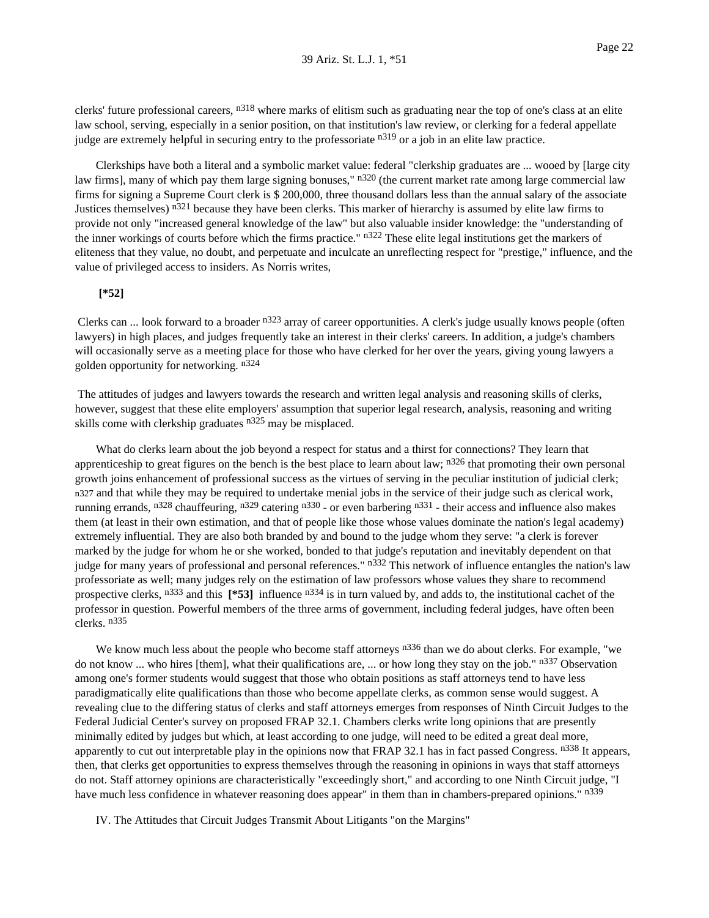clerks' future professional careers, [n318] where marks of elitism such as graduating near the top of one's class at an elite law school, serving, especially in a senior position, on that institution's law review, or clerking for a federal appellate judge are extremely helpful in securing entry to the professoriate [n319] or a job in an elite law practice.

Clerkships have both a literal and a symbolic market value: federal "clerkship graduates are ... wooed by [large city law firms], many of which pay them large signing bonuses," [n320] (the current market rate among large commercial law firms for signing a Supreme Court clerk is $ 200,000, three thousand dollars less than the annual salary of the associate Justices themselves) [n321] because they have been clerks. This marker of hierarchy is assumed by elite law firms to provide not only "increased general knowledge of the law" but also valuable insider knowledge: the "understanding of the inner workings of courts before which the firms practice." [n322] These elite legal institutions get the markers of eliteness that they value, no doubt, and perpetuate and inculcate an unreflecting respect for "prestige," influence, and the value of privileged access to insiders. As Norris writes,

**[*52]**

Clerks can ... look forward to a broader [n323] array of career opportunities. A clerk's judge usually knows people (often lawyers) in high places, and judges frequently take an interest in their clerks' careers. In addition, a judge's chambers will occasionally serve as a meeting place for those who have clerked for her over the years, giving young lawyers a golden opportunity for networking. [n324]

The attitudes of judges and lawyers towards the research and written legal analysis and reasoning skills of clerks, however, suggest that these elite employers' assumption that superior legal research, analysis, reasoning and writing skills come with clerkship graduates [n325] may be misplaced.

What do clerks learn about the job beyond a respect for status and a thirst for connections? They learn that apprenticeship to great figures on the bench is the best place to learn about law; [n326] that promoting their own personal growth joins enhancement of professional success as the virtues of serving in the peculiar institution of judicial clerk; [n327] and that while they may be required to undertake menial jobs in the service of their judge such as clerical work, running errands, [n328] chauffeuring, [n329] catering [n330] - or even barbering [n331] - their access and influence also makes them (at least in their own estimation, and that of people like those whose values dominate the nation's legal academy) extremely influential. They are also both branded by and bound to the judge whom they serve: "a clerk is forever marked by the judge for whom he or she worked, bonded to that judge's reputation and inevitably dependent on that judge for many years of professional and personal references." [n332] This network of influence entangles the nation's law professoriate as well; many judges rely on the estimation of law professors whose values they share to recommend prospective clerks, [n333] and this **[*53]** influence [n334] is in turn valued by, and adds to, the institutional cachet of the professor in question. Powerful members of the three arms of government, including federal judges, have often been clerks. [n335]

We know much less about the people who become staff attorneys [n336] than we do about clerks. For example, "we do not know ... who hires [them], what their qualifications are, ... or how long they stay on the job." [n337] Observation among one's former students would suggest that those who obtain positions as staff attorneys tend to have less paradigmatically elite qualifications than those who become appellate clerks, as common sense would suggest. A revealing clue to the differing status of clerks and staff attorneys emerges from responses of Ninth Circuit Judges to the Federal Judicial Center's survey on proposed FRAP 32.1. Chambers clerks write long opinions that are presently minimally edited by judges but which, at least according to one judge, will need to be edited a great deal more, apparently to cut out interpretable play in the opinions now that FRAP 32.1 has in fact passed Congress. [n338] It appears, then, that clerks get opportunities to express themselves through the reasoning in opinions in ways that staff attorneys do not. Staff attorney opinions are characteristically "exceedingly short," and according to one Ninth Circuit judge, "I have much less confidence in whatever reasoning does appear" in them than in chambers-prepared opinions." [n339]

## IV. The Attitudes that Circuit Judges Transmit About Litigants "on the Margins"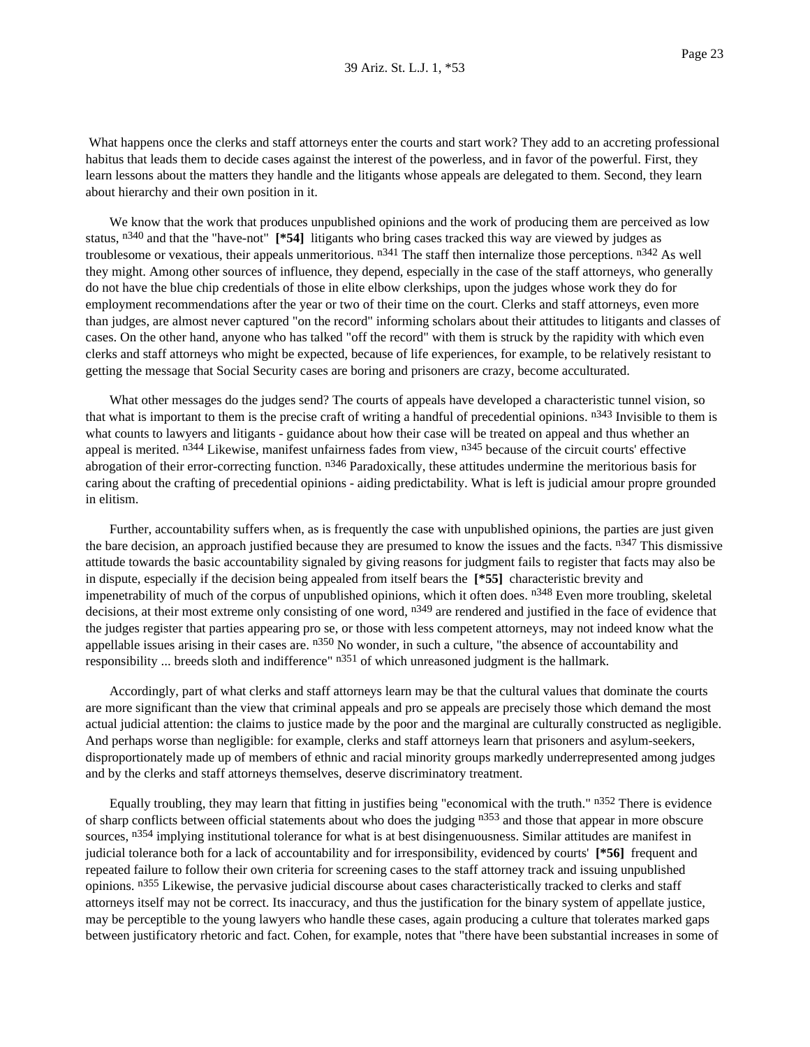What happens once the clerks and staff attorneys enter the courts and start work? They add to an accreting professional habitus that leads them to decide cases against the interest of the powerless, and in favor of the powerful. First, they learn lessons about the matters they handle and the litigants whose appeals are delegated to them. Second, they learn about hierarchy and their own position in it.

We know that the work that produces unpublished opinions and the work of producing them are perceived as low status, [n340] and that the "have-not" **[*54]** litigants who bring cases tracked this way are viewed by judges as troublesome or vexatious, their appeals unmeritorious. [n341] The staff then internalize those perceptions. [n342] As well they might. Among other sources of influence, they depend, especially in the case of the staff attorneys, who generally do not have the blue chip credentials of those in elite elbow clerkships, upon the judges whose work they do for employment recommendations after the year or two of their time on the court. Clerks and staff attorneys, even more than judges, are almost never captured "on the record" informing scholars about their attitudes to litigants and classes of cases. On the other hand, anyone who has talked "off the record" with them is struck by the rapidity with which even clerks and staff attorneys who might be expected, because of life experiences, for example, to be relatively resistant to getting the message that Social Security cases are boring and prisoners are crazy, become acculturated.

What other messages do the judges send? The courts of appeals have developed a characteristic tunnel vision, so that what is important to them is the precise craft of writing a handful of precedential opinions. [n343] Invisible to them is what counts to lawyers and litigants - guidance about how their case will be treated on appeal and thus whether an appeal is merited. [n344] Likewise, manifest unfairness fades from view, [n345] because of the circuit courts' effective abrogation of their error-correcting function. [n346] Paradoxically, these attitudes undermine the meritorious basis for caring about the crafting of precedential opinions - aiding predictability. What is left is judicial amour propre grounded in elitism.

Further, accountability suffers when, as is frequently the case with unpublished opinions, the parties are just given the bare decision, an approach justified because they are presumed to know the issues and the facts. [n347] This dismissive attitude towards the basic accountability signaled by giving reasons for judgment fails to register that facts may also be in dispute, especially if the decision being appealed from itself bears the **[*55]** characteristic brevity and impenetrability of much of the corpus of unpublished opinions, which it often does. [n348] Even more troubling, skeletal decisions, at their most extreme only consisting of one word, [n349] are rendered and justified in the face of evidence that the judges register that parties appearing pro se, or those with less competent attorneys, may not indeed know what the appellable issues arising in their cases are. [n350] No wonder, in such a culture, "the absence of accountability and responsibility ... breeds sloth and indifference" [n351] of which unreasoned judgment is the hallmark.

Accordingly, part of what clerks and staff attorneys learn may be that the cultural values that dominate the courts are more significant than the view that criminal appeals and pro se appeals are precisely those which demand the most actual judicial attention: the claims to justice made by the poor and the marginal are culturally constructed as negligible. And perhaps worse than negligible: for example, clerks and staff attorneys learn that prisoners and asylum-seekers, disproportionately made up of members of ethnic and racial minority groups markedly underrepresented among judges and by the clerks and staff attorneys themselves, deserve discriminatory treatment.

Equally troubling, they may learn that fitting in justifies being "economical with the truth." [n352] There is evidence of sharp conflicts between official statements about who does the judging [n353] and those that appear in more obscure sources, [n354] implying institutional tolerance for what is at best disingenuousness. Similar attitudes are manifest in judicial tolerance both for a lack of accountability and for irresponsibility, evidenced by courts' **[*56]** frequent and repeated failure to follow their own criteria for screening cases to the staff attorney track and issuing unpublished opinions. [n355] Likewise, the pervasive judicial discourse about cases characteristically tracked to clerks and staff attorneys itself may not be correct. Its inaccuracy, and thus the justification for the binary system of appellate justice, may be perceptible to the young lawyers who handle these cases, again producing a culture that tolerates marked gaps between justificatory rhetoric and fact. Cohen, for example, notes that "there have been substantial increases in some of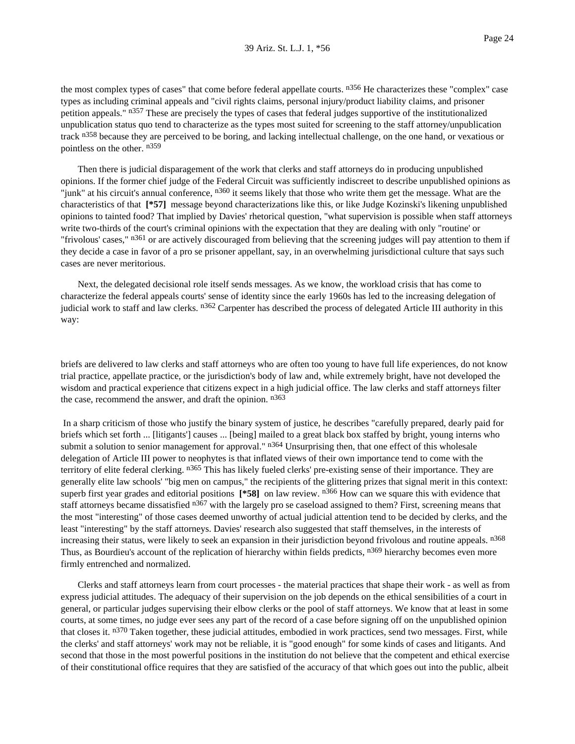the most complex types of cases" that come before federal appellate courts. [n356] He characterizes these "complex" case types as including criminal appeals and "civil rights claims, personal injury/product liability claims, and prisoner petition appeals." [n357] These are precisely the types of cases that federal judges supportive of the institutionalized unpublication status quo tend to characterize as the types most suited for screening to the staff attorney/unpublication track [n358] because they are perceived to be boring, and lacking intellectual challenge, on the one hand, or vexatious or pointless on the other. [n359]

Then there is judicial disparagement of the work that clerks and staff attorneys do in producing unpublished opinions. If the former chief judge of the Federal Circuit was sufficiently indiscreet to describe unpublished opinions as "junk" at his circuit's annual conference, [n360] it seems likely that those who write them get the message. What are the characteristics of that **[*57]** message beyond characterizations like this, or like Judge Kozinski's likening unpublished opinions to tainted food? That implied by Davies' rhetorical question, "what supervision is possible when staff attorneys write two-thirds of the court's criminal opinions with the expectation that they are dealing with only "routine' or "frivolous' cases," [n361] or are actively discouraged from believing that the screening judges will pay attention to them if they decide a case in favor of a pro se prisoner appellant, say, in an overwhelming jurisdictional culture that says such cases are never meritorious.

Next, the delegated decisional role itself sends messages. As we know, the workload crisis that has come to characterize the federal appeals courts' sense of identity since the early 1960s has led to the increasing delegation of judicial work to staff and law clerks. [n362] Carpenter has described the process of delegated Article III authority in this way:

> briefs are delivered to law clerks and staff attorneys who are often too young to have full life experiences, do not know trial practice, appellate practice, or the jurisdiction's body of law and, while extremely bright, have not developed the wisdom and practical experience that citizens expect in a high judicial office. The law clerks and staff attorneys filter the case, recommend the answer, and draft the opinion. [n363]

In a sharp criticism of those who justify the binary system of justice, he describes "carefully prepared, dearly paid for briefs which set forth ... [litigants'] causes ... [being] mailed to a great black box staffed by bright, young interns who submit a solution to senior management for approval." [n364] Unsurprising then, that one effect of this wholesale delegation of Article III power to neophytes is that inflated views of their own importance tend to come with the territory of elite federal clerking. [n365] This has likely fueled clerks' pre-existing sense of their importance. They are generally elite law schools' "big men on campus," the recipients of the glittering prizes that signal merit in this context: superb first year grades and editorial positions **[*58]** on law review. [n366] How can we square this with evidence that staff attorneys became dissatisfied [n367] with the largely pro se caseload assigned to them? First, screening means that the most "interesting" of those cases deemed unworthy of actual judicial attention tend to be decided by clerks, and the least "interesting" by the staff attorneys. Davies' research also suggested that staff themselves, in the interests of increasing their status, were likely to seek an expansion in their jurisdiction beyond frivolous and routine appeals. [n368] Thus, as Bourdieu's account of the replication of hierarchy within fields predicts, [n369] hierarchy becomes even more firmly entrenched and normalized.

Clerks and staff attorneys learn from court processes - the material practices that shape their work - as well as from express judicial attitudes. The adequacy of their supervision on the job depends on the ethical sensibilities of a court in general, or particular judges supervising their elbow clerks or the pool of staff attorneys. We know that at least in some courts, at some times, no judge ever sees any part of the record of a case before signing off on the unpublished opinion that closes it. [n370] Taken together, these judicial attitudes, embodied in work practices, send two messages. First, while the clerks' and staff attorneys' work may not be reliable, it is "good enough" for some kinds of cases and litigants. And second that those in the most powerful positions in the institution do not believe that the competent and ethical exercise of their constitutional office requires that they are satisfied of the accuracy of that which goes out into the public, albeit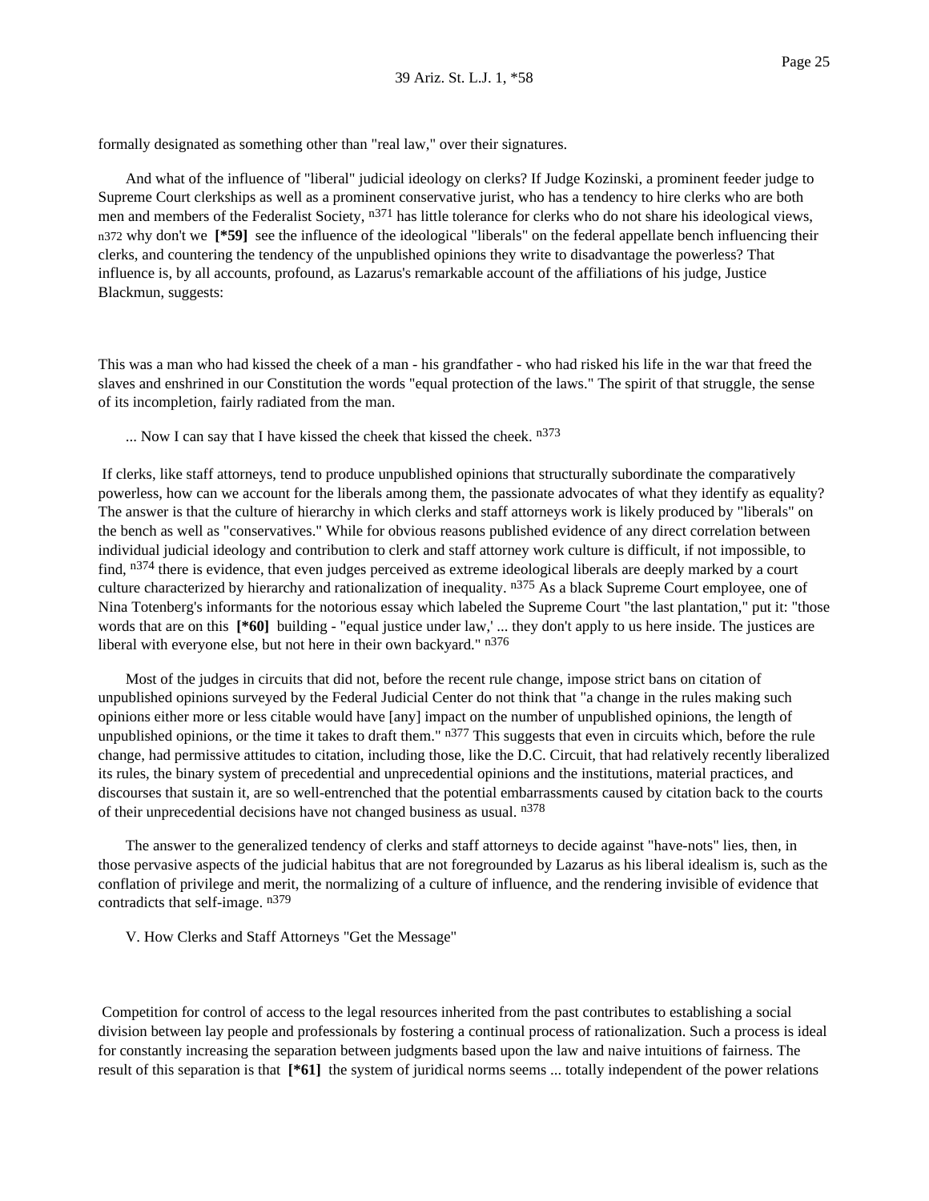formally designated as something other than "real law," over their signatures.

And what of the influence of "liberal" judicial ideology on clerks? If Judge Kozinski, a prominent feeder judge to Supreme Court clerkships as well as a prominent conservative jurist, who has a tendency to hire clerks who are both men and members of the Federalist Society, [n371] has little tolerance for clerks who do not share his ideological views, [n372] why don't we **[*59]** see the influence of the ideological "liberals" on the federal appellate bench influencing their clerks, and countering the tendency of the unpublished opinions they write to disadvantage the powerless? That influence is, by all accounts, profound, as Lazarus's remarkable account of the affiliations of his judge, Justice Blackmun, suggests:

This was a man who had kissed the cheek of a man - his grandfather - who had risked his life in the war that freed the slaves and enshrined in our Constitution the words "equal protection of the laws." The spirit of that struggle, the sense of its incompletion, fairly radiated from the man.

... Now I can say that I have kissed the cheek that kissed the cheek. [n373]

If clerks, like staff attorneys, tend to produce unpublished opinions that structurally subordinate the comparatively powerless, how can we account for the liberals among them, the passionate advocates of what they identify as equality? The answer is that the culture of hierarchy in which clerks and staff attorneys work is likely produced by "liberals" on the bench as well as "conservatives." While for obvious reasons published evidence of any direct correlation between individual judicial ideology and contribution to clerk and staff attorney work culture is difficult, if not impossible, to find, [n374] there is evidence, that even judges perceived as extreme ideological liberals are deeply marked by a court culture characterized by hierarchy and rationalization of inequality. [n375] As a black Supreme Court employee, one of Nina Totenberg's informants for the notorious essay which labeled the Supreme Court "the last plantation," put it: "those words that are on this **[*60]** building - "equal justice under law,' ... they don't apply to us here inside. The justices are liberal with everyone else, but not here in their own backyard." [n376]

Most of the judges in circuits that did not, before the recent rule change, impose strict bans on citation of unpublished opinions surveyed by the Federal Judicial Center do not think that "a change in the rules making such opinions either more or less citable would have [any] impact on the number of unpublished opinions, the length of unpublished opinions, or the time it takes to draft them." [n377] This suggests that even in circuits which, before the rule change, had permissive attitudes to citation, including those, like the D.C. Circuit, that had relatively recently liberalized its rules, the binary system of precedential and unprecedential opinions and the institutions, material practices, and discourses that sustain it, are so well-entrenched that the potential embarrassments caused by citation back to the courts of their unprecedential decisions have not changed business as usual. [n378]

The answer to the generalized tendency of clerks and staff attorneys to decide against "have-nots" lies, then, in those pervasive aspects of the judicial habitus that are not foregrounded by Lazarus as his liberal idealism is, such as the conflation of privilege and merit, the normalizing of a culture of influence, and the rendering invisible of evidence that contradicts that self-image. [n379]

## V. How Clerks and Staff Attorneys "Get the Message"

Competition for control of access to the legal resources inherited from the past contributes to establishing a social division between lay people and professionals by fostering a continual process of rationalization. Such a process is ideal for constantly increasing the separation between judgments based upon the law and naive intuitions of fairness. The result of this separation is that **[*61]** the system of juridical norms seems ... totally independent of the power relations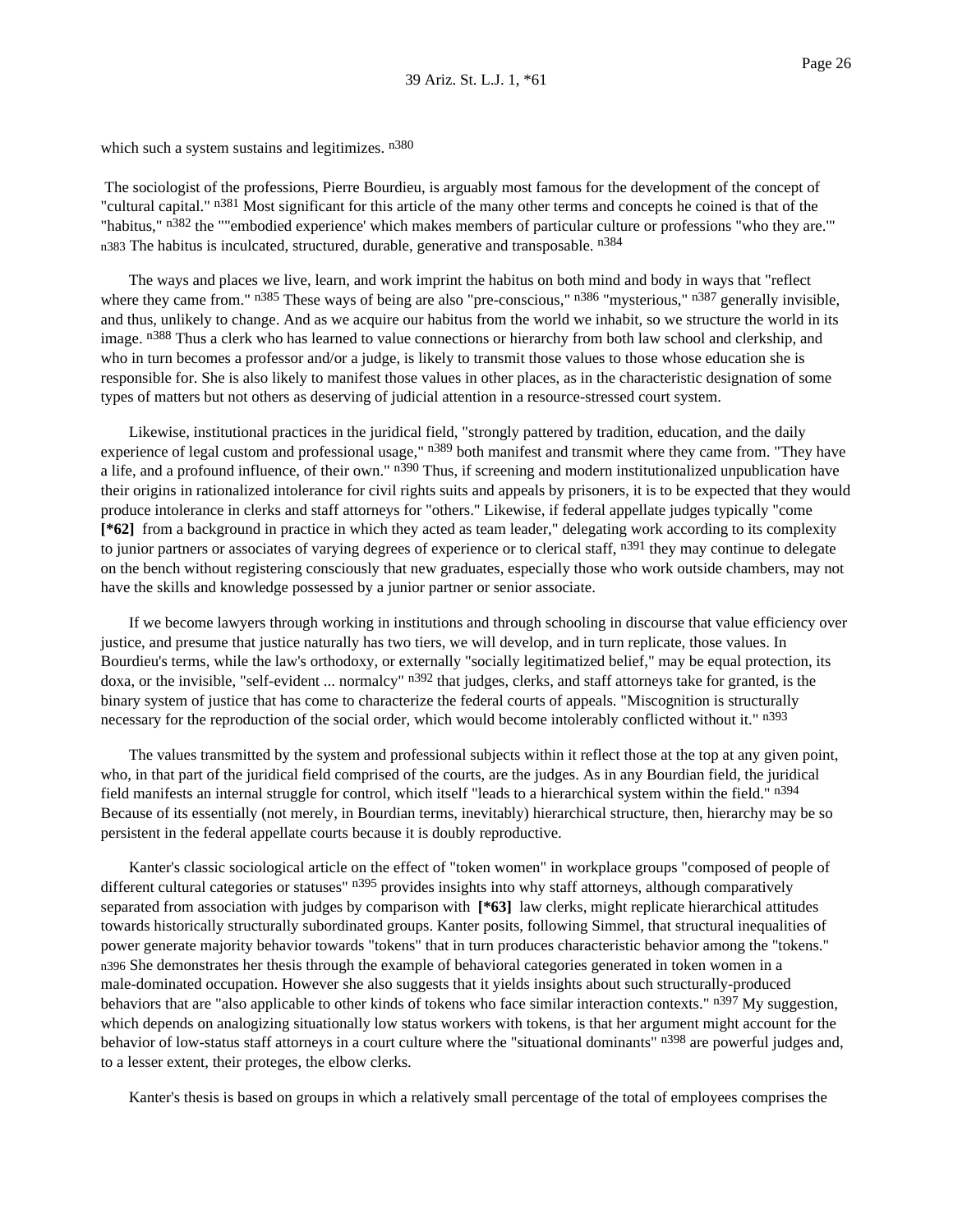which such a system sustains and legitimizes. [n380]

The sociologist of the professions, Pierre Bourdieu, is arguably most famous for the development of the concept of "cultural capital." [n381] Most significant for this article of the many other terms and concepts he coined is that of the "habitus," [n382] the ""embodied experience' which makes members of particular culture or professions "who they are."' [n383] The habitus is inculcated, structured, durable, generative and transposable. [n384]

The ways and places we live, learn, and work imprint the habitus on both mind and body in ways that "reflect where they came from." [n385] These ways of being are also "pre-conscious," [n386] "mysterious," [n387] generally invisible, and thus, unlikely to change. And as we acquire our habitus from the world we inhabit, so we structure the world in its image. [n388] Thus a clerk who has learned to value connections or hierarchy from both law school and clerkship, and who in turn becomes a professor and/or a judge, is likely to transmit those values to those whose education she is responsible for. She is also likely to manifest those values in other places, as in the characteristic designation of some types of matters but not others as deserving of judicial attention in a resource-stressed court system.

Likewise, institutional practices in the juridical field, "strongly pattered by tradition, education, and the daily experience of legal custom and professional usage," [n389] both manifest and transmit where they came from. "They have a life, and a profound influence, of their own." [n390] Thus, if screening and modern institutionalized unpublication have their origins in rationalized intolerance for civil rights suits and appeals by prisoners, it is to be expected that they would produce intolerance in clerks and staff attorneys for "others." Likewise, if federal appellate judges typically "come **[*62]** from a background in practice in which they acted as team leader," delegating work according to its complexity to junior partners or associates of varying degrees of experience or to clerical staff, [n391] they may continue to delegate on the bench without registering consciously that new graduates, especially those who work outside chambers, may not have the skills and knowledge possessed by a junior partner or senior associate.

If we become lawyers through working in institutions and through schooling in discourse that value efficiency over justice, and presume that justice naturally has two tiers, we will develop, and in turn replicate, those values. In Bourdieu's terms, while the law's orthodoxy, or externally "socially legitimatized belief," may be equal protection, its doxa, or the invisible, "self-evident ... normalcy" [n392] that judges, clerks, and staff attorneys take for granted, is the binary system of justice that has come to characterize the federal courts of appeals. "Miscognition is structurally necessary for the reproduction of the social order, which would become intolerably conflicted without it." [n393]

The values transmitted by the system and professional subjects within it reflect those at the top at any given point, who, in that part of the juridical field comprised of the courts, are the judges. As in any Bourdian field, the juridical field manifests an internal struggle for control, which itself "leads to a hierarchical system within the field." [n394] Because of its essentially (not merely, in Bourdian terms, inevitably) hierarchical structure, then, hierarchy may be so persistent in the federal appellate courts because it is doubly reproductive.

Kanter's classic sociological article on the effect of "token women" in workplace groups "composed of people of different cultural categories or statuses" [n395] provides insights into why staff attorneys, although comparatively separated from association with judges by comparison with **[*63]** law clerks, might replicate hierarchical attitudes towards historically structurally subordinated groups. Kanter posits, following Simmel, that structural inequalities of power generate majority behavior towards "tokens" that in turn produces characteristic behavior among the "tokens." [n396] She demonstrates her thesis through the example of behavioral categories generated in token women in a male-dominated occupation. However she also suggests that it yields insights about such structurally-produced behaviors that are "also applicable to other kinds of tokens who face similar interaction contexts." [n397] My suggestion, which depends on analogizing situationally low status workers with tokens, is that her argument might account for the behavior of low-status staff attorneys in a court culture where the "situational dominants" [n398] are powerful judges and, to a lesser extent, their proteges, the elbow clerks.

Kanter's thesis is based on groups in which a relatively small percentage of the total of employees comprises the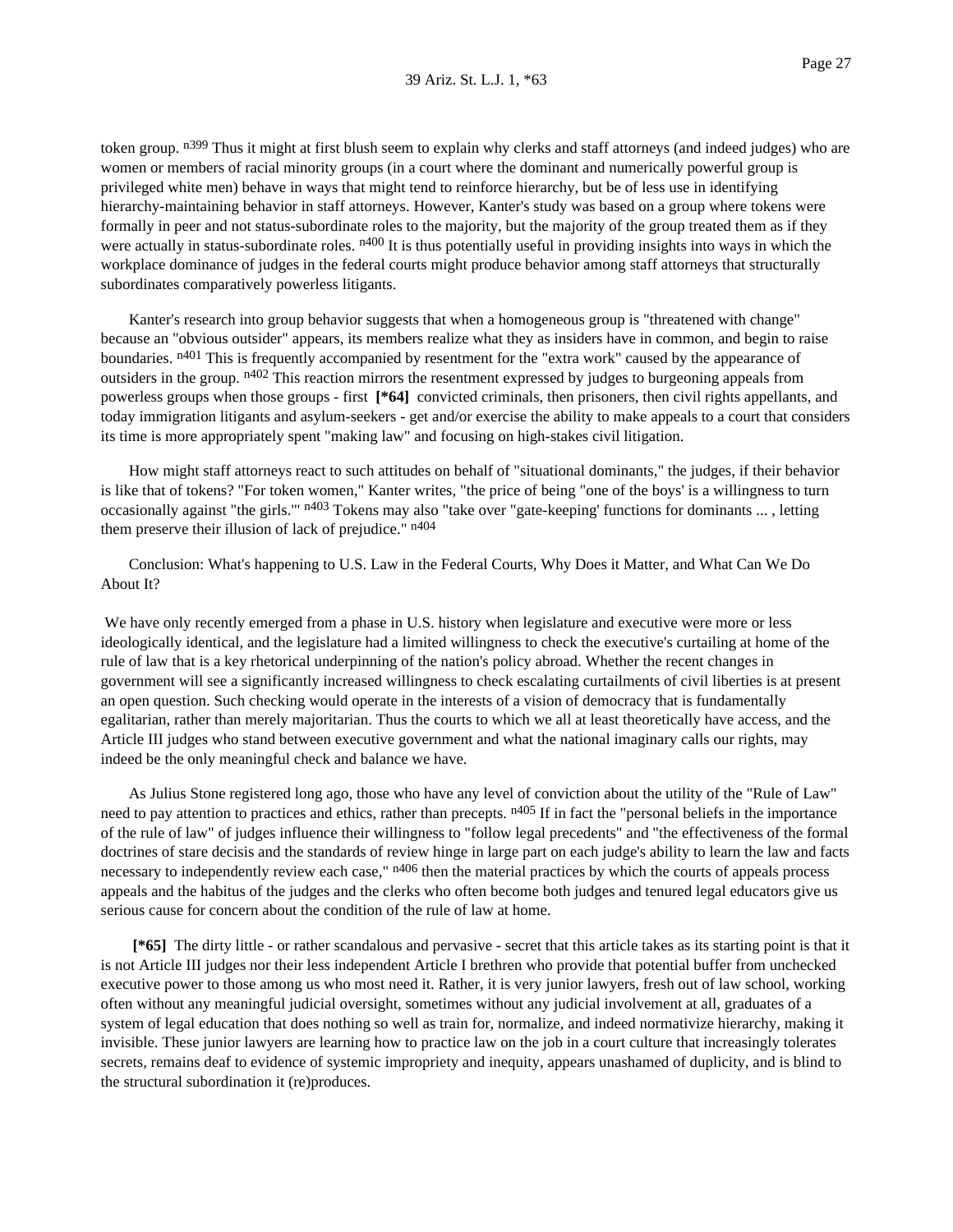token group. [n399] Thus it might at first blush seem to explain why clerks and staff attorneys (and indeed judges) who are women or members of racial minority groups (in a court where the dominant and numerically powerful group is privileged white men) behave in ways that might tend to reinforce hierarchy, but be of less use in identifying hierarchy-maintaining behavior in staff attorneys. However, Kanter's study was based on a group where tokens were formally in peer and not status-subordinate roles to the majority, but the majority of the group treated them as if they were actually in status-subordinate roles. [n400] It is thus potentially useful in providing insights into ways in which the workplace dominance of judges in the federal courts might produce behavior among staff attorneys that structurally subordinates comparatively powerless litigants.

Kanter's research into group behavior suggests that when a homogeneous group is "threatened with change" because an "obvious outsider" appears, its members realize what they as insiders have in common, and begin to raise boundaries. [n401] This is frequently accompanied by resentment for the "extra work" caused by the appearance of outsiders in the group. [n402] This reaction mirrors the resentment expressed by judges to burgeoning appeals from powerless groups when those groups - first **[*64]** convicted criminals, then prisoners, then civil rights appellants, and today immigration litigants and asylum-seekers - get and/or exercise the ability to make appeals to a court that considers its time is more appropriately spent "making law" and focusing on high-stakes civil litigation.

How might staff attorneys react to such attitudes on behalf of "situational dominants," the judges, if their behavior is like that of tokens? "For token women," Kanter writes, "the price of being "one of the boys' is a willingness to turn occasionally against "the girls.'" [n403] Tokens may also "take over "gate-keeping' functions for dominants ... , letting them preserve their illusion of lack of prejudice." [n404]

Conclusion: What's happening to U.S. Law in the Federal Courts, Why Does it Matter, and What Can We Do About It?

We have only recently emerged from a phase in U.S. history when legislature and executive were more or less ideologically identical, and the legislature had a limited willingness to check the executive's curtailing at home of the rule of law that is a key rhetorical underpinning of the nation's policy abroad. Whether the recent changes in government will see a significantly increased willingness to check escalating curtailments of civil liberties is at present an open question. Such checking would operate in the interests of a vision of democracy that is fundamentally egalitarian, rather than merely majoritarian. Thus the courts to which we all at least theoretically have access, and the Article III judges who stand between executive government and what the national imaginary calls our rights, may indeed be the only meaningful check and balance we have.

As Julius Stone registered long ago, those who have any level of conviction about the utility of the "Rule of Law" need to pay attention to practices and ethics, rather than precepts. [n405] If in fact the "personal beliefs in the importance of the rule of law" of judges influence their willingness to "follow legal precedents" and "the effectiveness of the formal doctrines of stare decisis and the standards of review hinge in large part on each judge's ability to learn the law and facts necessary to independently review each case," [n406] then the material practices by which the courts of appeals process appeals and the habitus of the judges and the clerks who often become both judges and tenured legal educators give us serious cause for concern about the condition of the rule of law at home.

**[*65]** The dirty little - or rather scandalous and pervasive - secret that this article takes as its starting point is that it is not Article III judges nor their less independent Article I brethren who provide that potential buffer from unchecked executive power to those among us who most need it. Rather, it is very junior lawyers, fresh out of law school, working often without any meaningful judicial oversight, sometimes without any judicial involvement at all, graduates of a system of legal education that does nothing so well as train for, normalize, and indeed normativize hierarchy, making it invisible. These junior lawyers are learning how to practice law on the job in a court culture that increasingly tolerates secrets, remains deaf to evidence of systemic impropriety and inequity, appears unashamed of duplicity, and is blind to the structural subordination it (re)produces.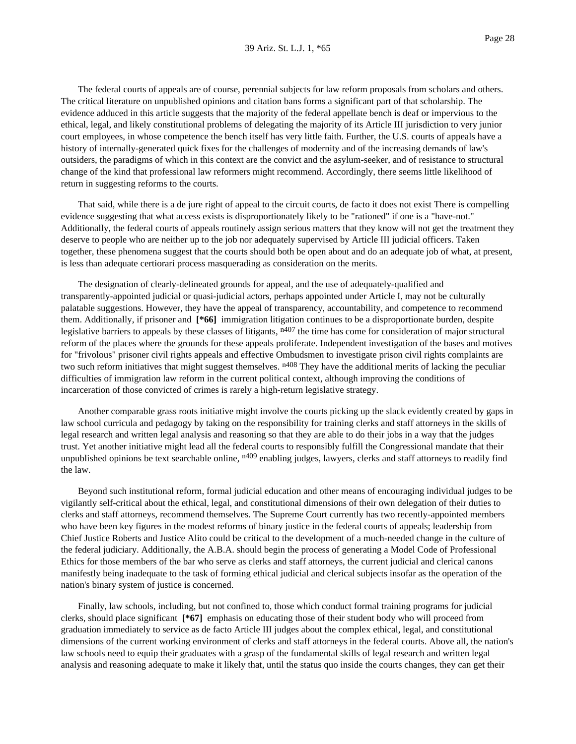The federal courts of appeals are of course, perennial subjects for law reform proposals from scholars and others. The critical literature on unpublished opinions and citation bans forms a significant part of that scholarship. The evidence adduced in this article suggests that the majority of the federal appellate bench is deaf or impervious to the ethical, legal, and likely constitutional problems of delegating the majority of its Article III jurisdiction to very junior court employees, in whose competence the bench itself has very little faith. Further, the U.S. courts of appeals have a history of internally-generated quick fixes for the challenges of modernity and of the increasing demands of law's outsiders, the paradigms of which in this context are the convict and the asylum-seeker, and of resistance to structural change of the kind that professional law reformers might recommend. Accordingly, there seems little likelihood of return in suggesting reforms to the courts.

That said, while there is a de jure right of appeal to the circuit courts, de facto it does not exist There is compelling evidence suggesting that what access exists is disproportionately likely to be "rationed" if one is a "have-not." Additionally, the federal courts of appeals routinely assign serious matters that they know will not get the treatment they deserve to people who are neither up to the job nor adequately supervised by Article III judicial officers. Taken together, these phenomena suggest that the courts should both be open about and do an adequate job of what, at present, is less than adequate certiorari process masquerading as consideration on the merits.

The designation of clearly-delineated grounds for appeal, and the use of adequately-qualified and transparently-appointed judicial or quasi-judicial actors, perhaps appointed under Article I, may not be culturally palatable suggestions. However, they have the appeal of transparency, accountability, and competence to recommend them. Additionally, if prisoner and **[*66]** immigration litigation continues to be a disproportionate burden, despite legislative barriers to appeals by these classes of litigants, [n407] the time has come for consideration of major structural reform of the places where the grounds for these appeals proliferate. Independent investigation of the bases and motives for "frivolous" prisoner civil rights appeals and effective Ombudsmen to investigate prison civil rights complaints are two such reform initiatives that might suggest themselves. [n408] They have the additional merits of lacking the peculiar difficulties of immigration law reform in the current political context, although improving the conditions of incarceration of those convicted of crimes is rarely a high-return legislative strategy.

Another comparable grass roots initiative might involve the courts picking up the slack evidently created by gaps in law school curricula and pedagogy by taking on the responsibility for training clerks and staff attorneys in the skills of legal research and written legal analysis and reasoning so that they are able to do their jobs in a way that the judges trust. Yet another initiative might lead all the federal courts to responsibly fulfill the Congressional mandate that their unpublished opinions be text searchable online, [n409] enabling judges, lawyers, clerks and staff attorneys to readily find the law.

Beyond such institutional reform, formal judicial education and other means of encouraging individual judges to be vigilantly self-critical about the ethical, legal, and constitutional dimensions of their own delegation of their duties to clerks and staff attorneys, recommend themselves. The Supreme Court currently has two recently-appointed members who have been key figures in the modest reforms of binary justice in the federal courts of appeals; leadership from Chief Justice Roberts and Justice Alito could be critical to the development of a much-needed change in the culture of the federal judiciary. Additionally, the A.B.A. should begin the process of generating a Model Code of Professional Ethics for those members of the bar who serve as clerks and staff attorneys, the current judicial and clerical canons manifestly being inadequate to the task of forming ethical judicial and clerical subjects insofar as the operation of the nation's binary system of justice is concerned.

Finally, law schools, including, but not confined to, those which conduct formal training programs for judicial clerks, should place significant **[*67]** emphasis on educating those of their student body who will proceed from graduation immediately to service as de facto Article III judges about the complex ethical, legal, and constitutional dimensions of the current working environment of clerks and staff attorneys in the federal courts. Above all, the nation's law schools need to equip their graduates with a grasp of the fundamental skills of legal research and written legal analysis and reasoning adequate to make it likely that, until the status quo inside the courts changes, they can get their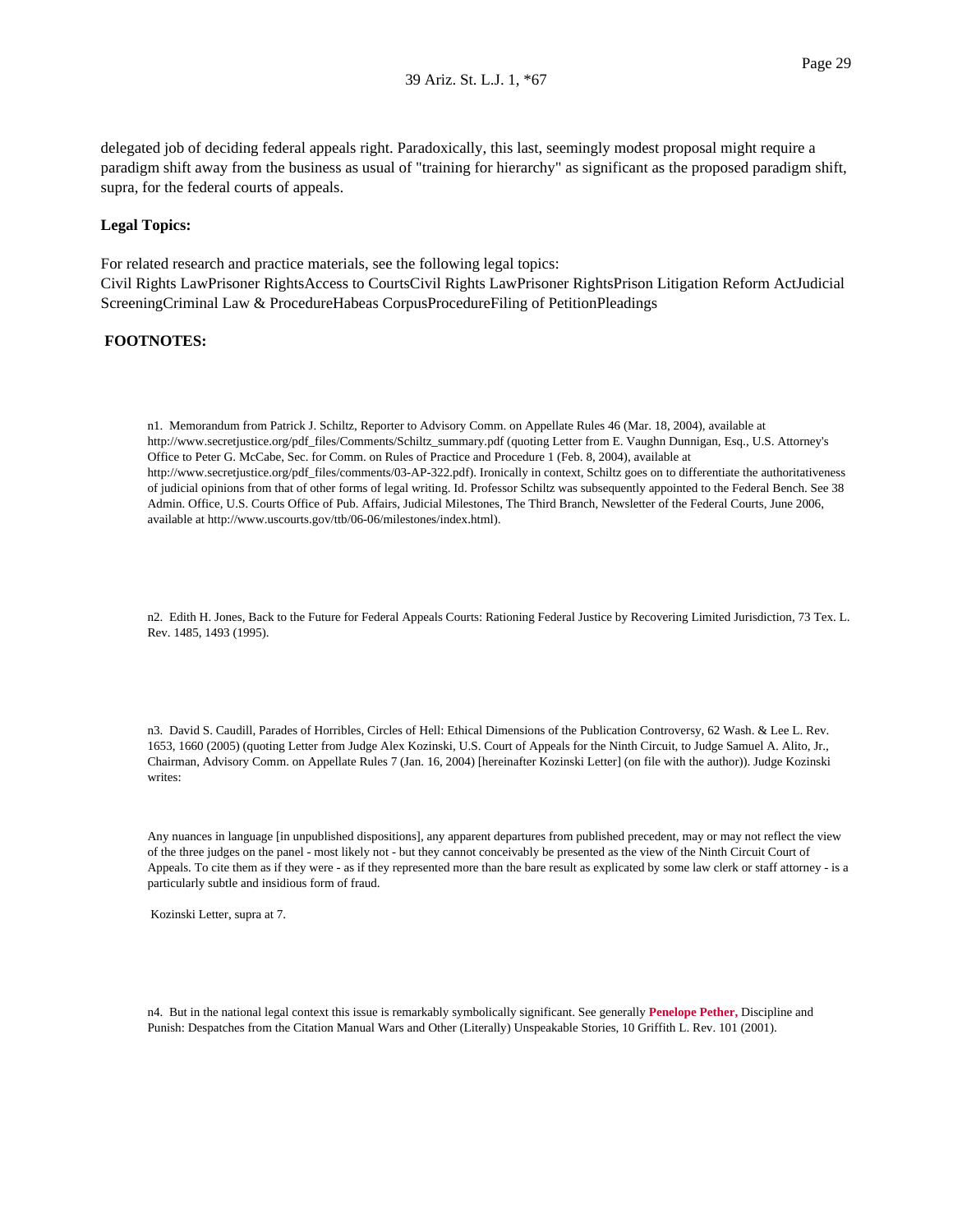delegated job of deciding federal appeals right. Paradoxically, this last, seemingly modest proposal might require a paradigm shift away from the business as usual of "training for hierarchy" as significant as the proposed paradigm shift, supra, for the federal courts of appeals.

**Legal Topics:**

For related research and practice materials, see the following legal topics:
Civil Rights LawPrisoner RightsAccess to CourtsCivil Rights LawPrisoner RightsPrison Litigation Reform ActJudicial ScreeningCriminal Law & ProcedureHabeas CorpusProcedureFiling of PetitionPleadings

**FOOTNOTES:**

n1. Memorandum from Patrick J. Schiltz, Reporter to Advisory Comm. on Appellate Rules 46 (Mar. 18, 2004), available at http://www.secretjustice.org/pdf_files/Comments/Schiltz_summary.pdf (quoting Letter from E. Vaughn Dunnigan, Esq., U.S. Attorney's Office to Peter G. McCabe, Sec. for Comm. on Rules of Practice and Procedure 1 (Feb. 8, 2004), available at http://www.secretjustice.org/pdf_files/comments/03-AP-322.pdf). Ironically in context, Schiltz goes on to differentiate the authoritativeness of judicial opinions from that of other forms of legal writing. Id. Professor Schiltz was subsequently appointed to the Federal Bench. See 38 Admin. Office, U.S. Courts Office of Pub. Affairs, Judicial Milestones, The Third Branch, Newsletter of the Federal Courts, June 2006, available at http://www.uscourts.gov/ttb/06-06/milestones/index.html).

n2. Edith H. Jones, Back to the Future for Federal Appeals Courts: Rationing Federal Justice by Recovering Limited Jurisdiction, 73 Tex. L. Rev. 1485, 1493 (1995).

n3. David S. Caudill, Parades of Horribles, Circles of Hell: Ethical Dimensions of the Publication Controversy, 62 Wash. & Lee L. Rev. 1653, 1660 (2005) (quoting Letter from Judge Alex Kozinski, U.S. Court of Appeals for the Ninth Circuit, to Judge Samuel A. Alito, Jr., Chairman, Advisory Comm. on Appellate Rules 7 (Jan. 16, 2004) [hereinafter Kozinski Letter] (on file with the author)). Judge Kozinski writes:

> Any nuances in language [in unpublished dispositions], any apparent departures from published precedent, may or may not reflect the view of the three judges on the panel - most likely not - but they cannot conceivably be presented as the view of the Ninth Circuit Court of Appeals. To cite them as if they were - as if they represented more than the bare result as explicated by some law clerk or staff attorney - is a particularly subtle and insidious form of fraud.

Kozinski Letter, supra at 7.

n4. But in the national legal context this issue is remarkably symbolically significant. See generally **Penelope Pether,** Discipline and Punish: Despatches from the Citation Manual Wars and Other (Literally) Unspeakable Stories, 10 Griffith L. Rev. 101 (2001).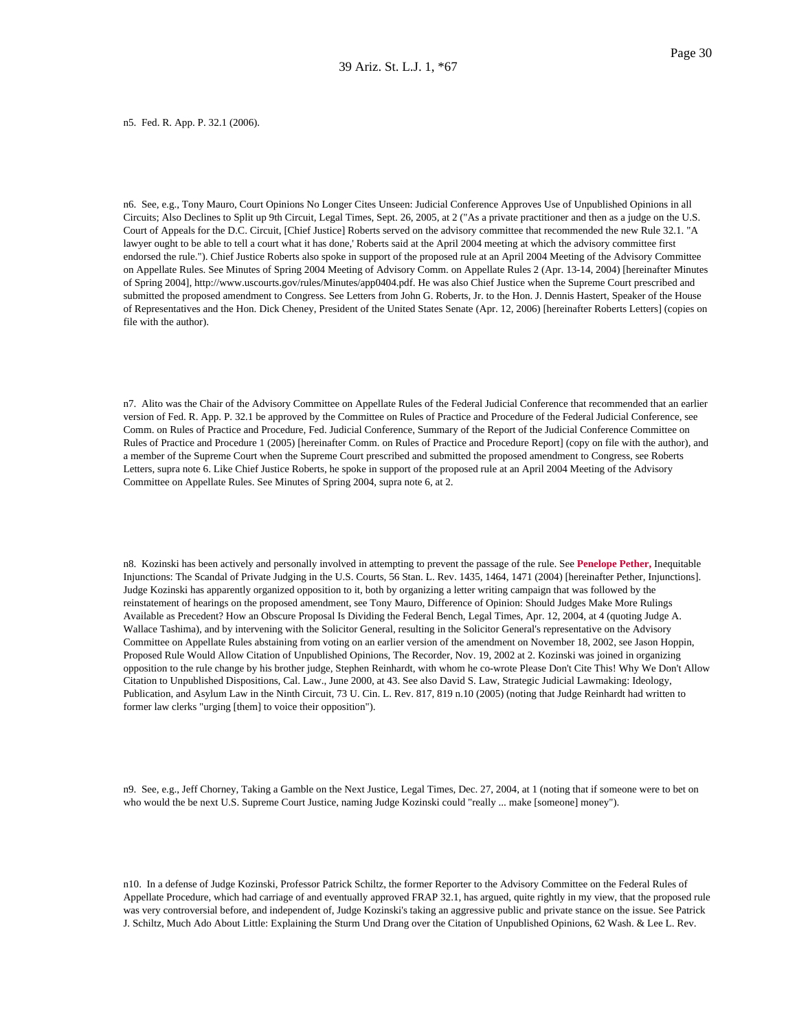n5. Fed. R. App. P. 32.1 (2006).

n6. See, e.g., Tony Mauro, Court Opinions No Longer Cites Unseen: Judicial Conference Approves Use of Unpublished Opinions in all Circuits; Also Declines to Split up 9th Circuit, Legal Times, Sept. 26, 2005, at 2 ("As a private practitioner and then as a judge on the U.S. Court of Appeals for the D.C. Circuit, [Chief Justice] Roberts served on the advisory committee that recommended the new Rule 32.1. "A lawyer ought to be able to tell a court what it has done,' Roberts said at the April 2004 meeting at which the advisory committee first endorsed the rule."). Chief Justice Roberts also spoke in support of the proposed rule at an April 2004 Meeting of the Advisory Committee on Appellate Rules. See Minutes of Spring 2004 Meeting of Advisory Comm. on Appellate Rules 2 (Apr. 13-14, 2004) [hereinafter Minutes of Spring 2004], http://www.uscourts.gov/rules/Minutes/app0404.pdf. He was also Chief Justice when the Supreme Court prescribed and submitted the proposed amendment to Congress. See Letters from John G. Roberts, Jr. to the Hon. J. Dennis Hastert, Speaker of the House of Representatives and the Hon. Dick Cheney, President of the United States Senate (Apr. 12, 2006) [hereinafter Roberts Letters] (copies on file with the author).

n7. Alito was the Chair of the Advisory Committee on Appellate Rules of the Federal Judicial Conference that recommended that an earlier version of Fed. R. App. P. 32.1 be approved by the Committee on Rules of Practice and Procedure of the Federal Judicial Conference, see Comm. on Rules of Practice and Procedure, Fed. Judicial Conference, Summary of the Report of the Judicial Conference Committee on Rules of Practice and Procedure 1 (2005) [hereinafter Comm. on Rules of Practice and Procedure Report] (copy on file with the author), and a member of the Supreme Court when the Supreme Court prescribed and submitted the proposed amendment to Congress, see Roberts Letters, supra note 6. Like Chief Justice Roberts, he spoke in support of the proposed rule at an April 2004 Meeting of the Advisory Committee on Appellate Rules. See Minutes of Spring 2004, supra note 6, at 2.

n8. Kozinski has been actively and personally involved in attempting to prevent the passage of the rule. See **Penelope Pether,** Inequitable Injunctions: The Scandal of Private Judging in the U.S. Courts, 56 Stan. L. Rev. 1435, 1464, 1471 (2004) [hereinafter Pether, Injunctions]. Judge Kozinski has apparently organized opposition to it, both by organizing a letter writing campaign that was followed by the reinstatement of hearings on the proposed amendment, see Tony Mauro, Difference of Opinion: Should Judges Make More Rulings Available as Precedent? How an Obscure Proposal Is Dividing the Federal Bench, Legal Times, Apr. 12, 2004, at 4 (quoting Judge A. Wallace Tashima), and by intervening with the Solicitor General, resulting in the Solicitor General's representative on the Advisory Committee on Appellate Rules abstaining from voting on an earlier version of the amendment on November 18, 2002, see Jason Hoppin, Proposed Rule Would Allow Citation of Unpublished Opinions, The Recorder, Nov. 19, 2002 at 2. Kozinski was joined in organizing opposition to the rule change by his brother judge, Stephen Reinhardt, with whom he co-wrote Please Don't Cite This! Why We Don't Allow Citation to Unpublished Dispositions, Cal. Law., June 2000, at 43. See also David S. Law, Strategic Judicial Lawmaking: Ideology, Publication, and Asylum Law in the Ninth Circuit, 73 U. Cin. L. Rev. 817, 819 n.10 (2005) (noting that Judge Reinhardt had written to former law clerks "urging [them] to voice their opposition").

n9. See, e.g., Jeff Chorney, Taking a Gamble on the Next Justice, Legal Times, Dec. 27, 2004, at 1 (noting that if someone were to bet on who would the be next U.S. Supreme Court Justice, naming Judge Kozinski could "really ... make [someone] money").

n10. In a defense of Judge Kozinski, Professor Patrick Schiltz, the former Reporter to the Advisory Committee on the Federal Rules of Appellate Procedure, which had carriage of and eventually approved FRAP 32.1, has argued, quite rightly in my view, that the proposed rule was very controversial before, and independent of, Judge Kozinski's taking an aggressive public and private stance on the issue. See Patrick J. Schiltz, Much Ado About Little: Explaining the Sturm Und Drang over the Citation of Unpublished Opinions, 62 Wash. & Lee L. Rev.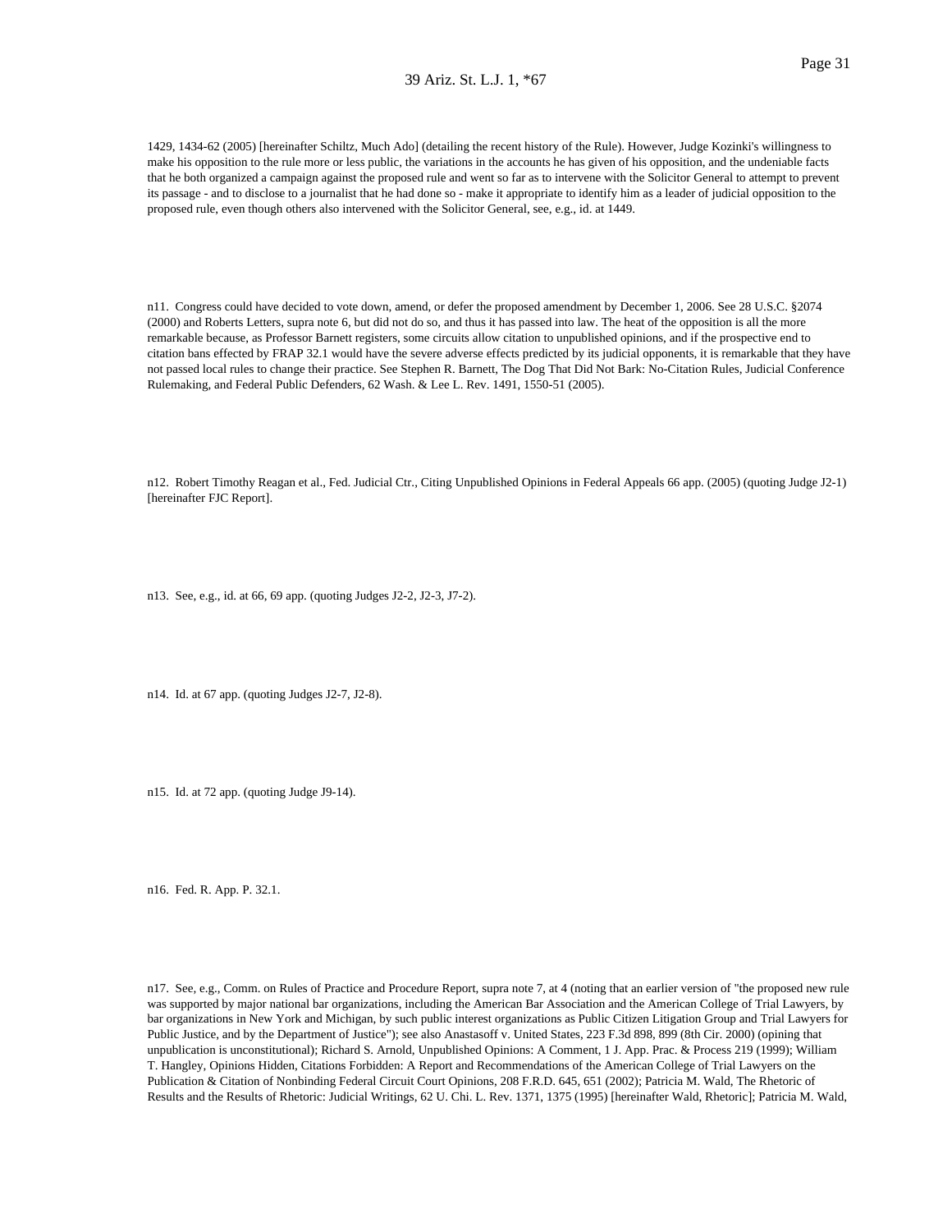1429, 1434-62 (2005) [hereinafter Schiltz, Much Ado] (detailing the recent history of the Rule). However, Judge Kozinki's willingness to make his opposition to the rule more or less public, the variations in the accounts he has given of his opposition, and the undeniable facts that he both organized a campaign against the proposed rule and went so far as to intervene with the Solicitor General to attempt to prevent its passage - and to disclose to a journalist that he had done so - make it appropriate to identify him as a leader of judicial opposition to the proposed rule, even though others also intervened with the Solicitor General, see, e.g., id. at 1449.

n11. Congress could have decided to vote down, amend, or defer the proposed amendment by December 1, 2006. See 28 U.S.C. §2074 (2000) and Roberts Letters, supra note 6, but did not do so, and thus it has passed into law. The heat of the opposition is all the more remarkable because, as Professor Barnett registers, some circuits allow citation to unpublished opinions, and if the prospective end to citation bans effected by FRAP 32.1 would have the severe adverse effects predicted by its judicial opponents, it is remarkable that they have not passed local rules to change their practice. See Stephen R. Barnett, The Dog That Did Not Bark: No-Citation Rules, Judicial Conference Rulemaking, and Federal Public Defenders, 62 Wash. & Lee L. Rev. 1491, 1550-51 (2005).

n12. Robert Timothy Reagan et al., Fed. Judicial Ctr., Citing Unpublished Opinions in Federal Appeals 66 app. (2005) (quoting Judge J2-1) [hereinafter FJC Report].

n13. See, e.g., id. at 66, 69 app. (quoting Judges J2-2, J2-3, J7-2).

n14. Id. at 67 app. (quoting Judges J2-7, J2-8).

n15. Id. at 72 app. (quoting Judge J9-14).

n16. Fed. R. App. P. 32.1.

n17. See, e.g., Comm. on Rules of Practice and Procedure Report, supra note 7, at 4 (noting that an earlier version of "the proposed new rule was supported by major national bar organizations, including the American Bar Association and the American College of Trial Lawyers, by bar organizations in New York and Michigan, by such public interest organizations as Public Citizen Litigation Group and Trial Lawyers for Public Justice, and by the Department of Justice"); see also Anastasoff v. United States, 223 F.3d 898, 899 (8th Cir. 2000) (opining that unpublication is unconstitutional); Richard S. Arnold, Unpublished Opinions: A Comment, 1 J. App. Prac. & Process 219 (1999); William T. Hangley, Opinions Hidden, Citations Forbidden: A Report and Recommendations of the American College of Trial Lawyers on the Publication & Citation of Nonbinding Federal Circuit Court Opinions, 208 F.R.D. 645, 651 (2002); Patricia M. Wald, The Rhetoric of Results and the Results of Rhetoric: Judicial Writings, 62 U. Chi. L. Rev. 1371, 1375 (1995) [hereinafter Wald, Rhetoric]; Patricia M. Wald,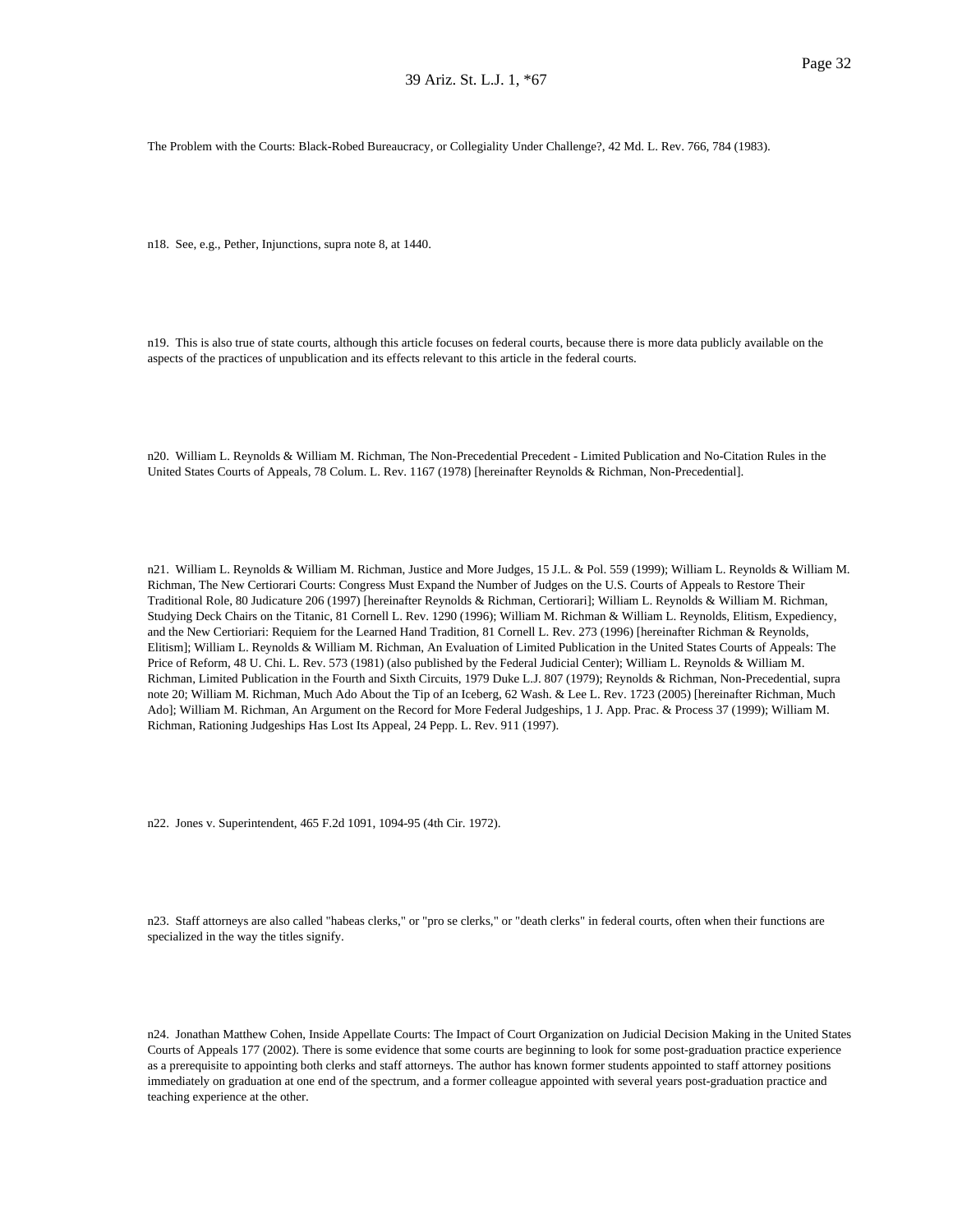The Problem with the Courts: Black-Robed Bureaucracy, or Collegiality Under Challenge?, 42 Md. L. Rev. 766, 784 (1983).

n18. See, e.g., Pether, Injunctions, supra note 8, at 1440.

n19. This is also true of state courts, although this article focuses on federal courts, because there is more data publicly available on the aspects of the practices of unpublication and its effects relevant to this article in the federal courts.

n20. William L. Reynolds & William M. Richman, The Non-Precedential Precedent - Limited Publication and No-Citation Rules in the United States Courts of Appeals, 78 Colum. L. Rev. 1167 (1978) [hereinafter Reynolds & Richman, Non-Precedential].

n21. William L. Reynolds & William M. Richman, Justice and More Judges, 15 J.L. & Pol. 559 (1999); William L. Reynolds & William M. Richman, The New Certiorari Courts: Congress Must Expand the Number of Judges on the U.S. Courts of Appeals to Restore Their Traditional Role, 80 Judicature 206 (1997) [hereinafter Reynolds & Richman, Certiorari]; William L. Reynolds & William M. Richman, Studying Deck Chairs on the Titanic, 81 Cornell L. Rev. 1290 (1996); William M. Richman & William L. Reynolds, Elitism, Expediency, and the New Certioriari: Requiem for the Learned Hand Tradition, 81 Cornell L. Rev. 273 (1996) [hereinafter Richman & Reynolds, Elitism]; William L. Reynolds & William M. Richman, An Evaluation of Limited Publication in the United States Courts of Appeals: The Price of Reform, 48 U. Chi. L. Rev. 573 (1981) (also published by the Federal Judicial Center); William L. Reynolds & William M. Richman, Limited Publication in the Fourth and Sixth Circuits, 1979 Duke L.J. 807 (1979); Reynolds & Richman, Non-Precedential, supra note 20; William M. Richman, Much Ado About the Tip of an Iceberg, 62 Wash. & Lee L. Rev. 1723 (2005) [hereinafter Richman, Much Ado]; William M. Richman, An Argument on the Record for More Federal Judgeships, 1 J. App. Prac. & Process 37 (1999); William M. Richman, Rationing Judgeships Has Lost Its Appeal, 24 Pepp. L. Rev. 911 (1997).

n22. Jones v. Superintendent, 465 F.2d 1091, 1094-95 (4th Cir. 1972).

n23. Staff attorneys are also called "habeas clerks," or "pro se clerks," or "death clerks" in federal courts, often when their functions are specialized in the way the titles signify.

n24. Jonathan Matthew Cohen, Inside Appellate Courts: The Impact of Court Organization on Judicial Decision Making in the United States Courts of Appeals 177 (2002). There is some evidence that some courts are beginning to look for some post-graduation practice experience as a prerequisite to appointing both clerks and staff attorneys. The author has known former students appointed to staff attorney positions immediately on graduation at one end of the spectrum, and a former colleague appointed with several years post-graduation practice and teaching experience at the other.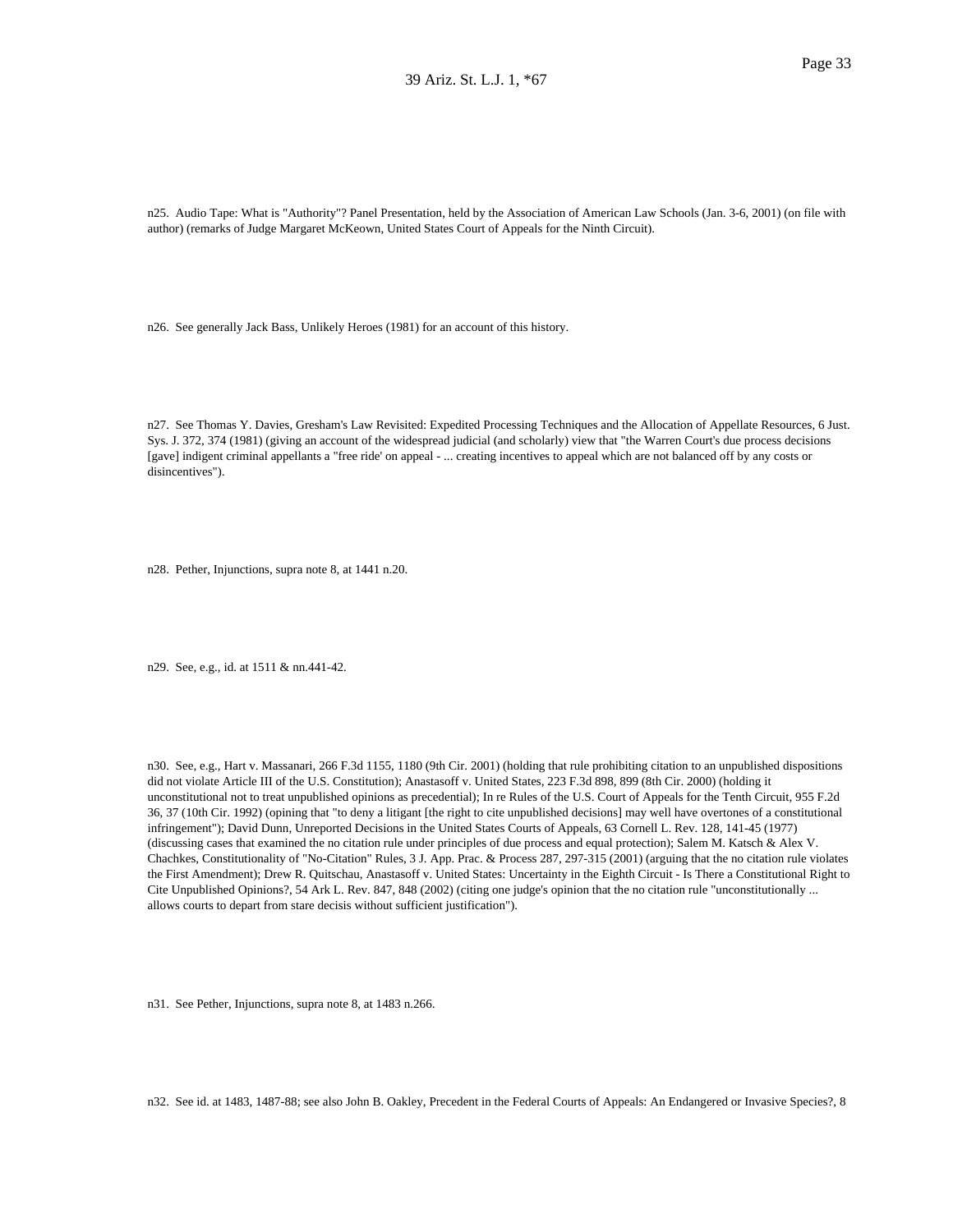n25. Audio Tape: What is "Authority"? Panel Presentation, held by the Association of American Law Schools (Jan. 3-6, 2001) (on file with author) (remarks of Judge Margaret McKeown, United States Court of Appeals for the Ninth Circuit).

n26. See generally Jack Bass, Unlikely Heroes (1981) for an account of this history.

n27. See Thomas Y. Davies, Gresham's Law Revisited: Expedited Processing Techniques and the Allocation of Appellate Resources, 6 Just. Sys. J. 372, 374 (1981) (giving an account of the widespread judicial (and scholarly) view that "the Warren Court's due process decisions [gave] indigent criminal appellants a "free ride' on appeal - ... creating incentives to appeal which are not balanced off by any costs or disincentives").

n28. Pether, Injunctions, supra note 8, at 1441 n.20.

n29. See, e.g., id. at 1511 & nn.441-42.

n30. See, e.g., Hart v. Massanari, 266 F.3d 1155, 1180 (9th Cir. 2001) (holding that rule prohibiting citation to an unpublished dispositions did not violate Article III of the U.S. Constitution); Anastasoff v. United States, 223 F.3d 898, 899 (8th Cir. 2000) (holding it unconstitutional not to treat unpublished opinions as precedential); In re Rules of the U.S. Court of Appeals for the Tenth Circuit, 955 F.2d 36, 37 (10th Cir. 1992) (opining that "to deny a litigant [the right to cite unpublished decisions] may well have overtones of a constitutional infringement"); David Dunn, Unreported Decisions in the United States Courts of Appeals, 63 Cornell L. Rev. 128, 141-45 (1977) (discussing cases that examined the no citation rule under principles of due process and equal protection); Salem M. Katsch & Alex V. Chachkes, Constitutionality of "No-Citation" Rules, 3 J. App. Prac. & Process 287, 297-315 (2001) (arguing that the no citation rule violates the First Amendment); Drew R. Quitschau, Anastasoff v. United States: Uncertainty in the Eighth Circuit - Is There a Constitutional Right to Cite Unpublished Opinions?, 54 Ark L. Rev. 847, 848 (2002) (citing one judge's opinion that the no citation rule "unconstitutionally ... allows courts to depart from stare decisis without sufficient justification").

n31. See Pether, Injunctions, supra note 8, at 1483 n.266.

n32. See id. at 1483, 1487-88; see also John B. Oakley, Precedent in the Federal Courts of Appeals: An Endangered or Invasive Species?, 8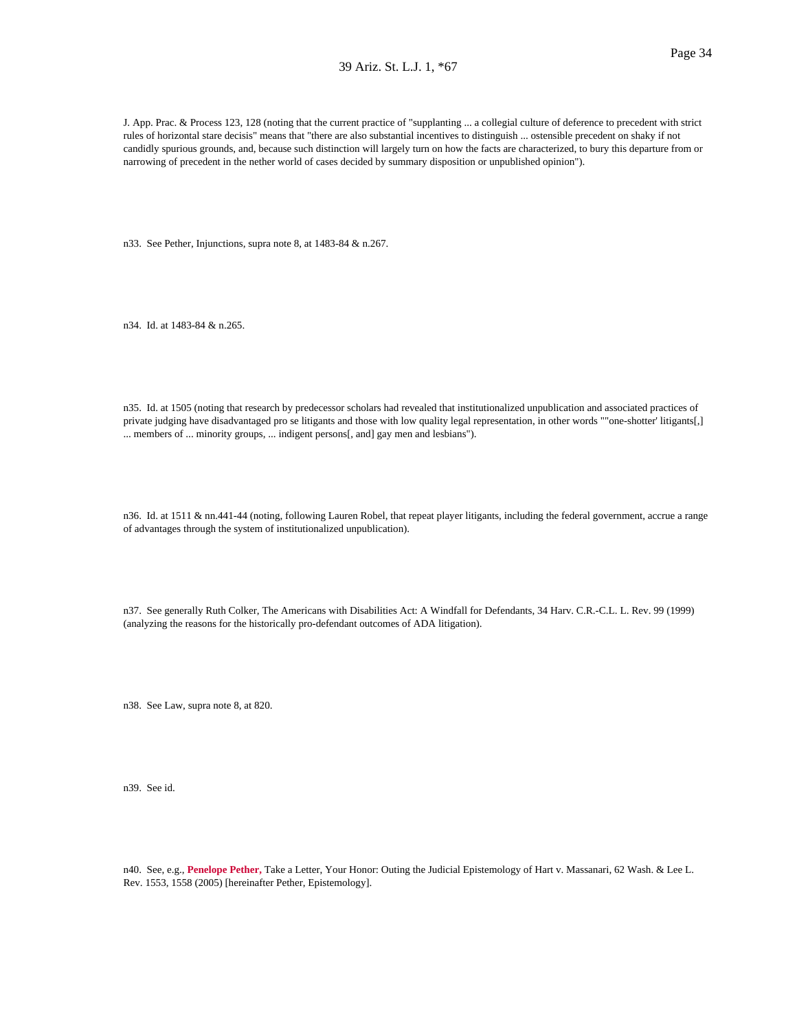J. App. Prac. & Process 123, 128 (noting that the current practice of "supplanting ... a collegial culture of deference to precedent with strict rules of horizontal stare decisis" means that "there are also substantial incentives to distinguish ... ostensible precedent on shaky if not candidly spurious grounds, and, because such distinction will largely turn on how the facts are characterized, to bury this departure from or narrowing of precedent in the nether world of cases decided by summary disposition or unpublished opinion").

n33. See Pether, Injunctions, supra note 8, at 1483-84 & n.267.

n34. Id. at 1483-84 & n.265.

n35. Id. at 1505 (noting that research by predecessor scholars had revealed that institutionalized unpublication and associated practices of private judging have disadvantaged pro se litigants and those with low quality legal representation, in other words ""one-shotter' litigants[,] ... members of ... minority groups, ... indigent persons[, and] gay men and lesbians").

n36. Id. at 1511 & nn.441-44 (noting, following Lauren Robel, that repeat player litigants, including the federal government, accrue a range of advantages through the system of institutionalized unpublication).

n37. See generally Ruth Colker, The Americans with Disabilities Act: A Windfall for Defendants, 34 Harv. C.R.-C.L. L. Rev. 99 (1999) (analyzing the reasons for the historically pro-defendant outcomes of ADA litigation).

n38. See Law, supra note 8, at 820.

n39. See id.

n40. See, e.g., **Penelope Pether,** Take a Letter, Your Honor: Outing the Judicial Epistemology of Hart v. Massanari, 62 Wash. & Lee L. Rev. 1553, 1558 (2005) [hereinafter Pether, Epistemology].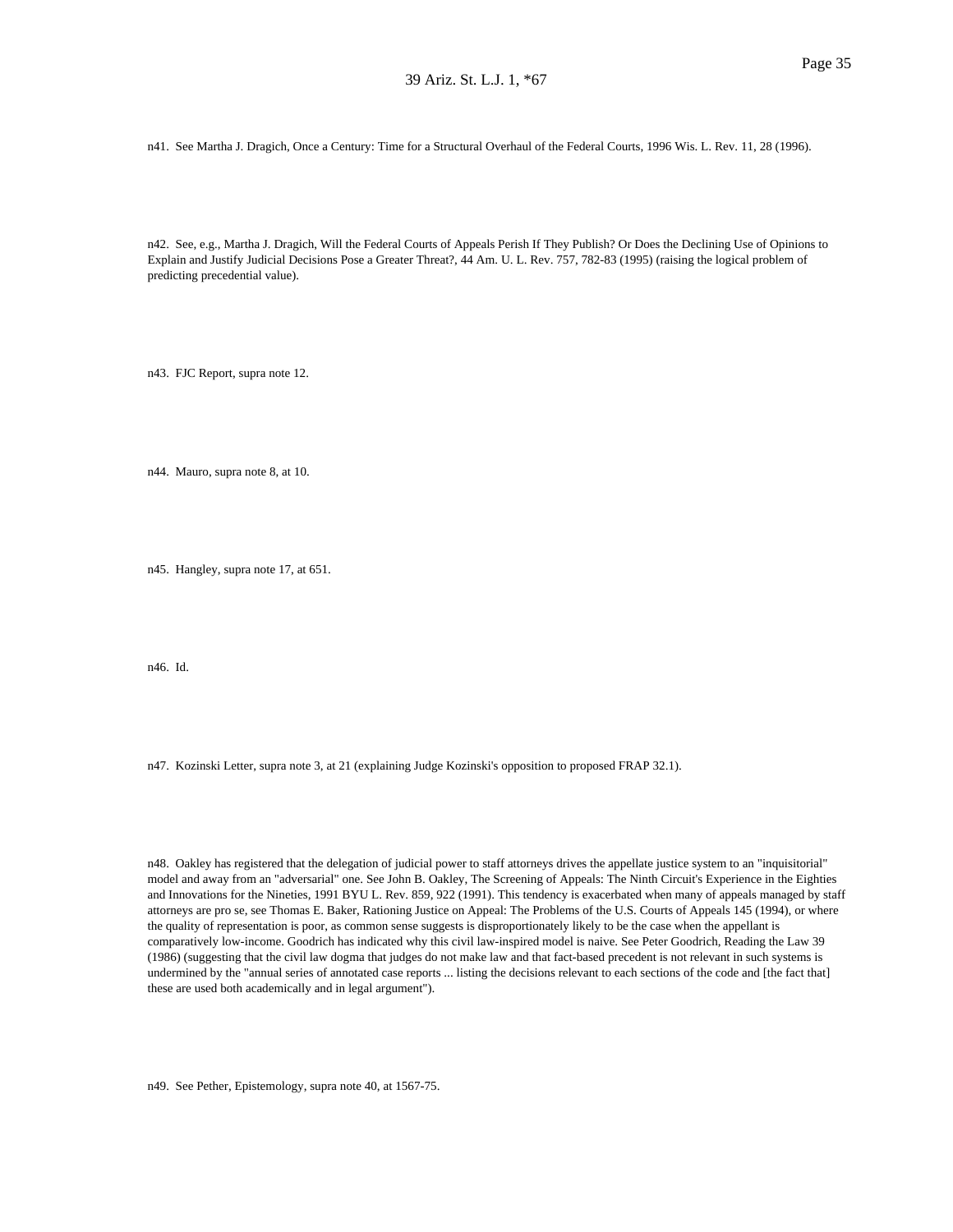n41. See Martha J. Dragich, Once a Century: Time for a Structural Overhaul of the Federal Courts, 1996 Wis. L. Rev. 11, 28 (1996).

n42. See, e.g., Martha J. Dragich, Will the Federal Courts of Appeals Perish If They Publish? Or Does the Declining Use of Opinions to Explain and Justify Judicial Decisions Pose a Greater Threat?, 44 Am. U. L. Rev. 757, 782-83 (1995) (raising the logical problem of predicting precedential value).

n43. FJC Report, supra note 12.

n44. Mauro, supra note 8, at 10.

n45. Hangley, supra note 17, at 651.

n46. Id.

n47. Kozinski Letter, supra note 3, at 21 (explaining Judge Kozinski's opposition to proposed FRAP 32.1).

n48. Oakley has registered that the delegation of judicial power to staff attorneys drives the appellate justice system to an "inquisitorial" model and away from an "adversarial" one. See John B. Oakley, The Screening of Appeals: The Ninth Circuit's Experience in the Eighties and Innovations for the Nineties, 1991 BYU L. Rev. 859, 922 (1991). This tendency is exacerbated when many of appeals managed by staff attorneys are pro se, see Thomas E. Baker, Rationing Justice on Appeal: The Problems of the U.S. Courts of Appeals 145 (1994), or where the quality of representation is poor, as common sense suggests is disproportionately likely to be the case when the appellant is comparatively low-income. Goodrich has indicated why this civil law-inspired model is naive. See Peter Goodrich, Reading the Law 39 (1986) (suggesting that the civil law dogma that judges do not make law and that fact-based precedent is not relevant in such systems is undermined by the "annual series of annotated case reports ... listing the decisions relevant to each sections of the code and [the fact that] these are used both academically and in legal argument").

n49. See Pether, Epistemology, supra note 40, at 1567-75.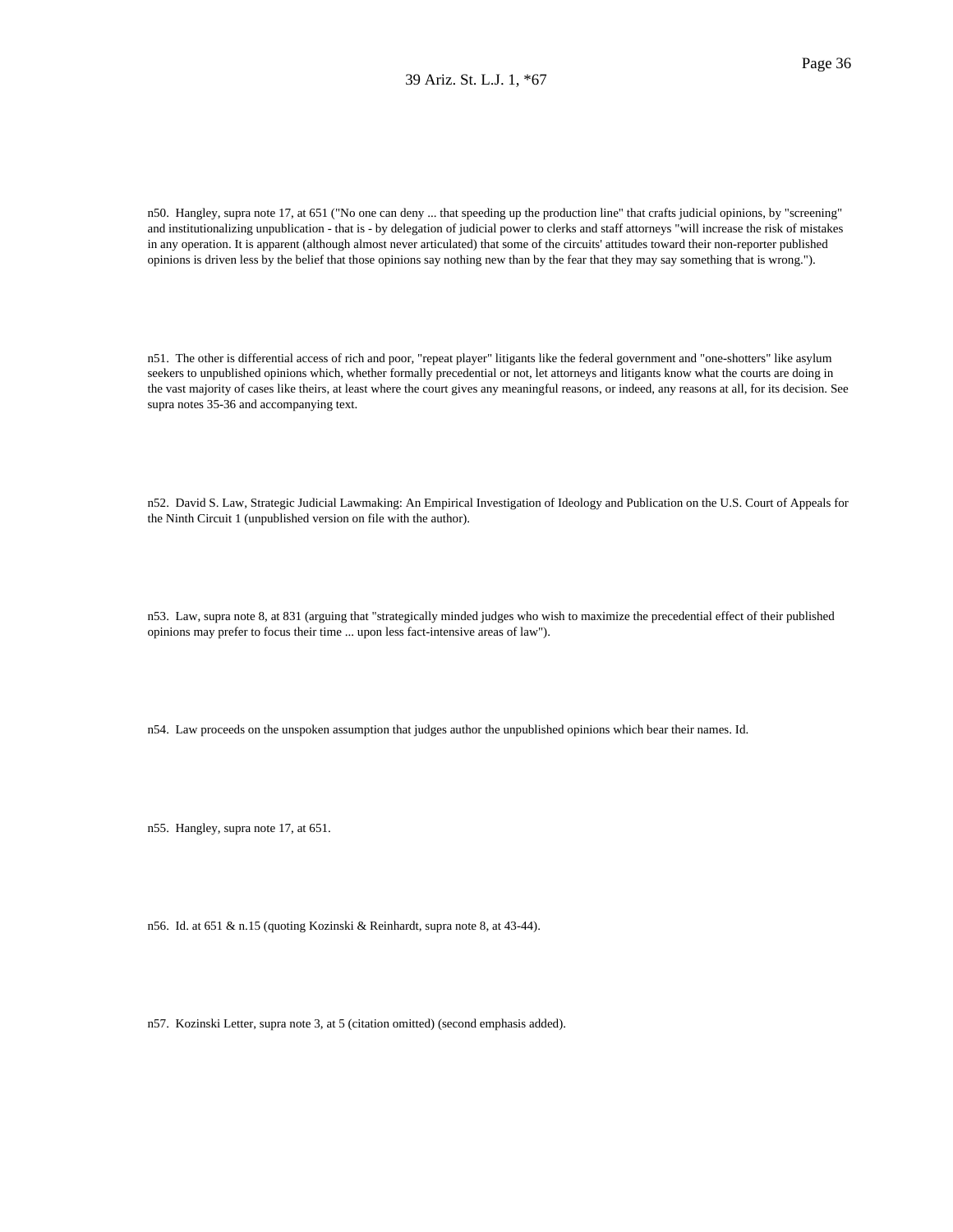n50. Hangley, supra note 17, at 651 ("No one can deny ... that speeding up the production line" that crafts judicial opinions, by "screening" and institutionalizing unpublication - that is - by delegation of judicial power to clerks and staff attorneys "will increase the risk of mistakes in any operation. It is apparent (although almost never articulated) that some of the circuits' attitudes toward their non-reporter published opinions is driven less by the belief that those opinions say nothing new than by the fear that they may say something that is wrong.").

n51. The other is differential access of rich and poor, "repeat player" litigants like the federal government and "one-shotters" like asylum seekers to unpublished opinions which, whether formally precedential or not, let attorneys and litigants know what the courts are doing in the vast majority of cases like theirs, at least where the court gives any meaningful reasons, or indeed, any reasons at all, for its decision. See supra notes 35-36 and accompanying text.

n52. David S. Law, Strategic Judicial Lawmaking: An Empirical Investigation of Ideology and Publication on the U.S. Court of Appeals for the Ninth Circuit 1 (unpublished version on file with the author).

n53. Law, supra note 8, at 831 (arguing that "strategically minded judges who wish to maximize the precedential effect of their published opinions may prefer to focus their time ... upon less fact-intensive areas of law").

n54. Law proceeds on the unspoken assumption that judges author the unpublished opinions which bear their names. Id.

n55. Hangley, supra note 17, at 651.

n56. Id. at 651 & n.15 (quoting Kozinski & Reinhardt, supra note 8, at 43-44).

n57. Kozinski Letter, supra note 3, at 5 (citation omitted) (second emphasis added).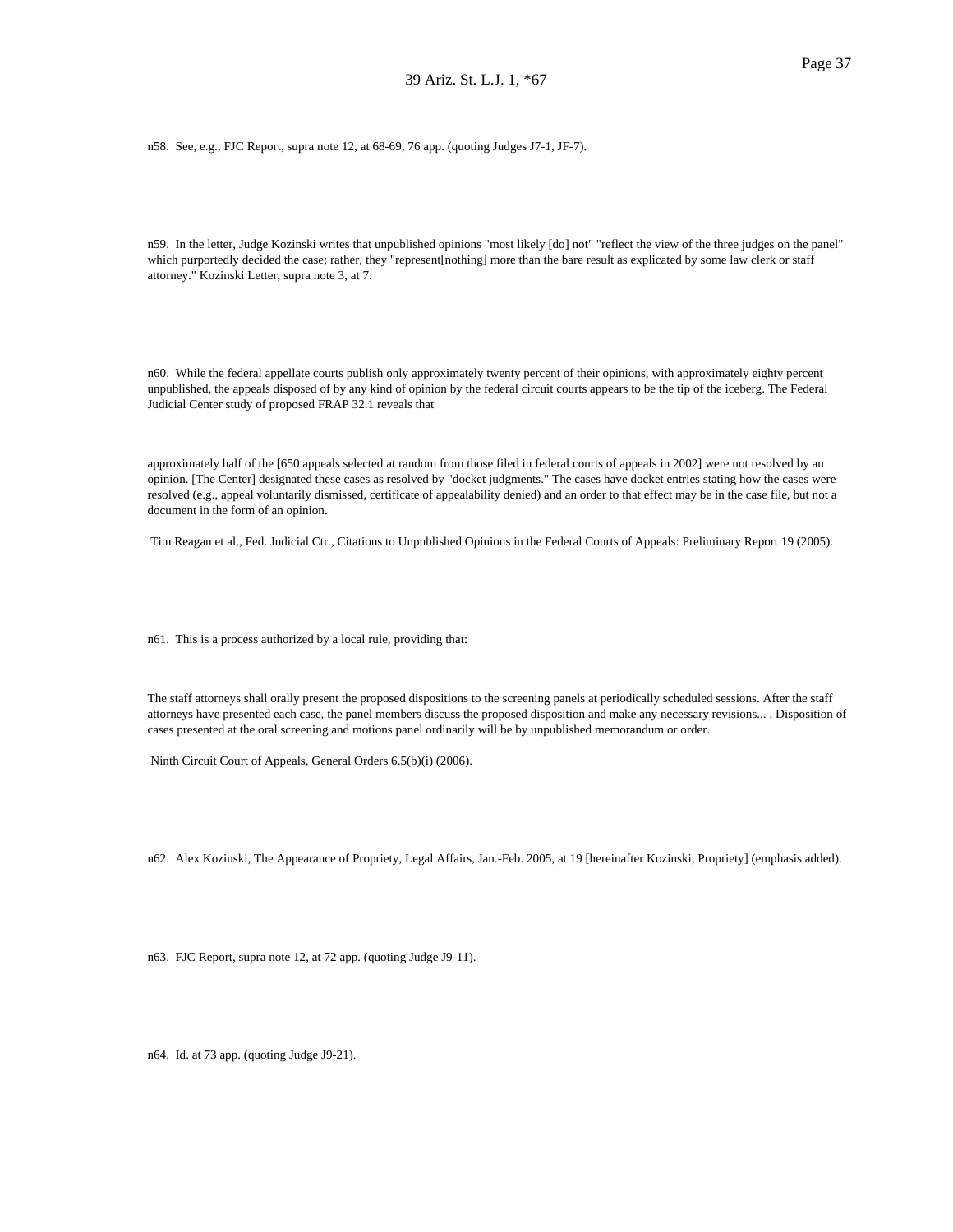n58. See, e.g., FJC Report, supra note 12, at 68-69, 76 app. (quoting Judges J7-1, JF-7).

n59. In the letter, Judge Kozinski writes that unpublished opinions "most likely [do] not" "reflect the view of the three judges on the panel" which purportedly decided the case; rather, they "represent[nothing] more than the bare result as explicated by some law clerk or staff attorney." Kozinski Letter, supra note 3, at 7.

n60. While the federal appellate courts publish only approximately twenty percent of their opinions, with approximately eighty percent unpublished, the appeals disposed of by any kind of opinion by the federal circuit courts appears to be the tip of the iceberg. The Federal Judicial Center study of proposed FRAP 32.1 reveals that

> approximately half of the [650 appeals selected at random from those filed in federal courts of appeals in 2002] were not resolved by an opinion. [The Center] designated these cases as resolved by "docket judgments." The cases have docket entries stating how the cases were resolved (e.g., appeal voluntarily dismissed, certificate of appealability denied) and an order to that effect may be in the case file, but not a document in the form of an opinion.

Tim Reagan et al., Fed. Judicial Ctr., Citations to Unpublished Opinions in the Federal Courts of Appeals: Preliminary Report 19 (2005).

n61. This is a process authorized by a local rule, providing that:

> The staff attorneys shall orally present the proposed dispositions to the screening panels at periodically scheduled sessions. After the staff attorneys have presented each case, the panel members discuss the proposed disposition and make any necessary revisions... . Disposition of cases presented at the oral screening and motions panel ordinarily will be by unpublished memorandum or order.

Ninth Circuit Court of Appeals, General Orders 6.5(b)(i) (2006).

n62. Alex Kozinski, The Appearance of Propriety, Legal Affairs, Jan.-Feb. 2005, at 19 [hereinafter Kozinski, Propriety] (emphasis added).

n63. FJC Report, supra note 12, at 72 app. (quoting Judge J9-11).

n64. Id. at 73 app. (quoting Judge J9-21).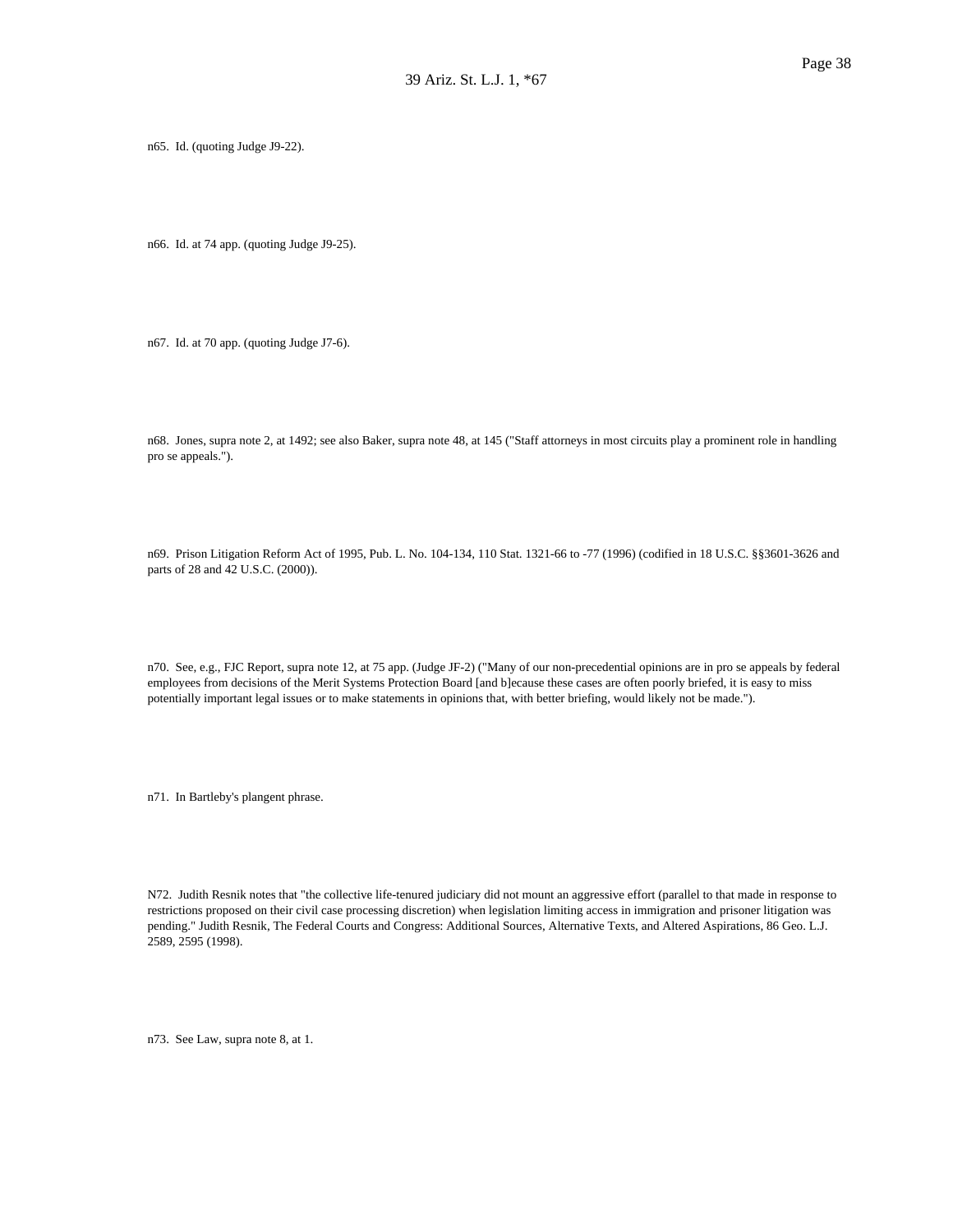n65. Id. (quoting Judge J9-22).

n66. Id. at 74 app. (quoting Judge J9-25).

n67. Id. at 70 app. (quoting Judge J7-6).

n68. Jones, supra note 2, at 1492; see also Baker, supra note 48, at 145 ("Staff attorneys in most circuits play a prominent role in handling pro se appeals.").

n69. Prison Litigation Reform Act of 1995, Pub. L. No. 104-134, 110 Stat. 1321-66 to -77 (1996) (codified in 18 U.S.C. §§3601-3626 and parts of 28 and 42 U.S.C. (2000)).

n70. See, e.g., FJC Report, supra note 12, at 75 app. (Judge JF-2) ("Many of our non-precedential opinions are in pro se appeals by federal employees from decisions of the Merit Systems Protection Board [and b]ecause these cases are often poorly briefed, it is easy to miss potentially important legal issues or to make statements in opinions that, with better briefing, would likely not be made.").

n71. In Bartleby's plangent phrase.

N72. Judith Resnik notes that "the collective life-tenured judiciary did not mount an aggressive effort (parallel to that made in response to restrictions proposed on their civil case processing discretion) when legislation limiting access in immigration and prisoner litigation was pending." Judith Resnik, The Federal Courts and Congress: Additional Sources, Alternative Texts, and Altered Aspirations, 86 Geo. L.J. 2589, 2595 (1998).

n73. See Law, supra note 8, at 1.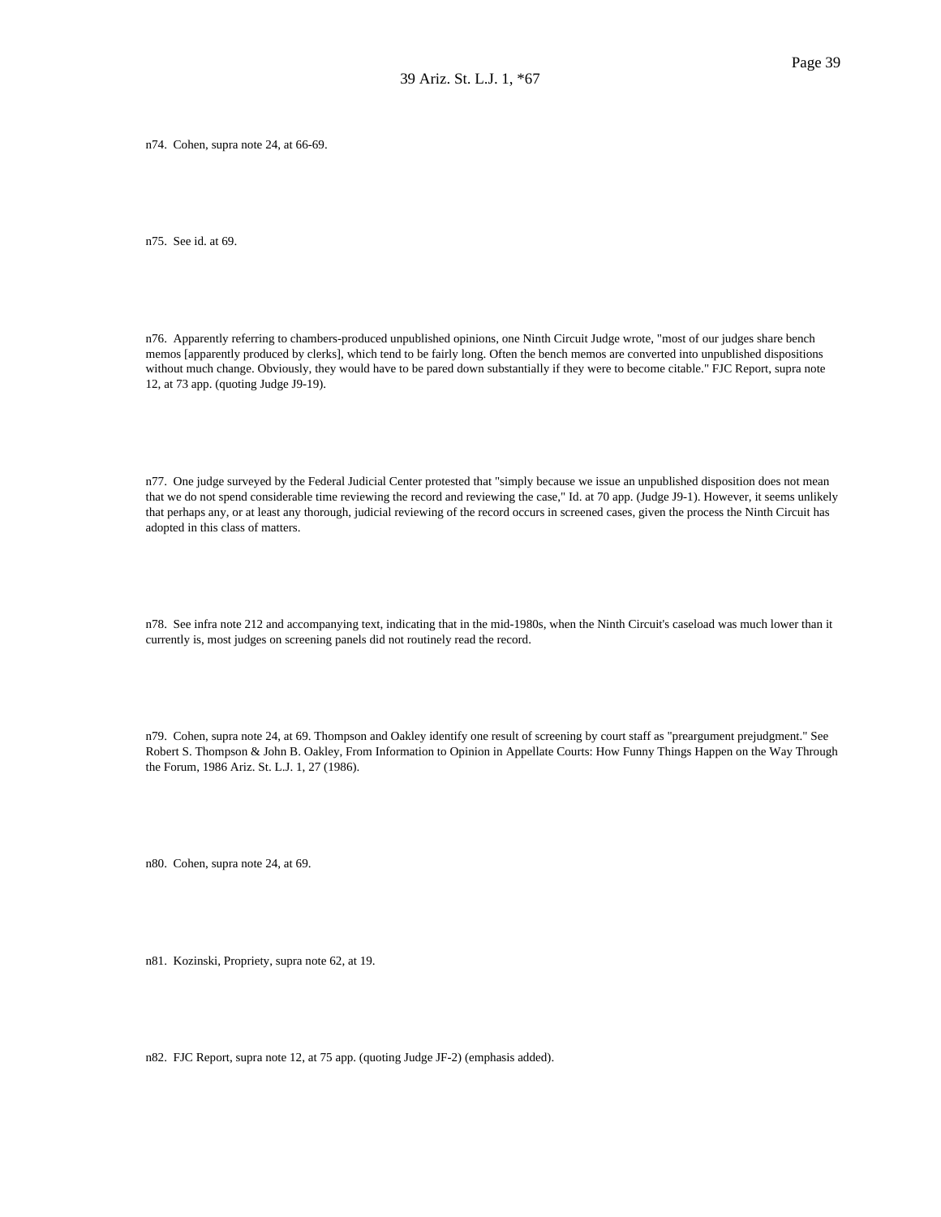n74. Cohen, supra note 24, at 66-69.

n75. See id. at 69.

n76. Apparently referring to chambers-produced unpublished opinions, one Ninth Circuit Judge wrote, "most of our judges share bench memos [apparently produced by clerks], which tend to be fairly long. Often the bench memos are converted into unpublished dispositions without much change. Obviously, they would have to be pared down substantially if they were to become citable." FJC Report, supra note 12, at 73 app. (quoting Judge J9-19).

n77. One judge surveyed by the Federal Judicial Center protested that "simply because we issue an unpublished disposition does not mean that we do not spend considerable time reviewing the record and reviewing the case," Id. at 70 app. (Judge J9-1). However, it seems unlikely that perhaps any, or at least any thorough, judicial reviewing of the record occurs in screened cases, given the process the Ninth Circuit has adopted in this class of matters.

n78. See infra note 212 and accompanying text, indicating that in the mid-1980s, when the Ninth Circuit's caseload was much lower than it currently is, most judges on screening panels did not routinely read the record.

n79. Cohen, supra note 24, at 69. Thompson and Oakley identify one result of screening by court staff as "preargument prejudgment." See Robert S. Thompson & John B. Oakley, From Information to Opinion in Appellate Courts: How Funny Things Happen on the Way Through the Forum, 1986 Ariz. St. L.J. 1, 27 (1986).

n80. Cohen, supra note 24, at 69.

n81. Kozinski, Propriety, supra note 62, at 19.

n82. FJC Report, supra note 12, at 75 app. (quoting Judge JF-2) (emphasis added).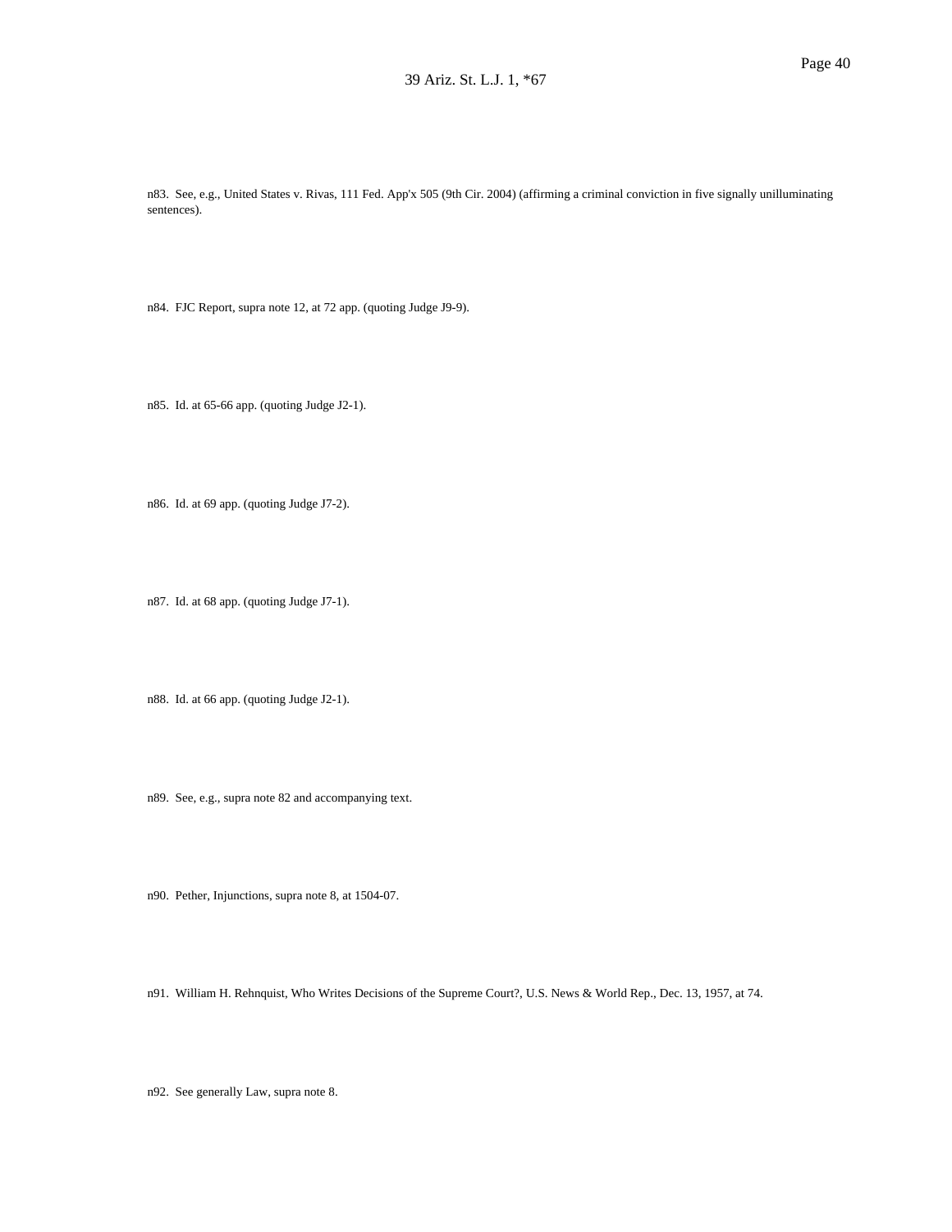n83. See, e.g., United States v. Rivas, 111 Fed. App'x 505 (9th Cir. 2004) (affirming a criminal conviction in five signally unilluminating sentences).

n84. FJC Report, supra note 12, at 72 app. (quoting Judge J9-9).

n85. Id. at 65-66 app. (quoting Judge J2-1).

n86. Id. at 69 app. (quoting Judge J7-2).

n87. Id. at 68 app. (quoting Judge J7-1).

n88. Id. at 66 app. (quoting Judge J2-1).

n89. See, e.g., supra note 82 and accompanying text.

n90. Pether, Injunctions, supra note 8, at 1504-07.

n91. William H. Rehnquist, Who Writes Decisions of the Supreme Court?, U.S. News & World Rep., Dec. 13, 1957, at 74.

n92. See generally Law, supra note 8.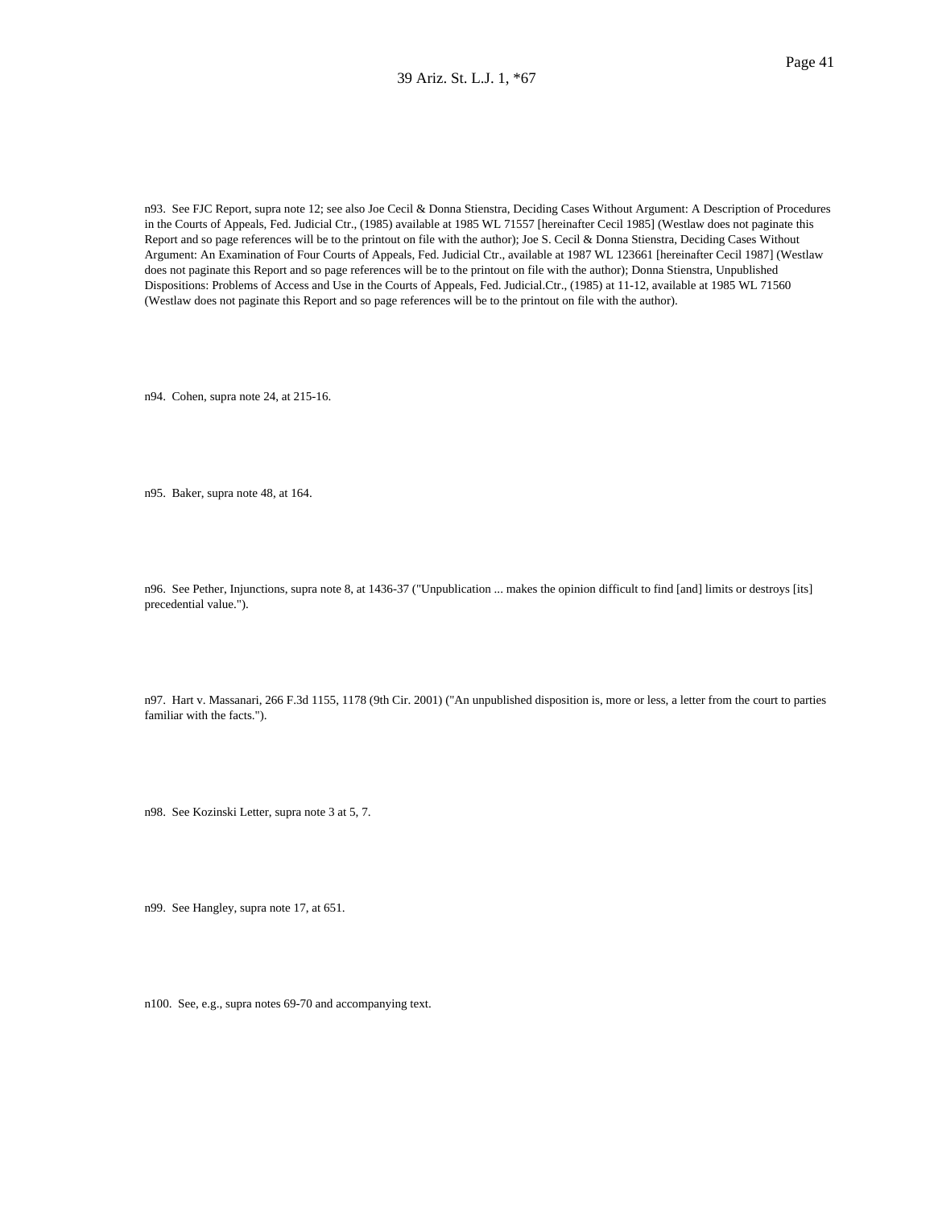n93. See FJC Report, supra note 12; see also Joe Cecil & Donna Stienstra, Deciding Cases Without Argument: A Description of Procedures in the Courts of Appeals, Fed. Judicial Ctr., (1985) available at 1985 WL 71557 [hereinafter Cecil 1985] (Westlaw does not paginate this Report and so page references will be to the printout on file with the author); Joe S. Cecil & Donna Stienstra, Deciding Cases Without Argument: An Examination of Four Courts of Appeals, Fed. Judicial Ctr., available at 1987 WL 123661 [hereinafter Cecil 1987] (Westlaw does not paginate this Report and so page references will be to the printout on file with the author); Donna Stienstra, Unpublished Dispositions: Problems of Access and Use in the Courts of Appeals, Fed. Judicial.Ctr., (1985) at 11-12, available at 1985 WL 71560 (Westlaw does not paginate this Report and so page references will be to the printout on file with the author).

n94. Cohen, supra note 24, at 215-16.

n95. Baker, supra note 48, at 164.

n96. See Pether, Injunctions, supra note 8, at 1436-37 ("Unpublication ... makes the opinion difficult to find [and] limits or destroys [its] precedential value.").

n97. Hart v. Massanari, 266 F.3d 1155, 1178 (9th Cir. 2001) ("An unpublished disposition is, more or less, a letter from the court to parties familiar with the facts.").

n98. See Kozinski Letter, supra note 3 at 5, 7.

n99. See Hangley, supra note 17, at 651.

n100. See, e.g., supra notes 69-70 and accompanying text.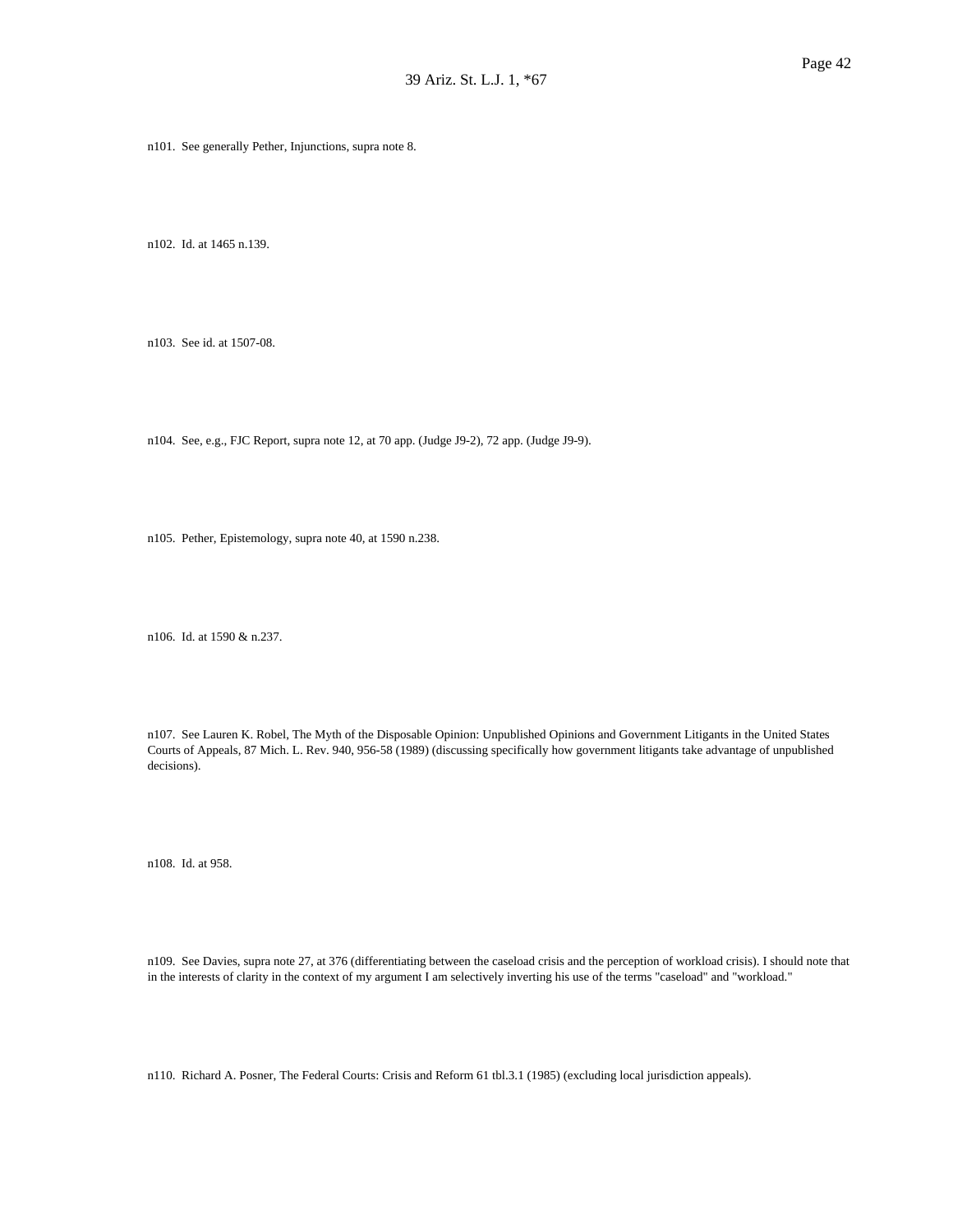n101. See generally Pether, Injunctions, supra note 8.

n102. Id. at 1465 n.139.

n103. See id. at 1507-08.

n104. See, e.g., FJC Report, supra note 12, at 70 app. (Judge J9-2), 72 app. (Judge J9-9).

n105. Pether, Epistemology, supra note 40, at 1590 n.238.

n106. Id. at 1590 & n.237.

n107. See Lauren K. Robel, The Myth of the Disposable Opinion: Unpublished Opinions and Government Litigants in the United States Courts of Appeals, 87 Mich. L. Rev. 940, 956-58 (1989) (discussing specifically how government litigants take advantage of unpublished decisions).

n108. Id. at 958.

n109. See Davies, supra note 27, at 376 (differentiating between the caseload crisis and the perception of workload crisis). I should note that in the interests of clarity in the context of my argument I am selectively inverting his use of the terms "caseload" and "workload."

n110. Richard A. Posner, The Federal Courts: Crisis and Reform 61 tbl.3.1 (1985) (excluding local jurisdiction appeals).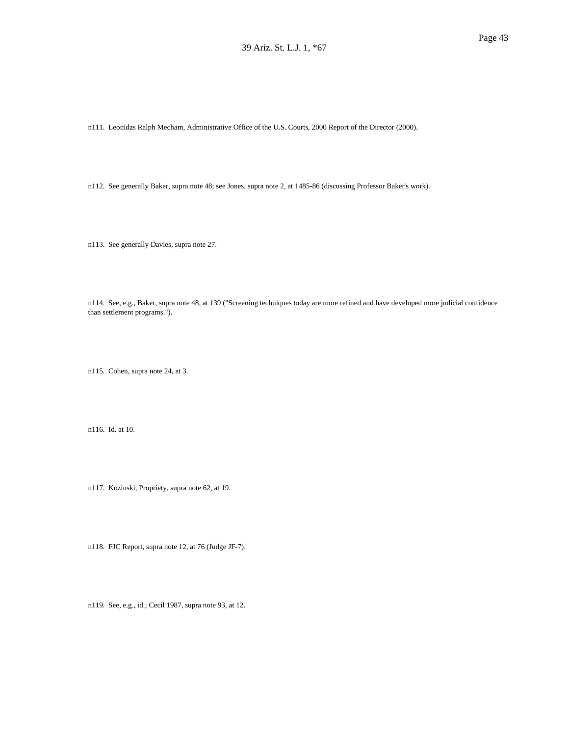n111. Leonidas Ralph Mecham, Administrative Office of the U.S. Courts, 2000 Report of the Director (2000).

n112. See generally Baker, supra note 48; see Jones, supra note 2, at 1485-86 (discussing Professor Baker's work).

n113. See generally Davies, supra note 27.

n114. See, e.g., Baker, supra note 48, at 139 ("Screening techniques today are more refined and have developed more judicial confidence than settlement programs.").

n115. Cohen, supra note 24, at 3.

n116. Id. at 10.

n117. Kozinski, Propriety, supra note 62, at 19.

n118. FJC Report, supra note 12, at 76 (Judge JF-7).

n119. See, e.g., id.; Cecil 1987, supra note 93, at 12.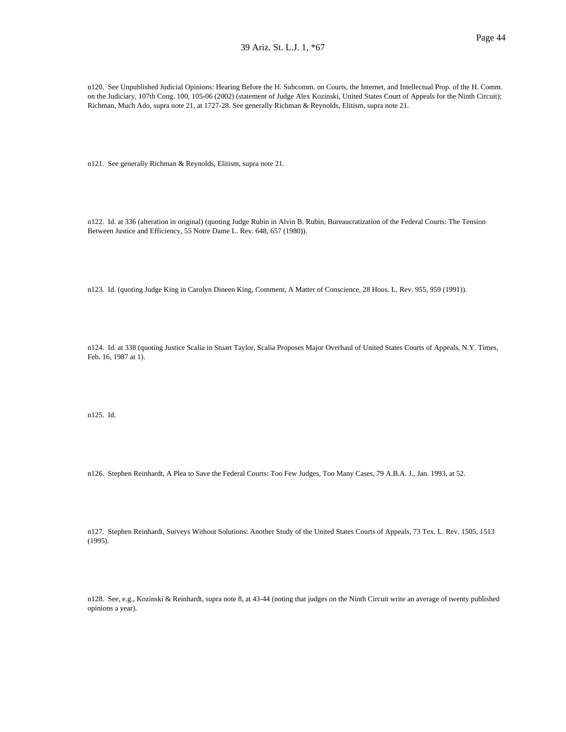n120. See Unpublished Judicial Opinions: Hearing Before the H. Subcomm. on Courts, the Internet, and Intellectual Prop. of the H. Comm. on the Judiciary, 107th Cong. 100, 105-06 (2002) (statement of Judge Alex Kozinski, United States Court of Appeals for the Ninth Circuit); Richman, Much Ado, supra note 21, at 1727-28. See generally Richman & Reynolds, Elitism, supra note 21.

n121. See generally Richman & Reynolds, Elitism, supra note 21.

n122. Id. at 336 (alteration in original) (quoting Judge Rubin in Alvin B. Rubin, Bureaucratization of the Federal Courts: The Tension Between Justice and Efficiency, 55 Notre Dame L. Rev. 648, 657 (1980)).

n123. Id. (quoting Judge King in Carolyn Dineen King, Comment, A Matter of Conscience, 28 Hous. L. Rev. 955, 959 (1991)).

n124. Id. at 338 (quoting Justice Scalia in Stuart Taylor, Scalia Proposes Major Overhaul of United States Courts of Appeals, N.Y. Times, Feb. 16, 1987 at 1).

n125. Id.

n126. Stephen Reinhardt, A Plea to Save the Federal Courts: Too Few Judges, Too Many Cases, 79 A.B.A. J., Jan. 1993, at 52.

n127. Stephen Reinhardt, Surveys Without Solutions: Another Study of the United States Courts of Appeals, 73 Tex. L. Rev. 1505, 1513 (1995).

n128. See, e.g., Kozinski & Reinhardt, supra note 8, at 43-44 (noting that judges on the Ninth Circuit write an average of twenty published opinions a year).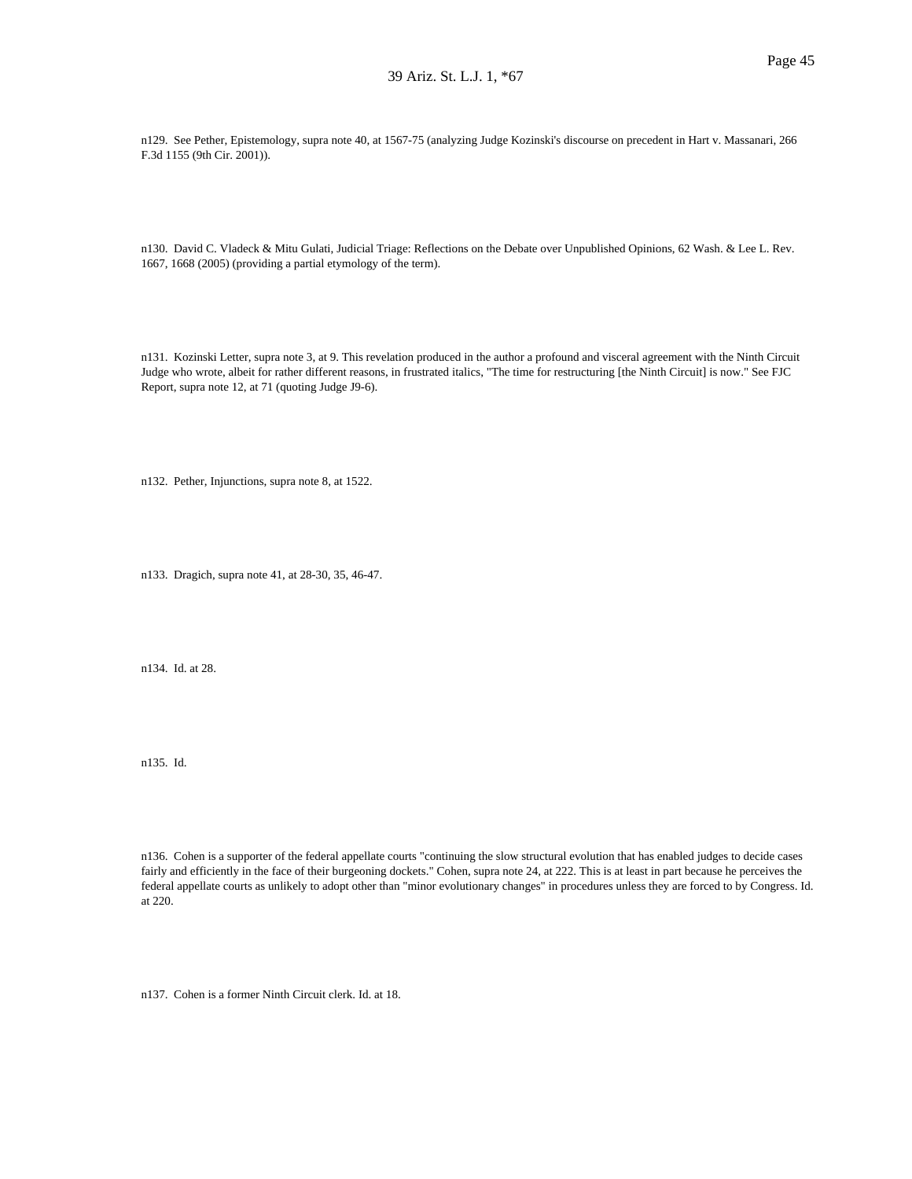n129. See Pether, Epistemology, supra note 40, at 1567-75 (analyzing Judge Kozinski's discourse on precedent in Hart v. Massanari, 266 F.3d 1155 (9th Cir. 2001)).

n130. David C. Vladeck & Mitu Gulati, Judicial Triage: Reflections on the Debate over Unpublished Opinions, 62 Wash. & Lee L. Rev. 1667, 1668 (2005) (providing a partial etymology of the term).

n131. Kozinski Letter, supra note 3, at 9. This revelation produced in the author a profound and visceral agreement with the Ninth Circuit Judge who wrote, albeit for rather different reasons, in frustrated italics, "The time for restructuring [the Ninth Circuit] is now." See FJC Report, supra note 12, at 71 (quoting Judge J9-6).

n132. Pether, Injunctions, supra note 8, at 1522.

n133. Dragich, supra note 41, at 28-30, 35, 46-47.

n134. Id. at 28.

n135. Id.

n136. Cohen is a supporter of the federal appellate courts "continuing the slow structural evolution that has enabled judges to decide cases fairly and efficiently in the face of their burgeoning dockets." Cohen, supra note 24, at 222. This is at least in part because he perceives the federal appellate courts as unlikely to adopt other than "minor evolutionary changes" in procedures unless they are forced to by Congress. Id. at 220.

n137. Cohen is a former Ninth Circuit clerk. Id. at 18.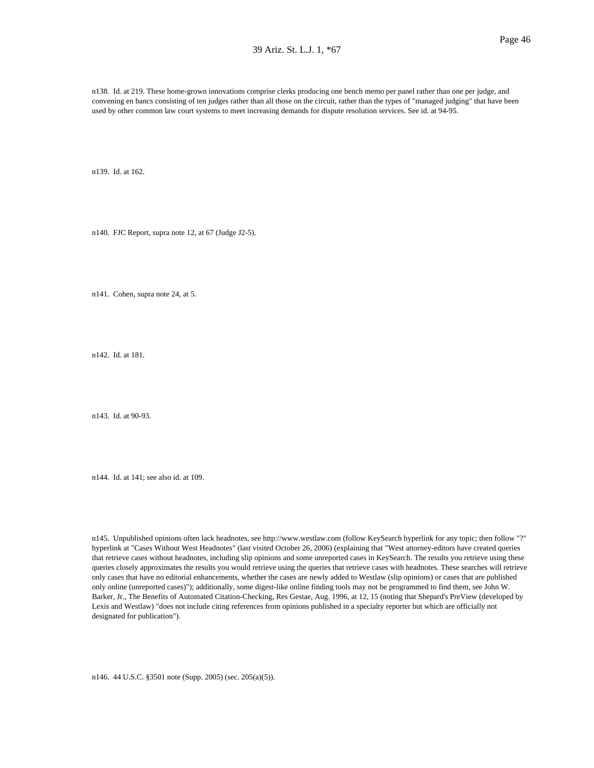n138. Id. at 219. These home-grown innovations comprise clerks producing one bench memo per panel rather than one per judge, and convening en bancs consisting of ten judges rather than all those on the circuit, rather than the types of "managed judging" that have been used by other common law court systems to meet increasing demands for dispute resolution services. See id. at 94-95.

n139. Id. at 162.

n140. FJC Report, supra note 12, at 67 (Judge J2-5).

n141. Cohen, supra note 24, at 5.

n142. Id. at 181.

n143. Id. at 90-93.

n144. Id. at 141; see also id. at 109.

n145. Unpublished opinions often lack headnotes, see http://www.westlaw.com (follow KeySearch hyperlink for any topic; then follow "?" hyperlink at "Cases Without West Headnotes" (last visited October 26, 2006) (explaining that "West attorney-editors have created queries that retrieve cases without headnotes, including slip opinions and some unreported cases in KeySearch. The results you retrieve using these queries closely approximates the results you would retrieve using the queries that retrieve cases with headnotes. These searches will retrieve only cases that have no editorial enhancements, whether the cases are newly added to Westlaw (slip opinions) or cases that are published only online (unreported cases)"); additionally, some digest-like online finding tools may not be programmed to find them, see John W. Barker, Jr., The Benefits of Automated Citation-Checking, Res Gestae, Aug. 1996, at 12, 15 (noting that Shepard's PreView (developed by Lexis and Westlaw) "does not include citing references from opinions published in a specialty reporter but which are officially not designated for publication").

n146. 44 U.S.C. §3501 note (Supp. 2005) (sec. 205(a)(5)).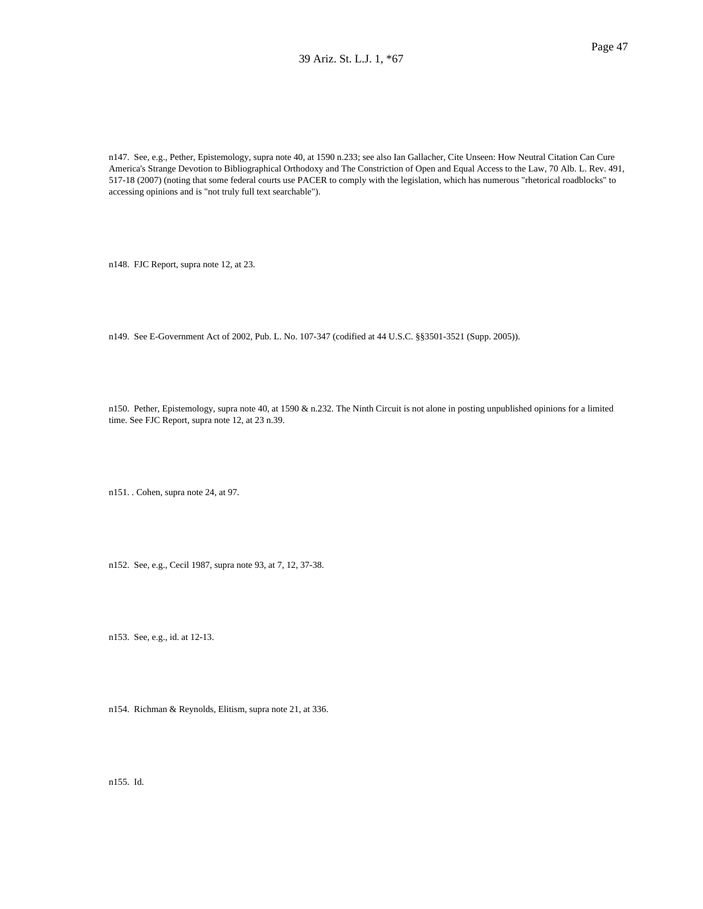n147. See, e.g., Pether, Epistemology, supra note 40, at 1590 n.233; see also Ian Gallacher, Cite Unseen: How Neutral Citation Can Cure America's Strange Devotion to Bibliographical Orthodoxy and The Constriction of Open and Equal Access to the Law, 70 Alb. L. Rev. 491, 517-18 (2007) (noting that some federal courts use PACER to comply with the legislation, which has numerous "rhetorical roadblocks" to accessing opinions and is "not truly full text searchable").

n148. FJC Report, supra note 12, at 23.

n149. See E-Government Act of 2002, Pub. L. No. 107-347 (codified at 44 U.S.C. §§3501-3521 (Supp. 2005)).

n150. Pether, Epistemology, supra note 40, at 1590 & n.232. The Ninth Circuit is not alone in posting unpublished opinions for a limited time. See FJC Report, supra note 12, at 23 n.39.

n151. . Cohen, supra note 24, at 97.

n152. See, e.g., Cecil 1987, supra note 93, at 7, 12, 37-38.

n153. See, e.g., id. at 12-13.

n154. Richman & Reynolds, Elitism, supra note 21, at 336.

n155. Id.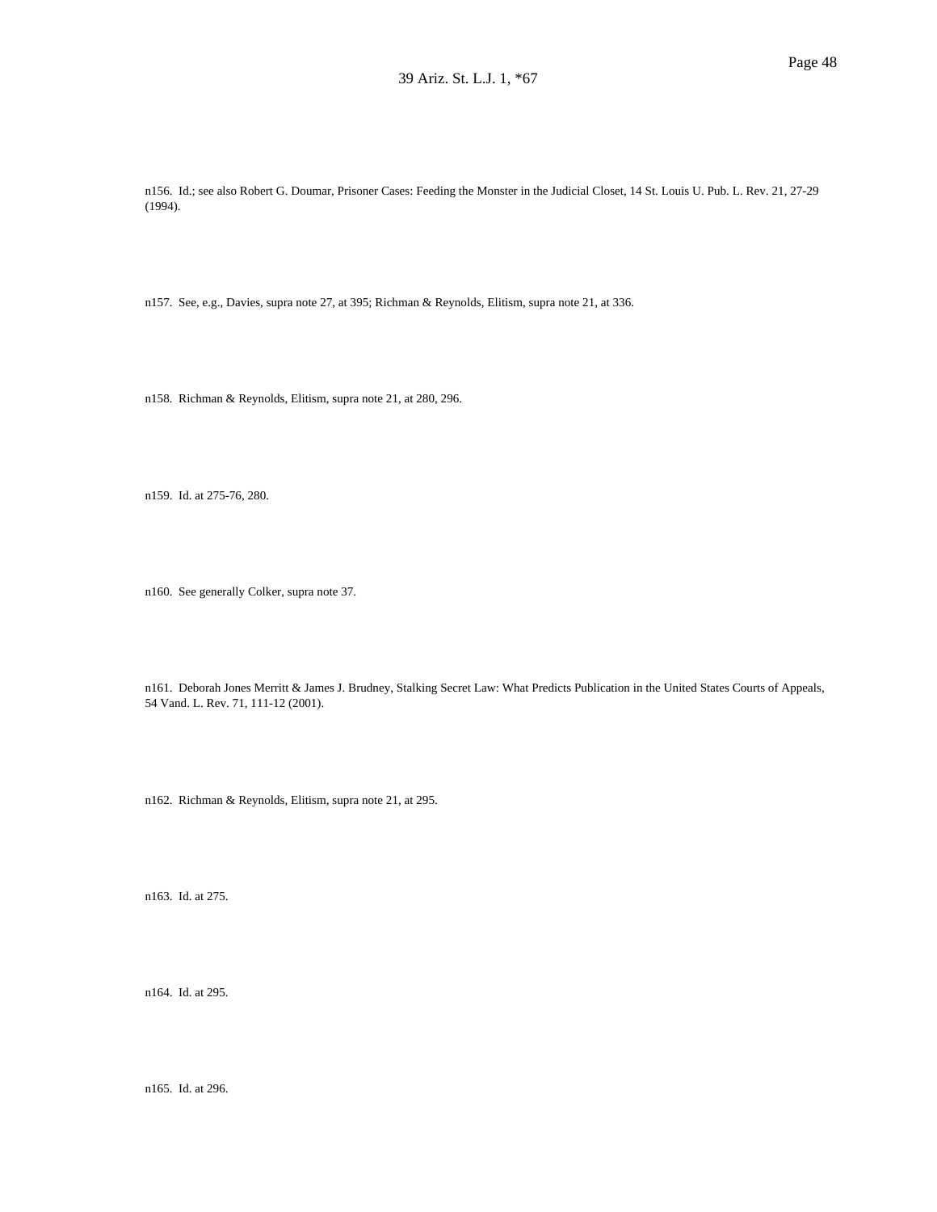n156. Id.; see also Robert G. Doumar, Prisoner Cases: Feeding the Monster in the Judicial Closet, 14 St. Louis U. Pub. L. Rev. 21, 27-29 (1994).

n157. See, e.g., Davies, supra note 27, at 395; Richman & Reynolds, Elitism, supra note 21, at 336.

n158. Richman & Reynolds, Elitism, supra note 21, at 280, 296.

n159. Id. at 275-76, 280.

n160. See generally Colker, supra note 37.

n161. Deborah Jones Merritt & James J. Brudney, Stalking Secret Law: What Predicts Publication in the United States Courts of Appeals, 54 Vand. L. Rev. 71, 111-12 (2001).

n162. Richman & Reynolds, Elitism, supra note 21, at 295.

n163. Id. at 275.

n164. Id. at 295.

n165. Id. at 296.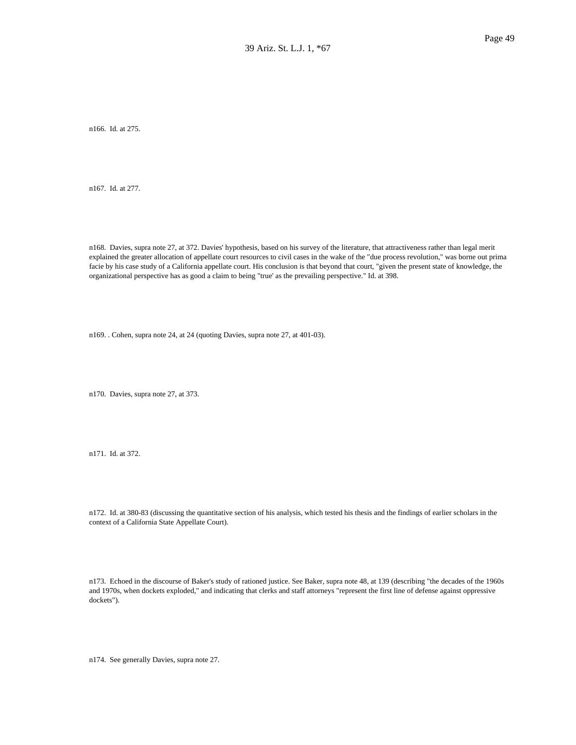n166. Id. at 275.

n167. Id. at 277.

n168. Davies, supra note 27, at 372. Davies' hypothesis, based on his survey of the literature, that attractiveness rather than legal merit explained the greater allocation of appellate court resources to civil cases in the wake of the "due process revolution," was borne out prima facie by his case study of a California appellate court. His conclusion is that beyond that court, "given the present state of knowledge, the organizational perspective has as good a claim to being "true' as the prevailing perspective." Id. at 398.

n169. . Cohen, supra note 24, at 24 (quoting Davies, supra note 27, at 401-03).

n170. Davies, supra note 27, at 373.

n171. Id. at 372.

n172. Id. at 380-83 (discussing the quantitative section of his analysis, which tested his thesis and the findings of earlier scholars in the context of a California State Appellate Court).

n173. Echoed in the discourse of Baker's study of rationed justice. See Baker, supra note 48, at 139 (describing "the decades of the 1960s and 1970s, when dockets exploded," and indicating that clerks and staff attorneys "represent the first line of defense against oppressive dockets").

n174. See generally Davies, supra note 27.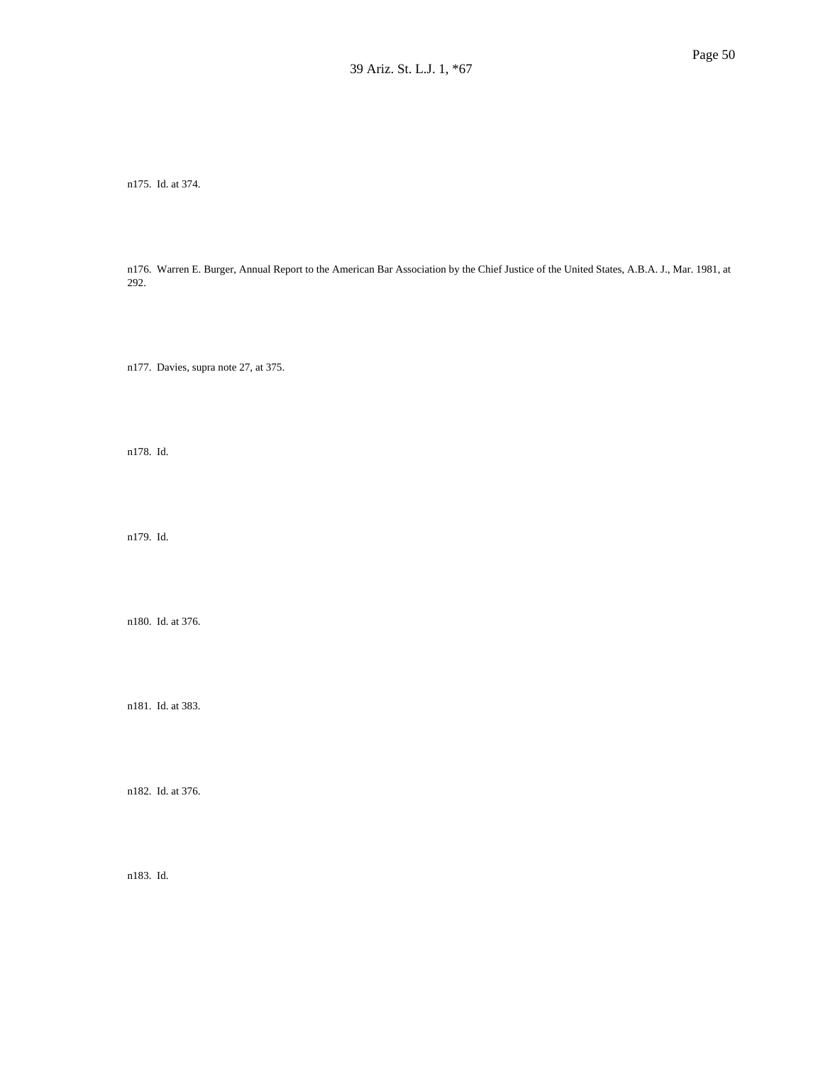n175. Id. at 374.

n176. Warren E. Burger, Annual Report to the American Bar Association by the Chief Justice of the United States, A.B.A. J., Mar. 1981, at 292.

n177. Davies, supra note 27, at 375.

n178. Id.

n179. Id.

n180. Id. at 376.

n181. Id. at 383.

n182. Id. at 376.

n183. Id.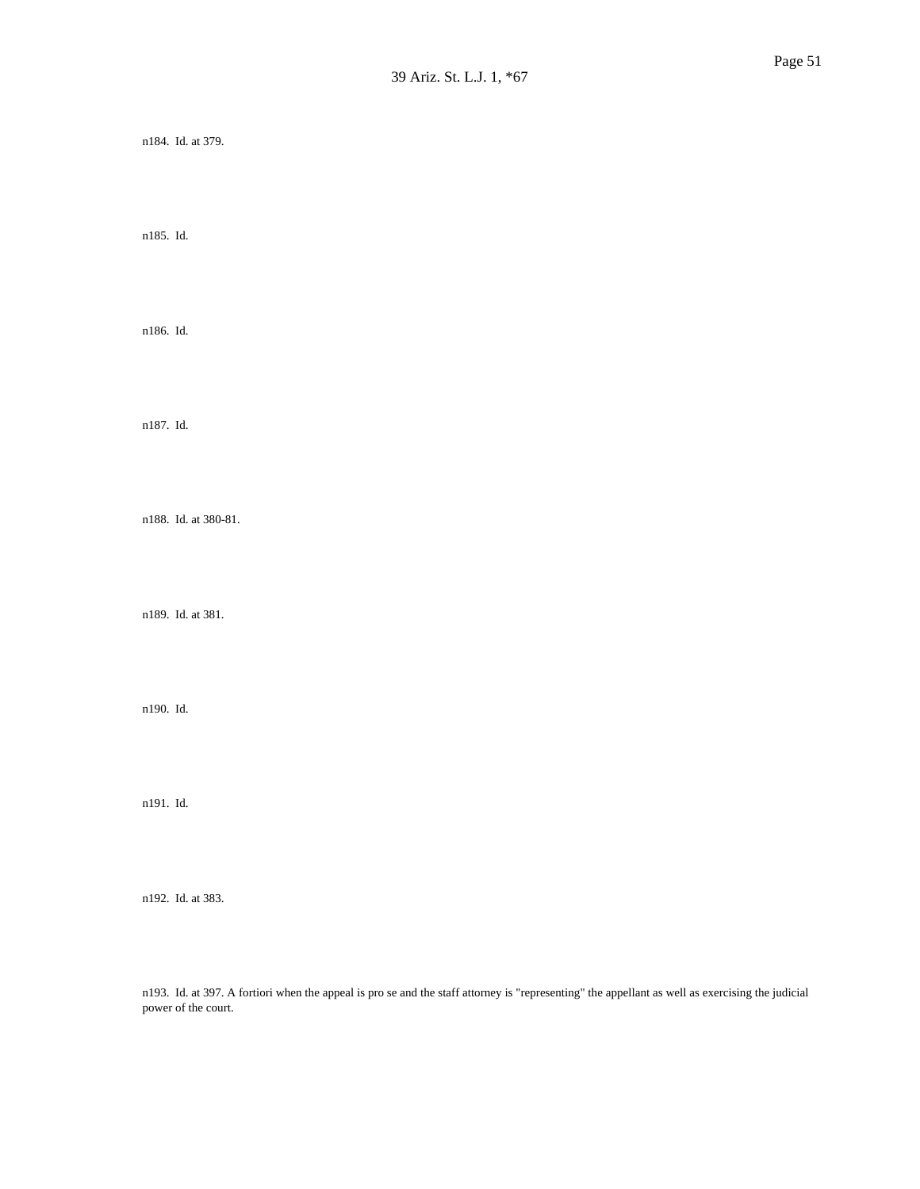n184. Id. at 379.

n185. Id.

n186. Id.

n187. Id.

n188. Id. at 380-81.

n189. Id. at 381.

n190. Id.

n191. Id.

n192. Id. at 383.

n193. Id. at 397. A fortiori when the appeal is pro se and the staff attorney is "representing" the appellant as well as exercising the judicial power of the court.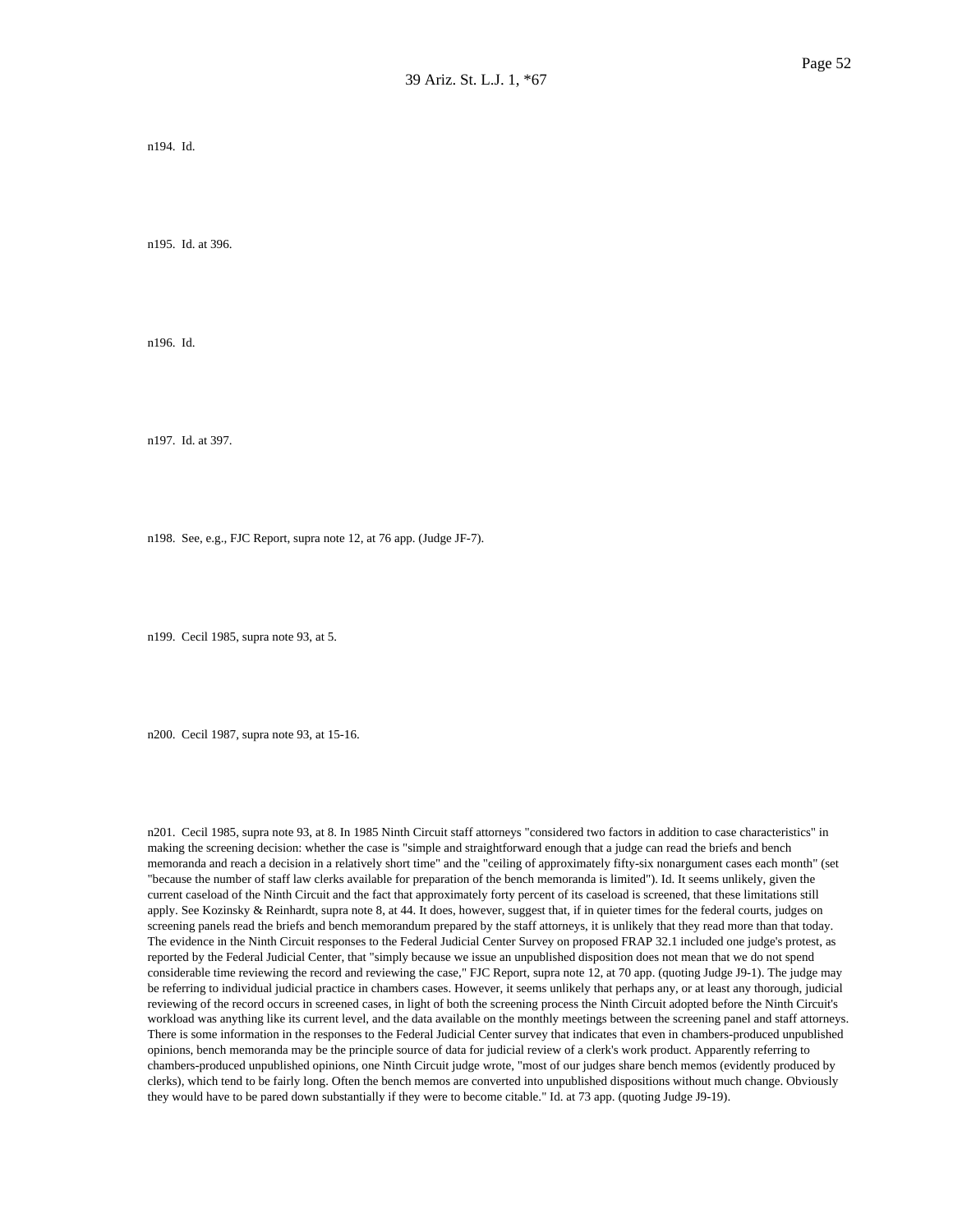n194. Id.

n195. Id. at 396.

n196. Id.

n197. Id. at 397.

n198. See, e.g., FJC Report, supra note 12, at 76 app. (Judge JF-7).

n199. Cecil 1985, supra note 93, at 5.

n200. Cecil 1987, supra note 93, at 15-16.

n201. Cecil 1985, supra note 93, at 8. In 1985 Ninth Circuit staff attorneys "considered two factors in addition to case characteristics" in making the screening decision: whether the case is "simple and straightforward enough that a judge can read the briefs and bench memoranda and reach a decision in a relatively short time" and the "ceiling of approximately fifty-six nonargument cases each month" (set "because the number of staff law clerks available for preparation of the bench memoranda is limited"). Id. It seems unlikely, given the current caseload of the Ninth Circuit and the fact that approximately forty percent of its caseload is screened, that these limitations still apply. See Kozinsky & Reinhardt, supra note 8, at 44. It does, however, suggest that, if in quieter times for the federal courts, judges on screening panels read the briefs and bench memorandum prepared by the staff attorneys, it is unlikely that they read more than that today. The evidence in the Ninth Circuit responses to the Federal Judicial Center Survey on proposed FRAP 32.1 included one judge's protest, as reported by the Federal Judicial Center, that "simply because we issue an unpublished disposition does not mean that we do not spend considerable time reviewing the record and reviewing the case," FJC Report, supra note 12, at 70 app. (quoting Judge J9-1). The judge may be referring to individual judicial practice in chambers cases. However, it seems unlikely that perhaps any, or at least any thorough, judicial reviewing of the record occurs in screened cases, in light of both the screening process the Ninth Circuit adopted before the Ninth Circuit's workload was anything like its current level, and the data available on the monthly meetings between the screening panel and staff attorneys. There is some information in the responses to the Federal Judicial Center survey that indicates that even in chambers-produced unpublished opinions, bench memoranda may be the principle source of data for judicial review of a clerk's work product. Apparently referring to chambers-produced unpublished opinions, one Ninth Circuit judge wrote, "most of our judges share bench memos (evidently produced by clerks), which tend to be fairly long. Often the bench memos are converted into unpublished dispositions without much change. Obviously they would have to be pared down substantially if they were to become citable." Id. at 73 app. (quoting Judge J9-19).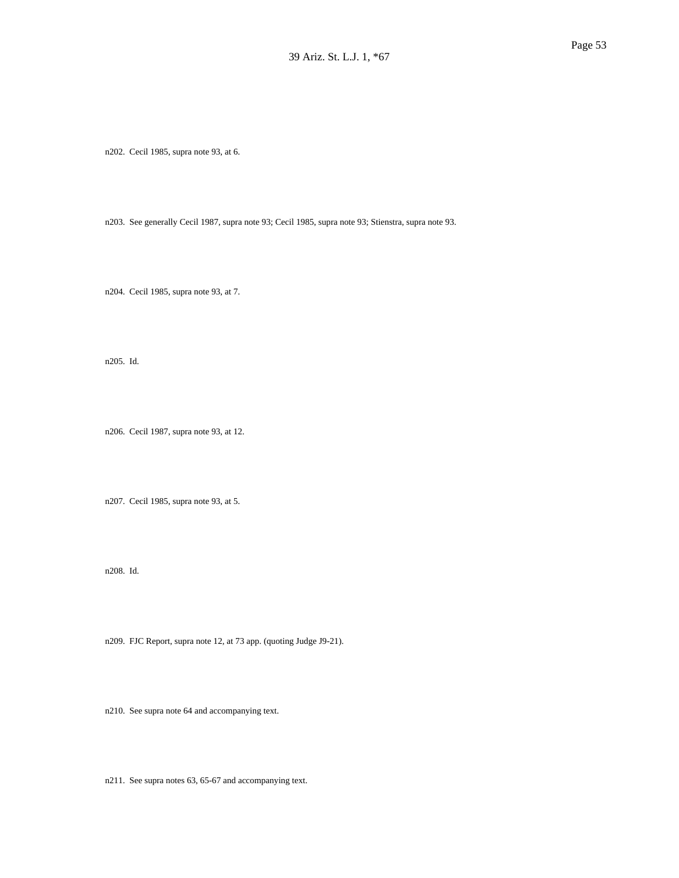n202. Cecil 1985, supra note 93, at 6.

n203. See generally Cecil 1987, supra note 93; Cecil 1985, supra note 93; Stienstra, supra note 93.

n204. Cecil 1985, supra note 93, at 7.

n205. Id.

n206. Cecil 1987, supra note 93, at 12.

n207. Cecil 1985, supra note 93, at 5.

n208. Id.

n209. FJC Report, supra note 12, at 73 app. (quoting Judge J9-21).

n210. See supra note 64 and accompanying text.

n211. See supra notes 63, 65-67 and accompanying text.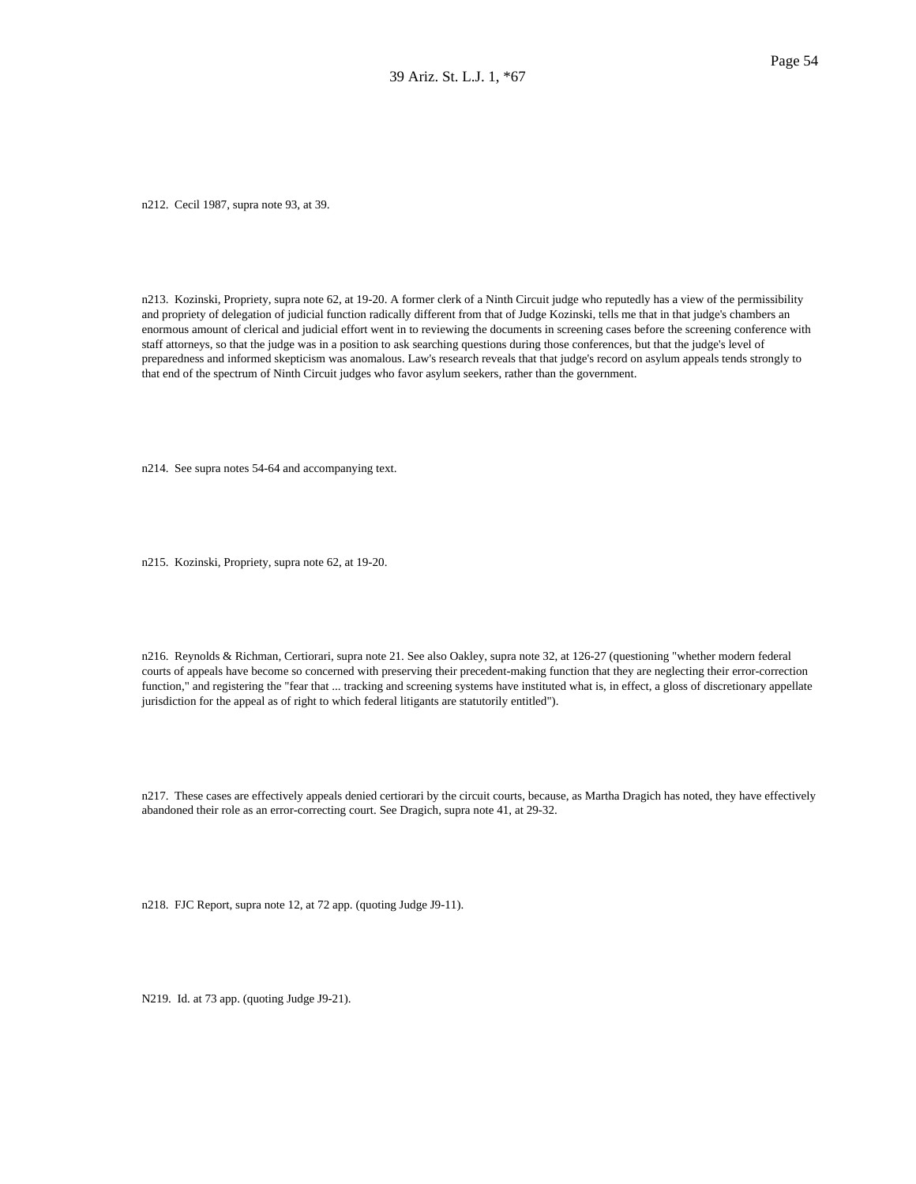n212. Cecil 1987, supra note 93, at 39.

n213. Kozinski, Propriety, supra note 62, at 19-20. A former clerk of a Ninth Circuit judge who reputedly has a view of the permissibility and propriety of delegation of judicial function radically different from that of Judge Kozinski, tells me that in that judge's chambers an enormous amount of clerical and judicial effort went in to reviewing the documents in screening cases before the screening conference with staff attorneys, so that the judge was in a position to ask searching questions during those conferences, but that the judge's level of preparedness and informed skepticism was anomalous. Law's research reveals that that judge's record on asylum appeals tends strongly to that end of the spectrum of Ninth Circuit judges who favor asylum seekers, rather than the government.

n214. See supra notes 54-64 and accompanying text.

n215. Kozinski, Propriety, supra note 62, at 19-20.

n216. Reynolds & Richman, Certiorari, supra note 21. See also Oakley, supra note 32, at 126-27 (questioning "whether modern federal courts of appeals have become so concerned with preserving their precedent-making function that they are neglecting their error-correction function," and registering the "fear that ... tracking and screening systems have instituted what is, in effect, a gloss of discretionary appellate jurisdiction for the appeal as of right to which federal litigants are statutorily entitled").

n217. These cases are effectively appeals denied certiorari by the circuit courts, because, as Martha Dragich has noted, they have effectively abandoned their role as an error-correcting court. See Dragich, supra note 41, at 29-32.

n218. FJC Report, supra note 12, at 72 app. (quoting Judge J9-11).

N219. Id. at 73 app. (quoting Judge J9-21).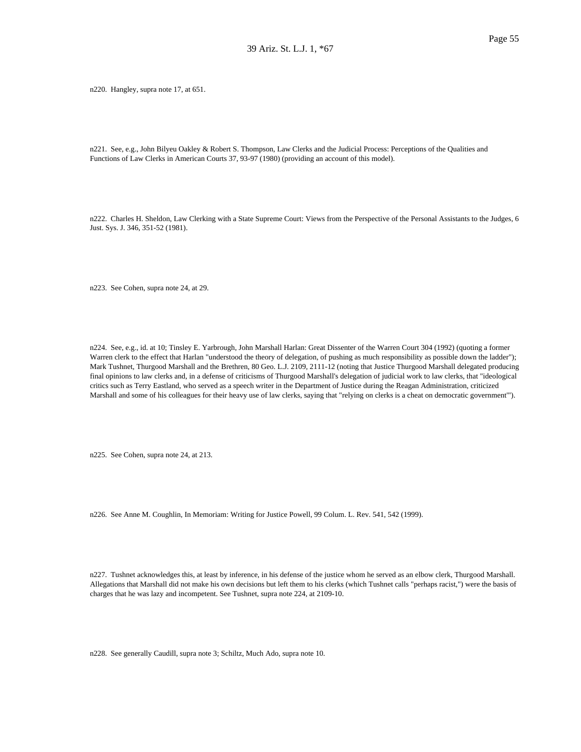n220. Hangley, supra note 17, at 651.

n221. See, e.g., John Bilyeu Oakley & Robert S. Thompson, Law Clerks and the Judicial Process: Perceptions of the Qualities and Functions of Law Clerks in American Courts 37, 93-97 (1980) (providing an account of this model).

n222. Charles H. Sheldon, Law Clerking with a State Supreme Court: Views from the Perspective of the Personal Assistants to the Judges, 6 Just. Sys. J. 346, 351-52 (1981).

n223. See Cohen, supra note 24, at 29.

n224. See, e.g., id. at 10; Tinsley E. Yarbrough, John Marshall Harlan: Great Dissenter of the Warren Court 304 (1992) (quoting a former Warren clerk to the effect that Harlan "understood the theory of delegation, of pushing as much responsibility as possible down the ladder"); Mark Tushnet, Thurgood Marshall and the Brethren, 80 Geo. L.J. 2109, 2111-12 (noting that Justice Thurgood Marshall delegated producing final opinions to law clerks and, in a defense of criticisms of Thurgood Marshall's delegation of judicial work to law clerks, that "ideological critics such as Terry Eastland, who served as a speech writer in the Department of Justice during the Reagan Administration, criticized Marshall and some of his colleagues for their heavy use of law clerks, saying that "relying on clerks is a cheat on democratic government"').

n225. See Cohen, supra note 24, at 213.

n226. See Anne M. Coughlin, In Memoriam: Writing for Justice Powell, 99 Colum. L. Rev. 541, 542 (1999).

n227. Tushnet acknowledges this, at least by inference, in his defense of the justice whom he served as an elbow clerk, Thurgood Marshall. Allegations that Marshall did not make his own decisions but left them to his clerks (which Tushnet calls "perhaps racist,") were the basis of charges that he was lazy and incompetent. See Tushnet, supra note 224, at 2109-10.

n228. See generally Caudill, supra note 3; Schiltz, Much Ado, supra note 10.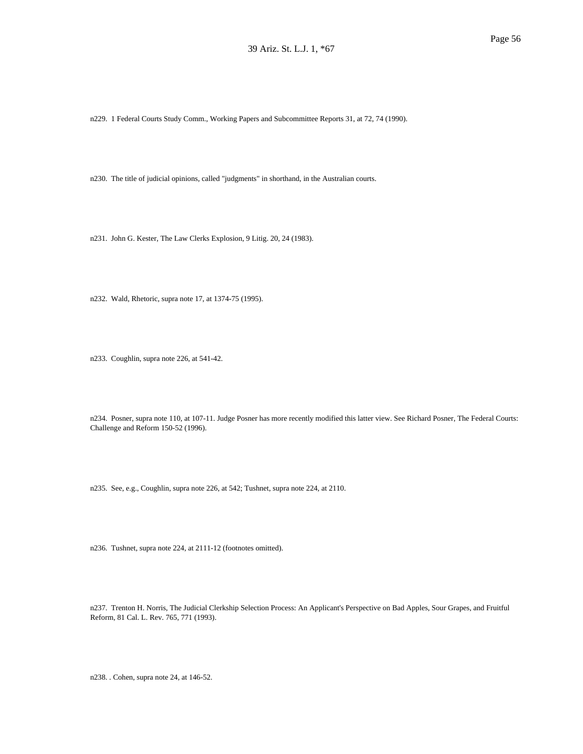n229. 1 Federal Courts Study Comm., Working Papers and Subcommittee Reports 31, at 72, 74 (1990).

n230. The title of judicial opinions, called "judgments" in shorthand, in the Australian courts.

n231. John G. Kester, The Law Clerks Explosion, 9 Litig. 20, 24 (1983).

n232. Wald, Rhetoric, supra note 17, at 1374-75 (1995).

n233. Coughlin, supra note 226, at 541-42.

n234. Posner, supra note 110, at 107-11. Judge Posner has more recently modified this latter view. See Richard Posner, The Federal Courts: Challenge and Reform 150-52 (1996).

n235. See, e.g., Coughlin, supra note 226, at 542; Tushnet, supra note 224, at 2110.

n236. Tushnet, supra note 224, at 2111-12 (footnotes omitted).

n237. Trenton H. Norris, The Judicial Clerkship Selection Process: An Applicant's Perspective on Bad Apples, Sour Grapes, and Fruitful Reform, 81 Cal. L. Rev. 765, 771 (1993).

n238. . Cohen, supra note 24, at 146-52.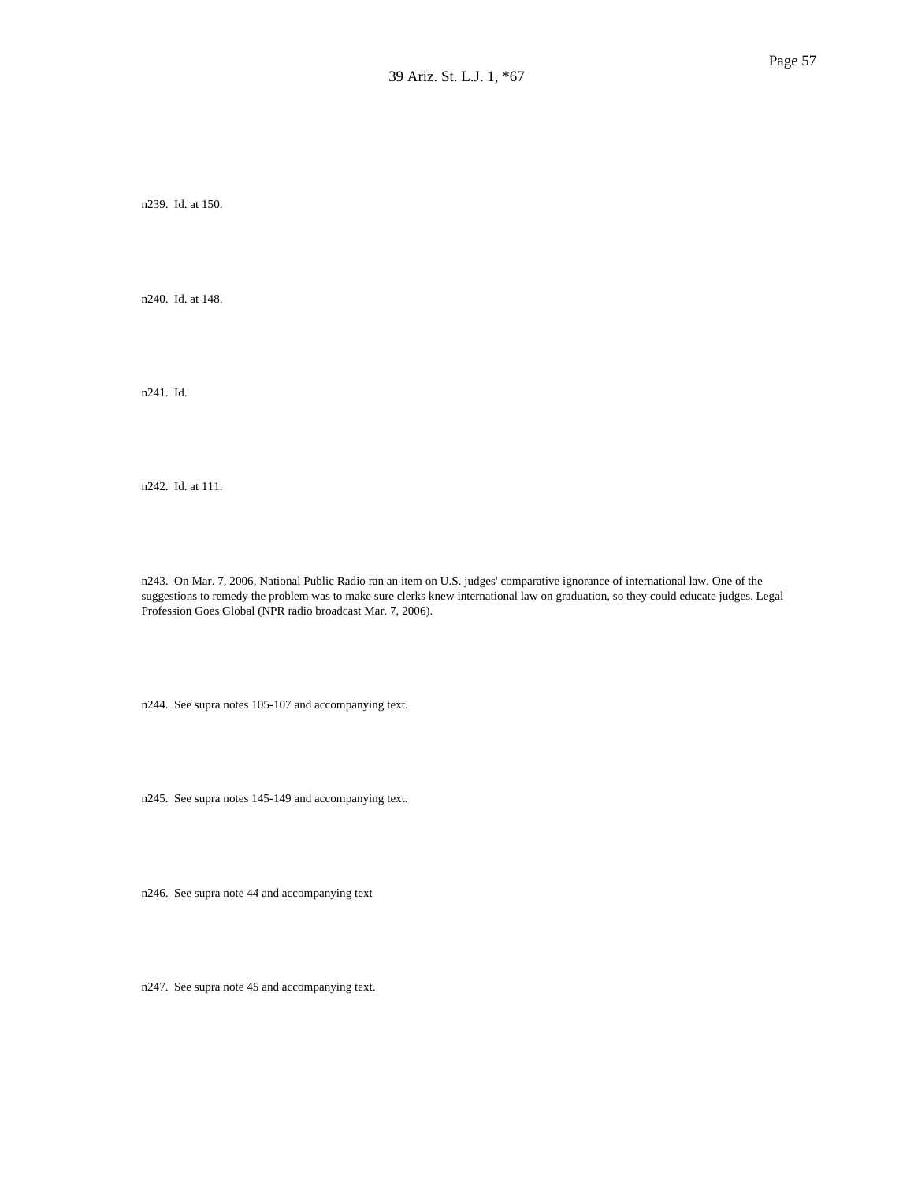n239. Id. at 150.

n240. Id. at 148.

n241. Id.

n242. Id. at 111.

n243. On Mar. 7, 2006, National Public Radio ran an item on U.S. judges' comparative ignorance of international law. One of the suggestions to remedy the problem was to make sure clerks knew international law on graduation, so they could educate judges. Legal Profession Goes Global (NPR radio broadcast Mar. 7, 2006).

n244. See supra notes 105-107 and accompanying text.

n245. See supra notes 145-149 and accompanying text.

n246. See supra note 44 and accompanying text

n247. See supra note 45 and accompanying text.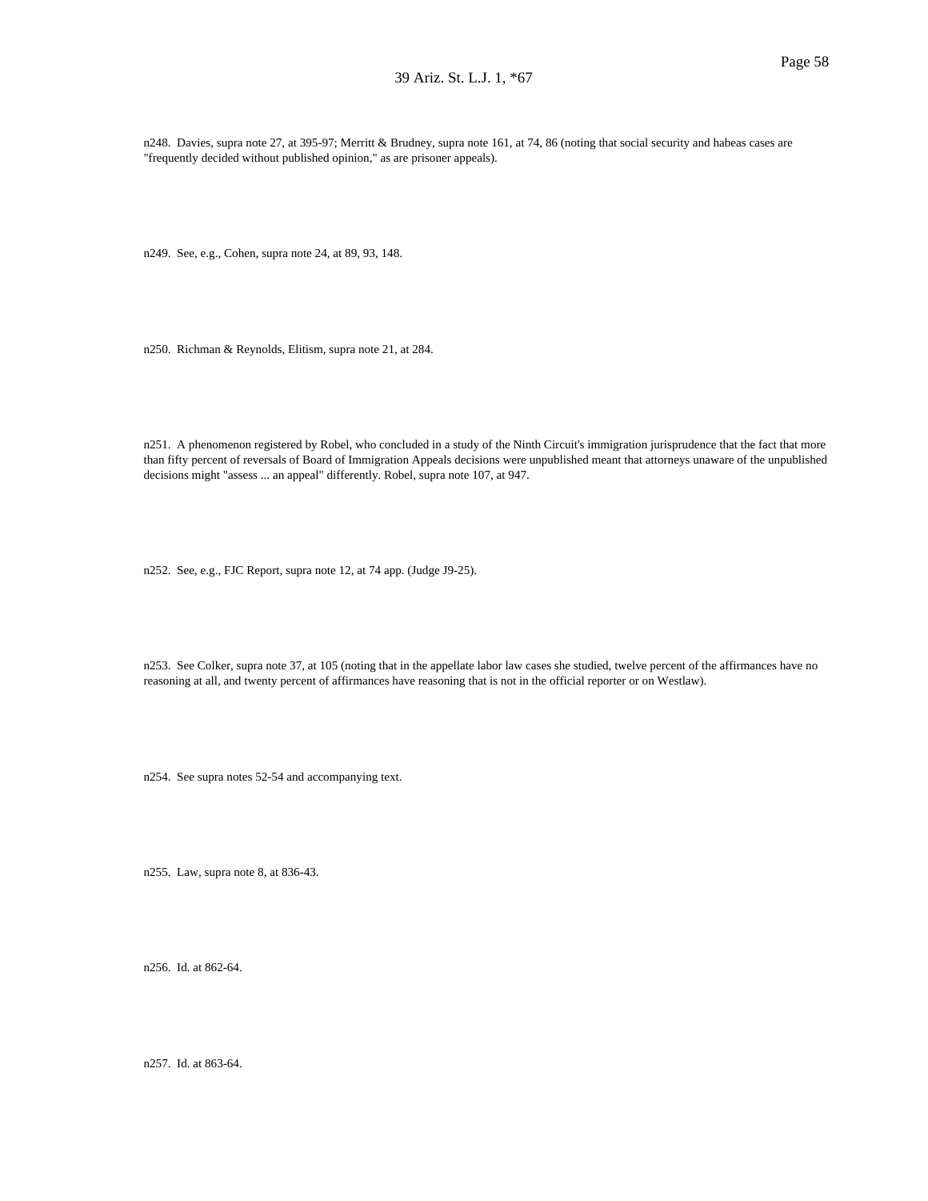n248. Davies, supra note 27, at 395-97; Merritt & Brudney, supra note 161, at 74, 86 (noting that social security and habeas cases are "frequently decided without published opinion," as are prisoner appeals).

n249. See, e.g., Cohen, supra note 24, at 89, 93, 148.

n250. Richman & Reynolds, Elitism, supra note 21, at 284.

n251. A phenomenon registered by Robel, who concluded in a study of the Ninth Circuit's immigration jurisprudence that the fact that more than fifty percent of reversals of Board of Immigration Appeals decisions were unpublished meant that attorneys unaware of the unpublished decisions might "assess ... an appeal" differently. Robel, supra note 107, at 947.

n252. See, e.g., FJC Report, supra note 12, at 74 app. (Judge J9-25).

n253. See Colker, supra note 37, at 105 (noting that in the appellate labor law cases she studied, twelve percent of the affirmances have no reasoning at all, and twenty percent of affirmances have reasoning that is not in the official reporter or on Westlaw).

n254. See supra notes 52-54 and accompanying text.

n255. Law, supra note 8, at 836-43.

n256. Id. at 862-64.

n257. Id. at 863-64.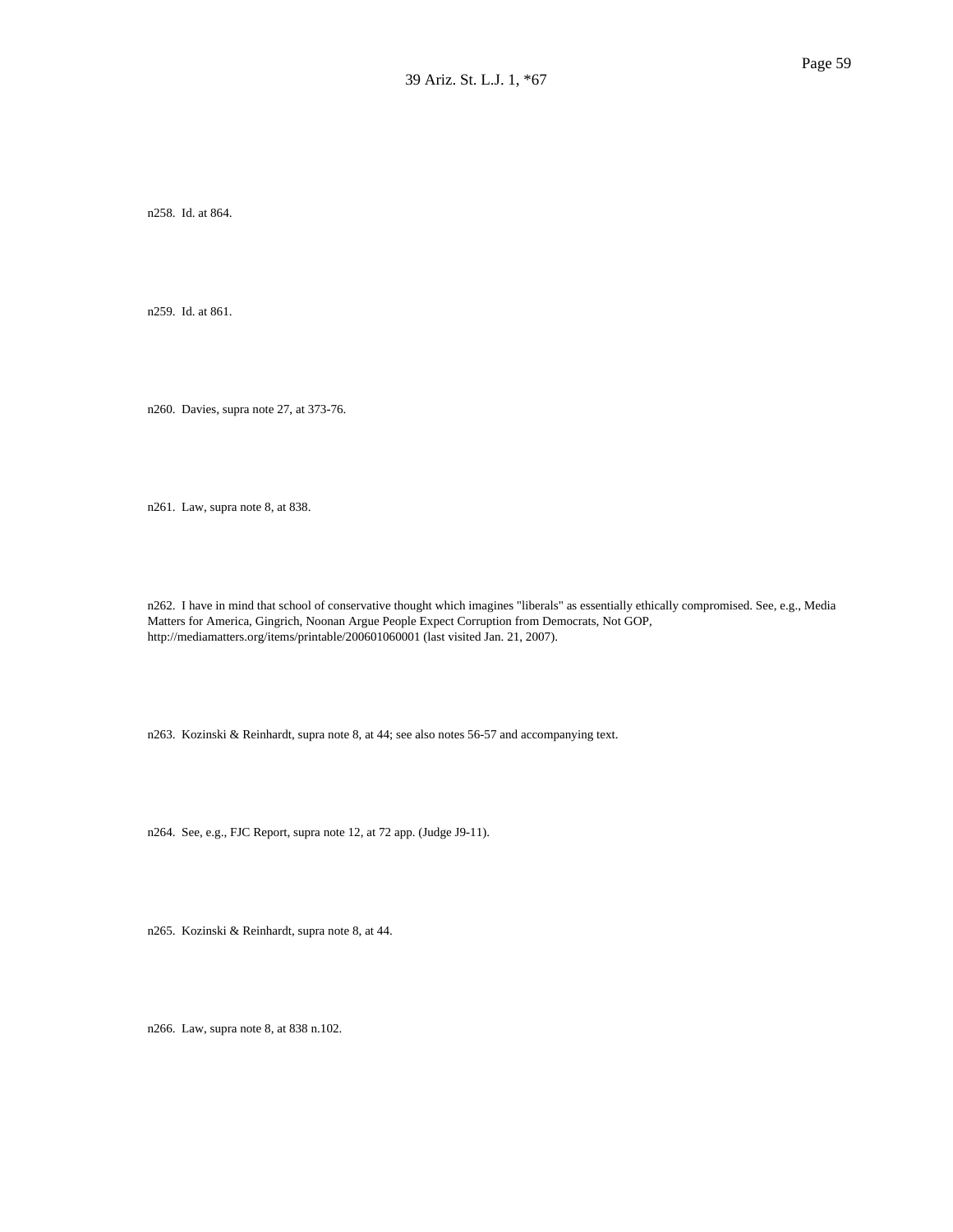n258. Id. at 864.

n259. Id. at 861.

n260. Davies, supra note 27, at 373-76.

n261. Law, supra note 8, at 838.

n262. I have in mind that school of conservative thought which imagines "liberals" as essentially ethically compromised. See, e.g., Media Matters for America, Gingrich, Noonan Argue People Expect Corruption from Democrats, Not GOP, http://mediamatters.org/items/printable/200601060001 (last visited Jan. 21, 2007).

n263. Kozinski & Reinhardt, supra note 8, at 44; see also notes 56-57 and accompanying text.

n264. See, e.g., FJC Report, supra note 12, at 72 app. (Judge J9-11).

n265. Kozinski & Reinhardt, supra note 8, at 44.

n266. Law, supra note 8, at 838 n.102.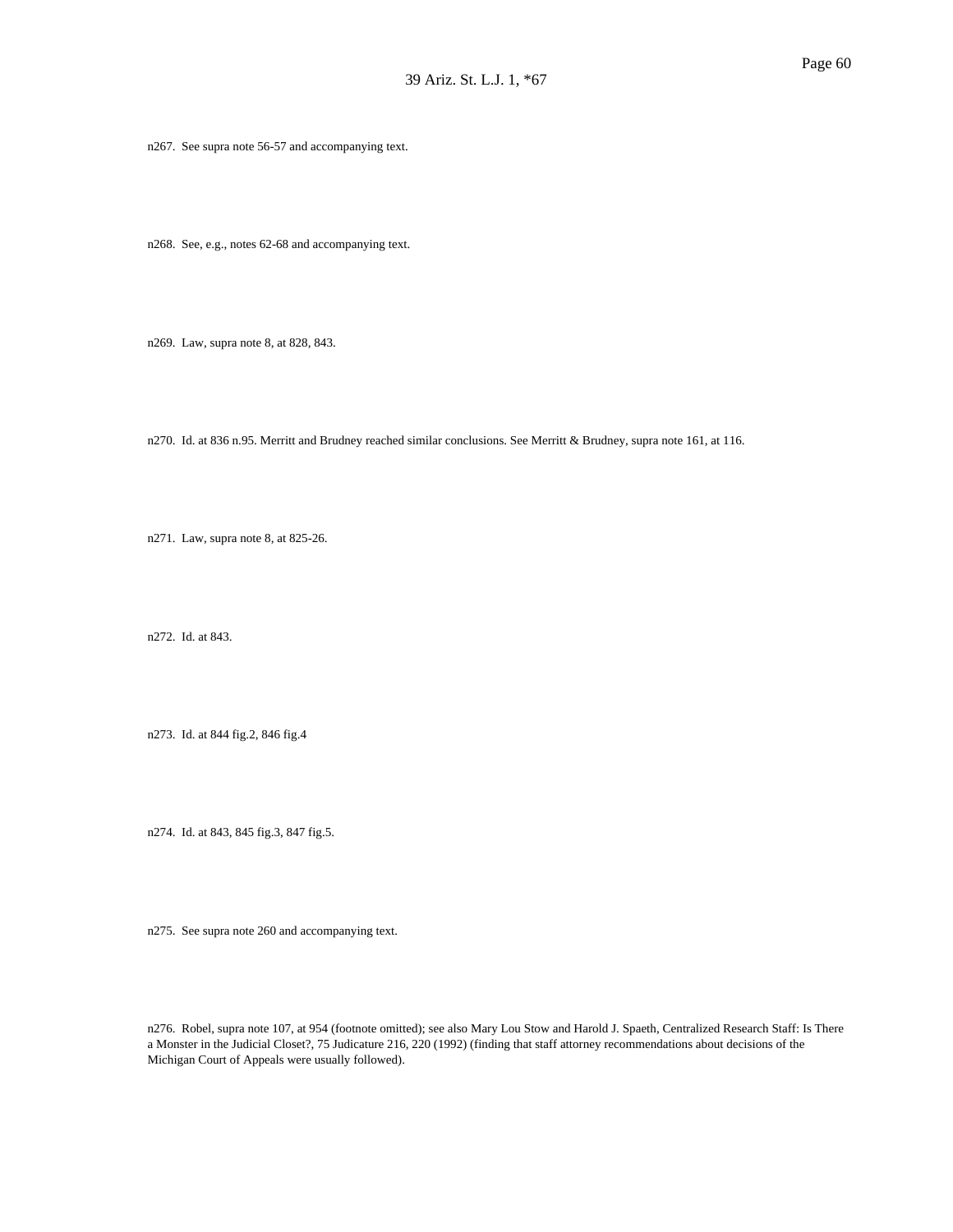n267. See supra note 56-57 and accompanying text.

n268. See, e.g., notes 62-68 and accompanying text.

n269. Law, supra note 8, at 828, 843.

n270. Id. at 836 n.95. Merritt and Brudney reached similar conclusions. See Merritt & Brudney, supra note 161, at 116.

n271. Law, supra note 8, at 825-26.

n272. Id. at 843.

n273. Id. at 844 fig.2, 846 fig.4

n274. Id. at 843, 845 fig.3, 847 fig.5.

n275. See supra note 260 and accompanying text.

n276. Robel, supra note 107, at 954 (footnote omitted); see also Mary Lou Stow and Harold J. Spaeth, Centralized Research Staff: Is There a Monster in the Judicial Closet?, 75 Judicature 216, 220 (1992) (finding that staff attorney recommendations about decisions of the Michigan Court of Appeals were usually followed).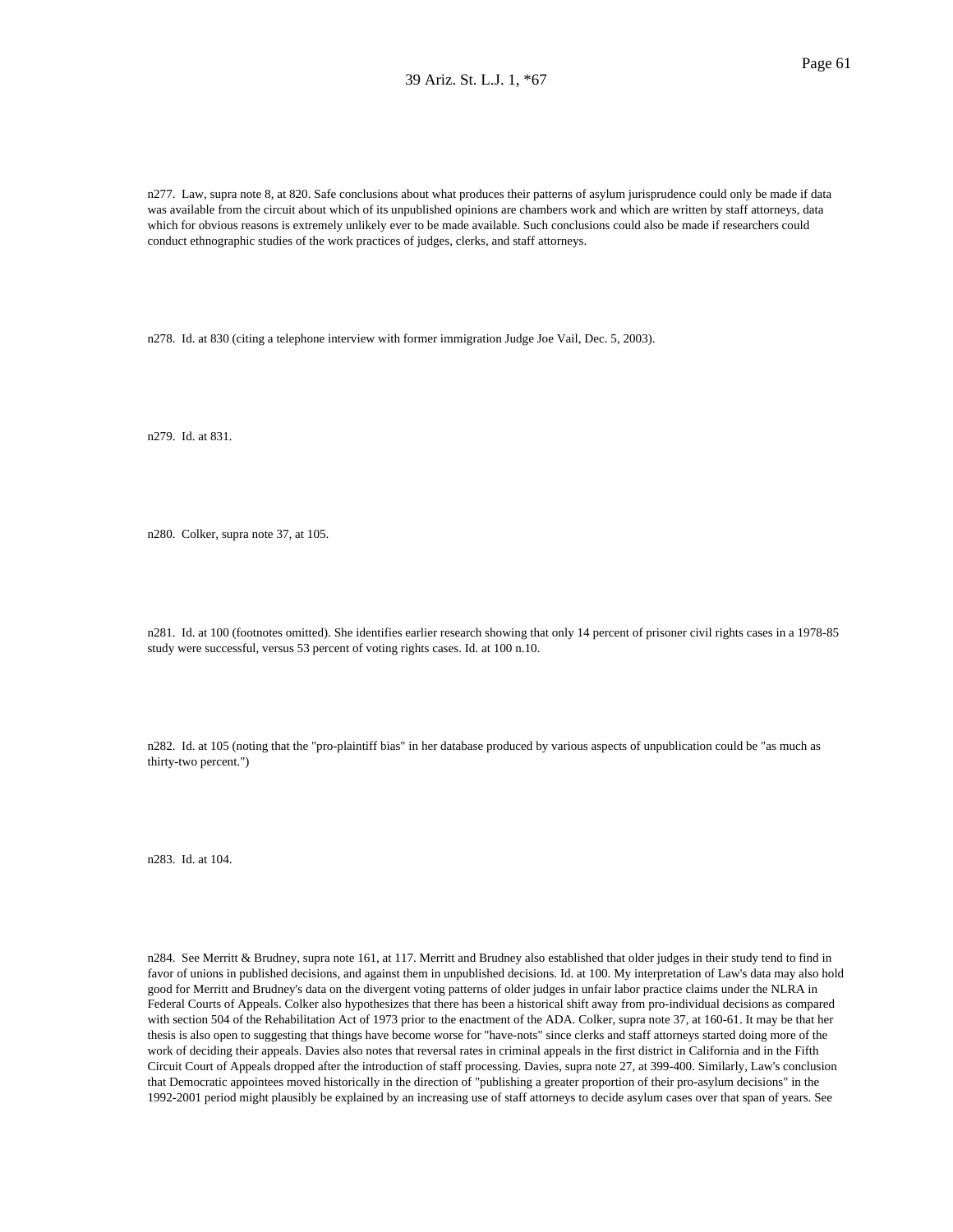n277. Law, supra note 8, at 820. Safe conclusions about what produces their patterns of asylum jurisprudence could only be made if data was available from the circuit about which of its unpublished opinions are chambers work and which are written by staff attorneys, data which for obvious reasons is extremely unlikely ever to be made available. Such conclusions could also be made if researchers could conduct ethnographic studies of the work practices of judges, clerks, and staff attorneys.

n278. Id. at 830 (citing a telephone interview with former immigration Judge Joe Vail, Dec. 5, 2003).

n279. Id. at 831.

n280. Colker, supra note 37, at 105.

n281. Id. at 100 (footnotes omitted). She identifies earlier research showing that only 14 percent of prisoner civil rights cases in a 1978-85 study were successful, versus 53 percent of voting rights cases. Id. at 100 n.10.

n282. Id. at 105 (noting that the "pro-plaintiff bias" in her database produced by various aspects of unpublication could be "as much as thirty-two percent.")

n283. Id. at 104.

n284. See Merritt & Brudney, supra note 161, at 117. Merritt and Brudney also established that older judges in their study tend to find in favor of unions in published decisions, and against them in unpublished decisions. Id. at 100. My interpretation of Law's data may also hold good for Merritt and Brudney's data on the divergent voting patterns of older judges in unfair labor practice claims under the NLRA in Federal Courts of Appeals. Colker also hypothesizes that there has been a historical shift away from pro-individual decisions as compared with section 504 of the Rehabilitation Act of 1973 prior to the enactment of the ADA. Colker, supra note 37, at 160-61. It may be that her thesis is also open to suggesting that things have become worse for "have-nots" since clerks and staff attorneys started doing more of the work of deciding their appeals. Davies also notes that reversal rates in criminal appeals in the first district in California and in the Fifth Circuit Court of Appeals dropped after the introduction of staff processing. Davies, supra note 27, at 399-400. Similarly, Law's conclusion that Democratic appointees moved historically in the direction of "publishing a greater proportion of their pro-asylum decisions" in the 1992-2001 period might plausibly be explained by an increasing use of staff attorneys to decide asylum cases over that span of years. See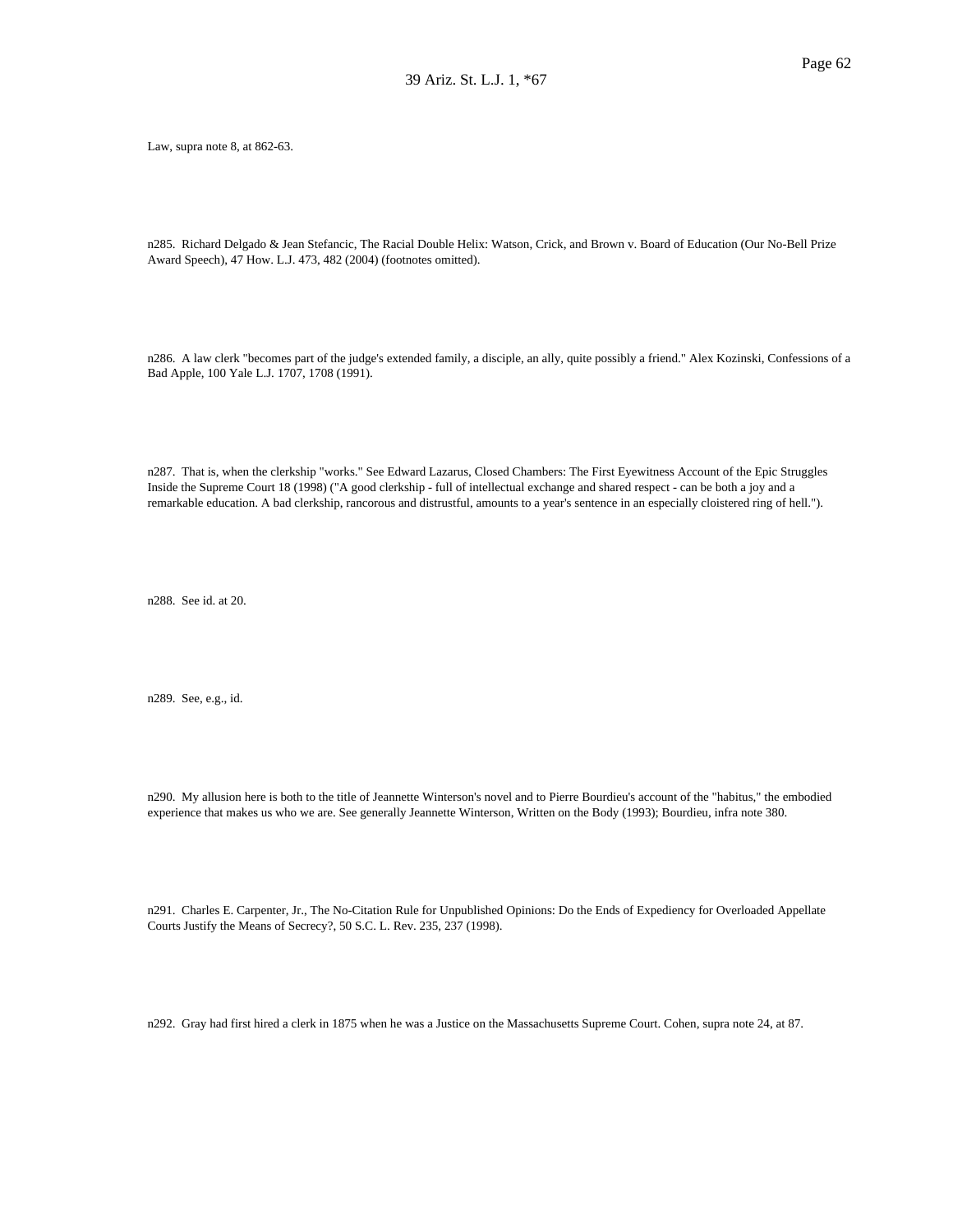Law, supra note 8, at 862-63.

n285. Richard Delgado & Jean Stefancic, The Racial Double Helix: Watson, Crick, and Brown v. Board of Education (Our No-Bell Prize Award Speech), 47 How. L.J. 473, 482 (2004) (footnotes omitted).

n286. A law clerk "becomes part of the judge's extended family, a disciple, an ally, quite possibly a friend." Alex Kozinski, Confessions of a Bad Apple, 100 Yale L.J. 1707, 1708 (1991).

n287. That is, when the clerkship "works." See Edward Lazarus, Closed Chambers: The First Eyewitness Account of the Epic Struggles Inside the Supreme Court 18 (1998) ("A good clerkship - full of intellectual exchange and shared respect - can be both a joy and a remarkable education. A bad clerkship, rancorous and distrustful, amounts to a year's sentence in an especially cloistered ring of hell.").

n288. See id. at 20.

n289. See, e.g., id.

n290. My allusion here is both to the title of Jeannette Winterson's novel and to Pierre Bourdieu's account of the "habitus," the embodied experience that makes us who we are. See generally Jeannette Winterson, Written on the Body (1993); Bourdieu, infra note 380.

n291. Charles E. Carpenter, Jr., The No-Citation Rule for Unpublished Opinions: Do the Ends of Expediency for Overloaded Appellate Courts Justify the Means of Secrecy?, 50 S.C. L. Rev. 235, 237 (1998).

n292. Gray had first hired a clerk in 1875 when he was a Justice on the Massachusetts Supreme Court. Cohen, supra note 24, at 87.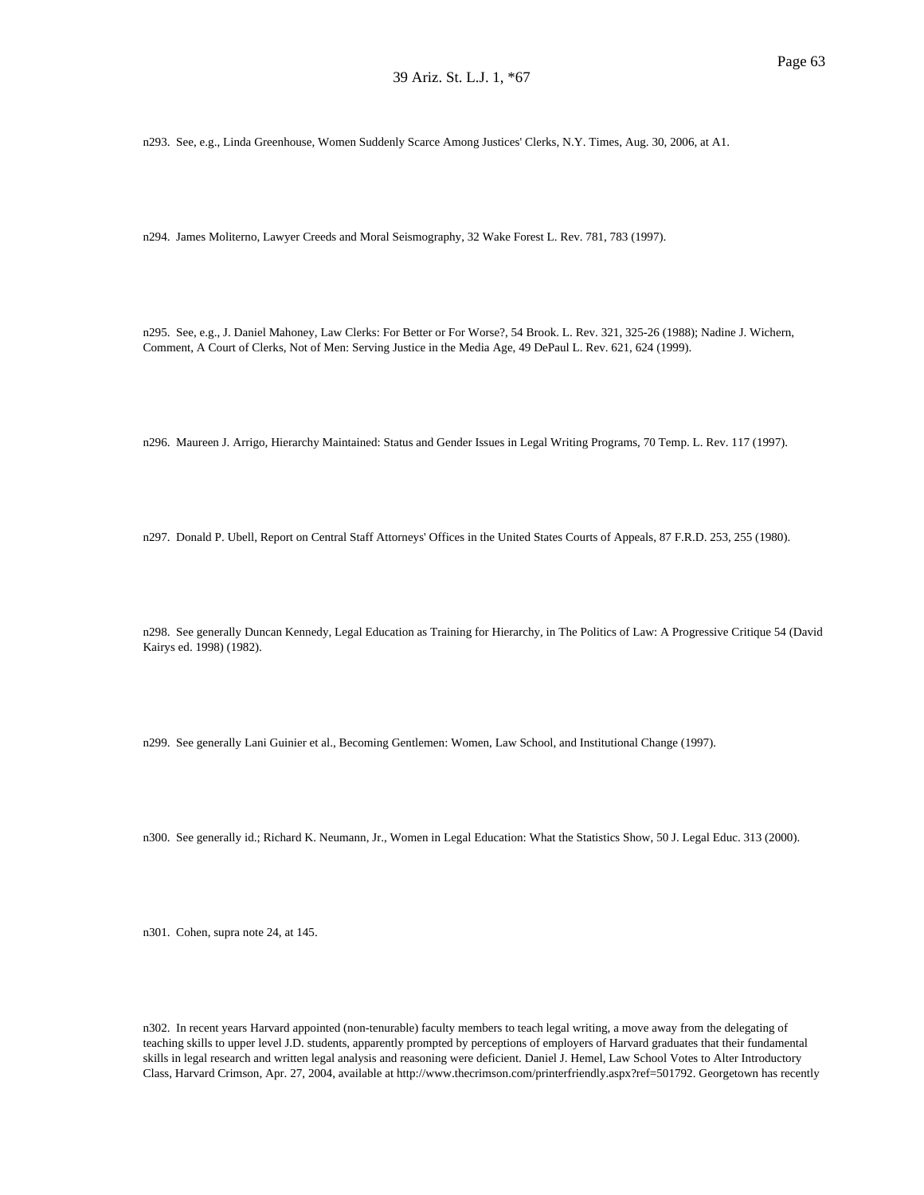n293. See, e.g., Linda Greenhouse, Women Suddenly Scarce Among Justices' Clerks, N.Y. Times, Aug. 30, 2006, at A1.

n294. James Moliterno, Lawyer Creeds and Moral Seismography, 32 Wake Forest L. Rev. 781, 783 (1997).

n295. See, e.g., J. Daniel Mahoney, Law Clerks: For Better or For Worse?, 54 Brook. L. Rev. 321, 325-26 (1988); Nadine J. Wichern, Comment, A Court of Clerks, Not of Men: Serving Justice in the Media Age, 49 DePaul L. Rev. 621, 624 (1999).

n296. Maureen J. Arrigo, Hierarchy Maintained: Status and Gender Issues in Legal Writing Programs, 70 Temp. L. Rev. 117 (1997).

n297. Donald P. Ubell, Report on Central Staff Attorneys' Offices in the United States Courts of Appeals, 87 F.R.D. 253, 255 (1980).

n298. See generally Duncan Kennedy, Legal Education as Training for Hierarchy, in The Politics of Law: A Progressive Critique 54 (David Kairys ed. 1998) (1982).

n299. See generally Lani Guinier et al., Becoming Gentlemen: Women, Law School, and Institutional Change (1997).

n300. See generally id.; Richard K. Neumann, Jr., Women in Legal Education: What the Statistics Show, 50 J. Legal Educ. 313 (2000).

n301. Cohen, supra note 24, at 145.

n302. In recent years Harvard appointed (non-tenurable) faculty members to teach legal writing, a move away from the delegating of teaching skills to upper level J.D. students, apparently prompted by perceptions of employers of Harvard graduates that their fundamental skills in legal research and written legal analysis and reasoning were deficient. Daniel J. Hemel, Law School Votes to Alter Introductory Class, Harvard Crimson, Apr. 27, 2004, available at http://www.thecrimson.com/printerfriendly.aspx?ref=501792. Georgetown has recently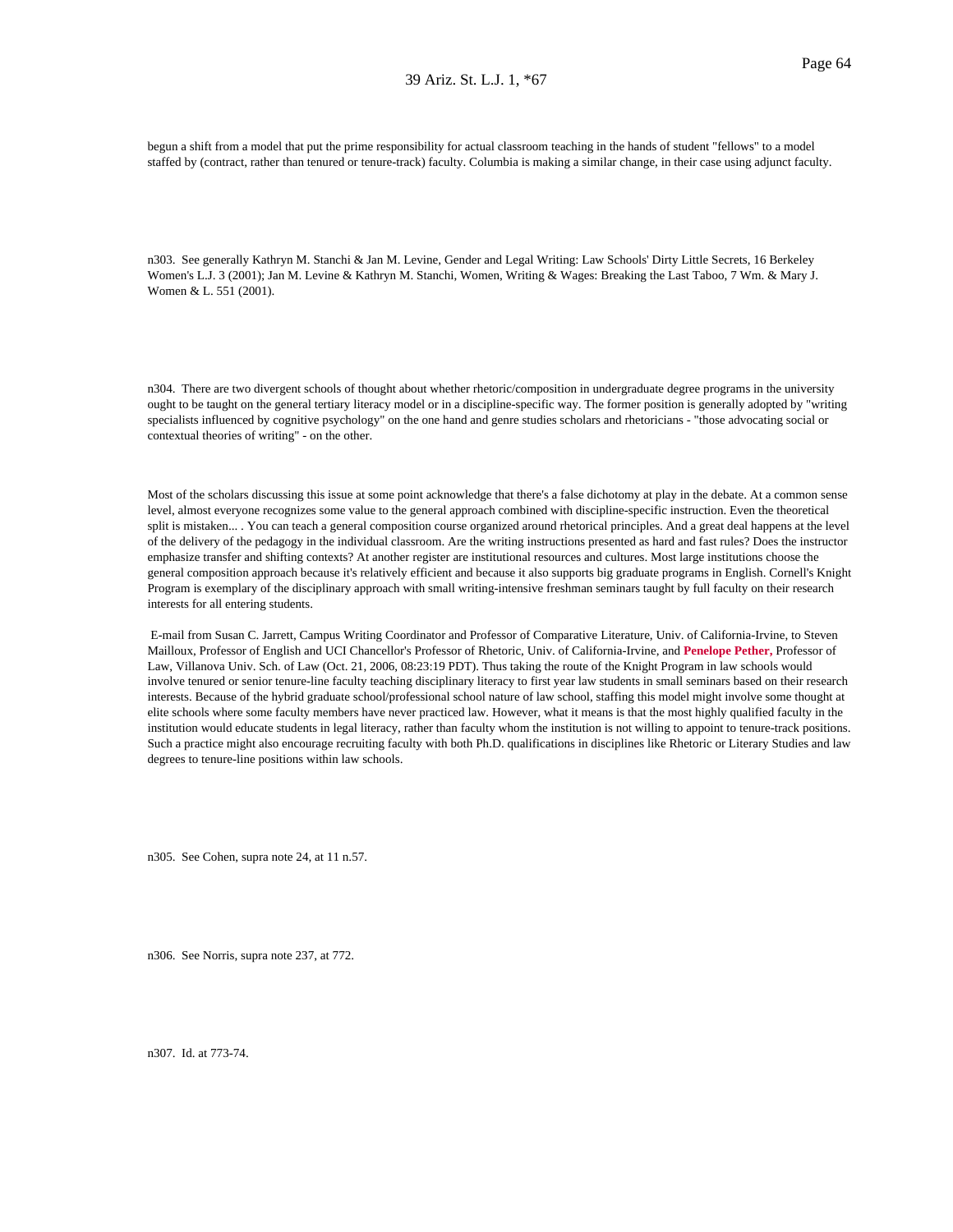begun a shift from a model that put the prime responsibility for actual classroom teaching in the hands of student "fellows" to a model staffed by (contract, rather than tenured or tenure-track) faculty. Columbia is making a similar change, in their case using adjunct faculty.

n303. See generally Kathryn M. Stanchi & Jan M. Levine, Gender and Legal Writing: Law Schools' Dirty Little Secrets, 16 Berkeley Women's L.J. 3 (2001); Jan M. Levine & Kathryn M. Stanchi, Women, Writing & Wages: Breaking the Last Taboo, 7 Wm. & Mary J. Women & L. 551 (2001).

n304. There are two divergent schools of thought about whether rhetoric/composition in undergraduate degree programs in the university ought to be taught on the general tertiary literacy model or in a discipline-specific way. The former position is generally adopted by "writing specialists influenced by cognitive psychology" on the one hand and genre studies scholars and rhetoricians - "those advocating social or contextual theories of writing" - on the other.

Most of the scholars discussing this issue at some point acknowledge that there's a false dichotomy at play in the debate. At a common sense level, almost everyone recognizes some value to the general approach combined with discipline-specific instruction. Even the theoretical split is mistaken... . You can teach a general composition course organized around rhetorical principles. And a great deal happens at the level of the delivery of the pedagogy in the individual classroom. Are the writing instructions presented as hard and fast rules? Does the instructor emphasize transfer and shifting contexts? At another register are institutional resources and cultures. Most large institutions choose the general composition approach because it's relatively efficient and because it also supports big graduate programs in English. Cornell's Knight Program is exemplary of the disciplinary approach with small writing-intensive freshman seminars taught by full faculty on their research interests for all entering students.

E-mail from Susan C. Jarrett, Campus Writing Coordinator and Professor of Comparative Literature, Univ. of California-Irvine, to Steven Mailloux, Professor of English and UCI Chancellor's Professor of Rhetoric, Univ. of California-Irvine, and **Penelope Pether,** Professor of Law, Villanova Univ. Sch. of Law (Oct. 21, 2006, 08:23:19 PDT). Thus taking the route of the Knight Program in law schools would involve tenured or senior tenure-line faculty teaching disciplinary literacy to first year law students in small seminars based on their research interests. Because of the hybrid graduate school/professional school nature of law school, staffing this model might involve some thought at elite schools where some faculty members have never practiced law. However, what it means is that the most highly qualified faculty in the institution would educate students in legal literacy, rather than faculty whom the institution is not willing to appoint to tenure-track positions. Such a practice might also encourage recruiting faculty with both Ph.D. qualifications in disciplines like Rhetoric or Literary Studies and law degrees to tenure-line positions within law schools.

n305. See Cohen, supra note 24, at 11 n.57.

n306. See Norris, supra note 237, at 772.

n307. Id. at 773-74.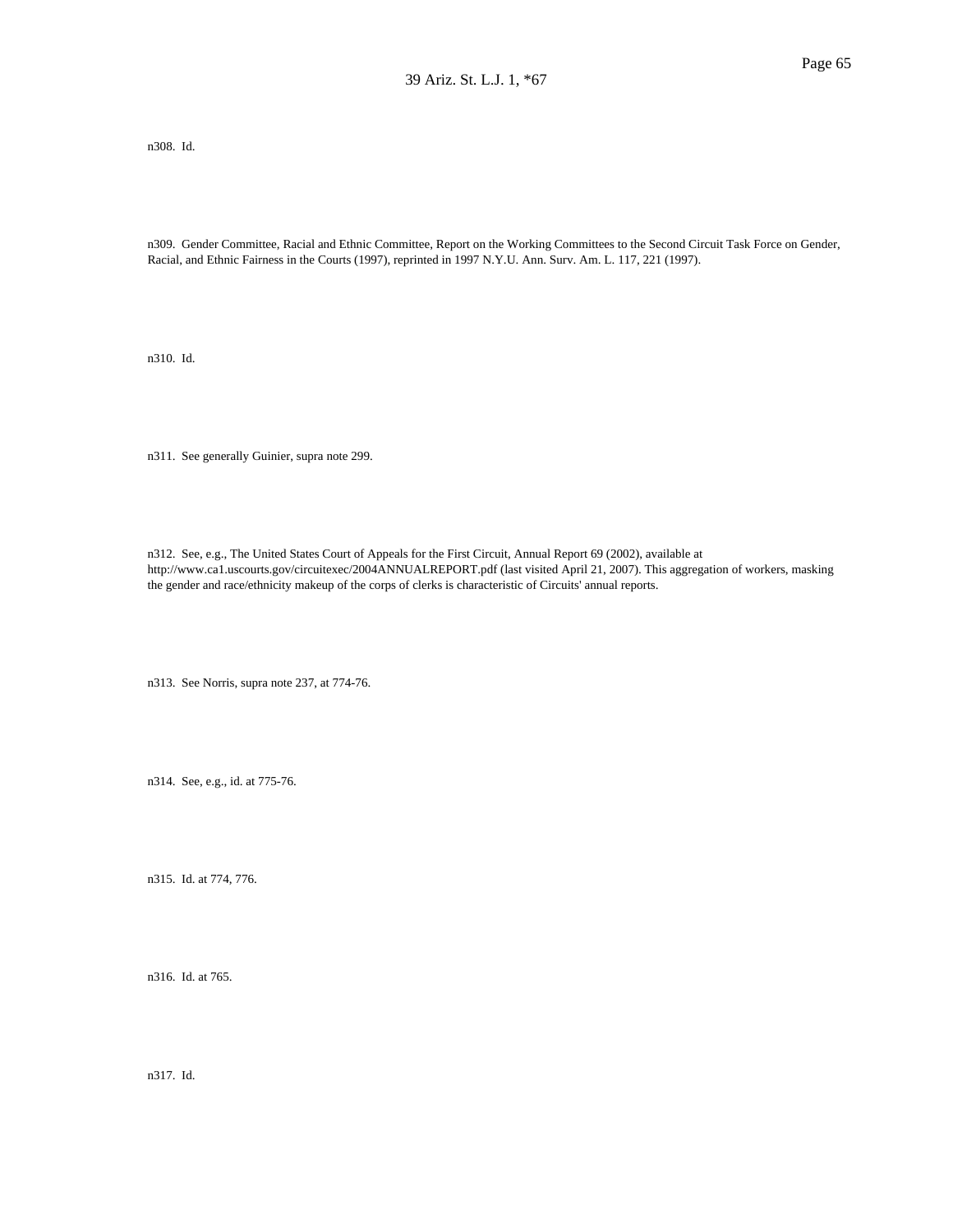n308. Id.

n309. Gender Committee, Racial and Ethnic Committee, Report on the Working Committees to the Second Circuit Task Force on Gender, Racial, and Ethnic Fairness in the Courts (1997), reprinted in 1997 N.Y.U. Ann. Surv. Am. L. 117, 221 (1997).

n310. Id.

n311. See generally Guinier, supra note 299.

n312. See, e.g., The United States Court of Appeals for the First Circuit, Annual Report 69 (2002), available at http://www.ca1.uscourts.gov/circuitexec/2004ANNUALREPORT.pdf (last visited April 21, 2007). This aggregation of workers, masking the gender and race/ethnicity makeup of the corps of clerks is characteristic of Circuits' annual reports.

n313. See Norris, supra note 237, at 774-76.

n314. See, e.g., id. at 775-76.

n315. Id. at 774, 776.

n316. Id. at 765.

n317. Id.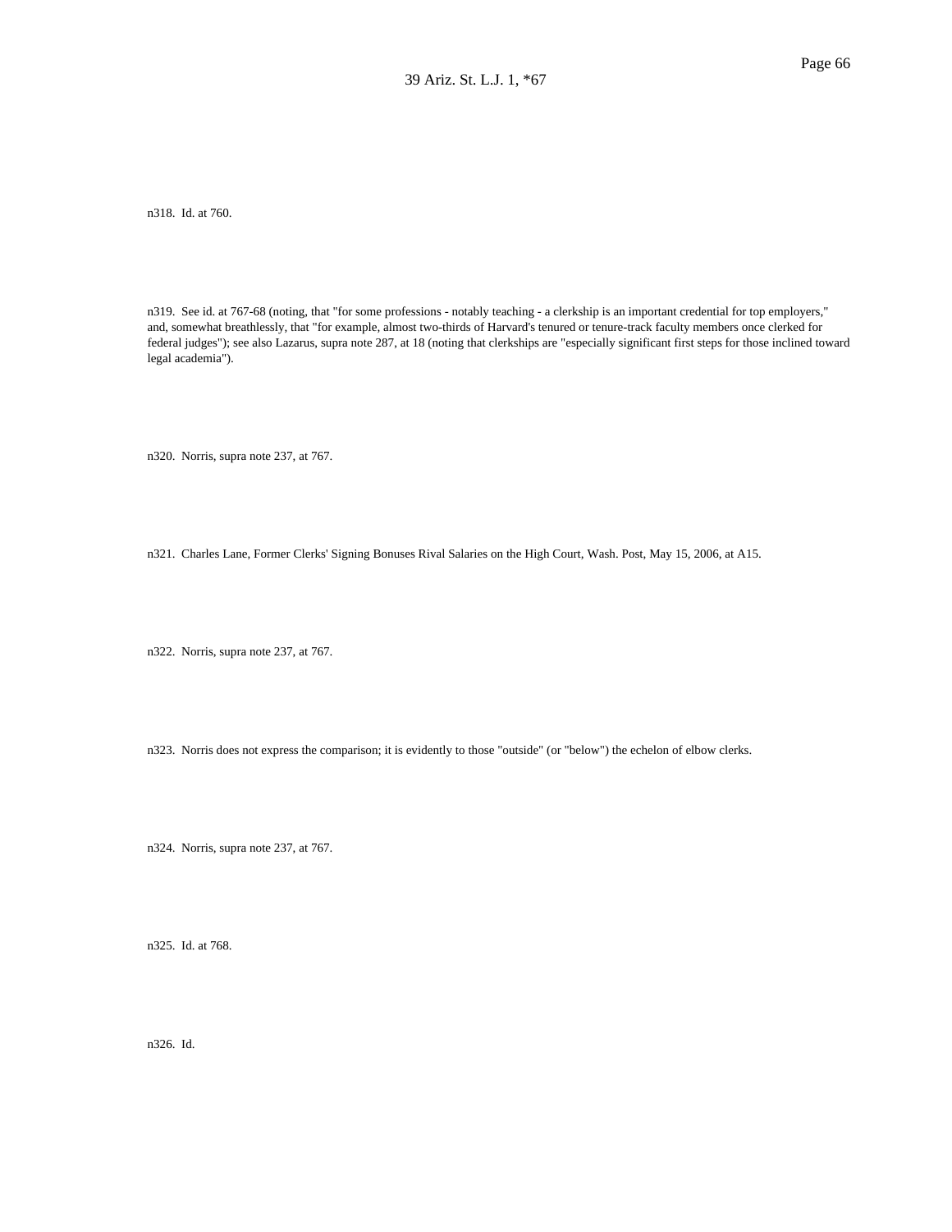n318. Id. at 760.

n319. See id. at 767-68 (noting, that "for some professions - notably teaching - a clerkship is an important credential for top employers," and, somewhat breathlessly, that "for example, almost two-thirds of Harvard's tenured or tenure-track faculty members once clerked for federal judges"); see also Lazarus, supra note 287, at 18 (noting that clerkships are "especially significant first steps for those inclined toward legal academia").

n320. Norris, supra note 237, at 767.

n321. Charles Lane, Former Clerks' Signing Bonuses Rival Salaries on the High Court, Wash. Post, May 15, 2006, at A15.

n322. Norris, supra note 237, at 767.

n323. Norris does not express the comparison; it is evidently to those "outside" (or "below") the echelon of elbow clerks.

n324. Norris, supra note 237, at 767.

n325. Id. at 768.

n326. Id.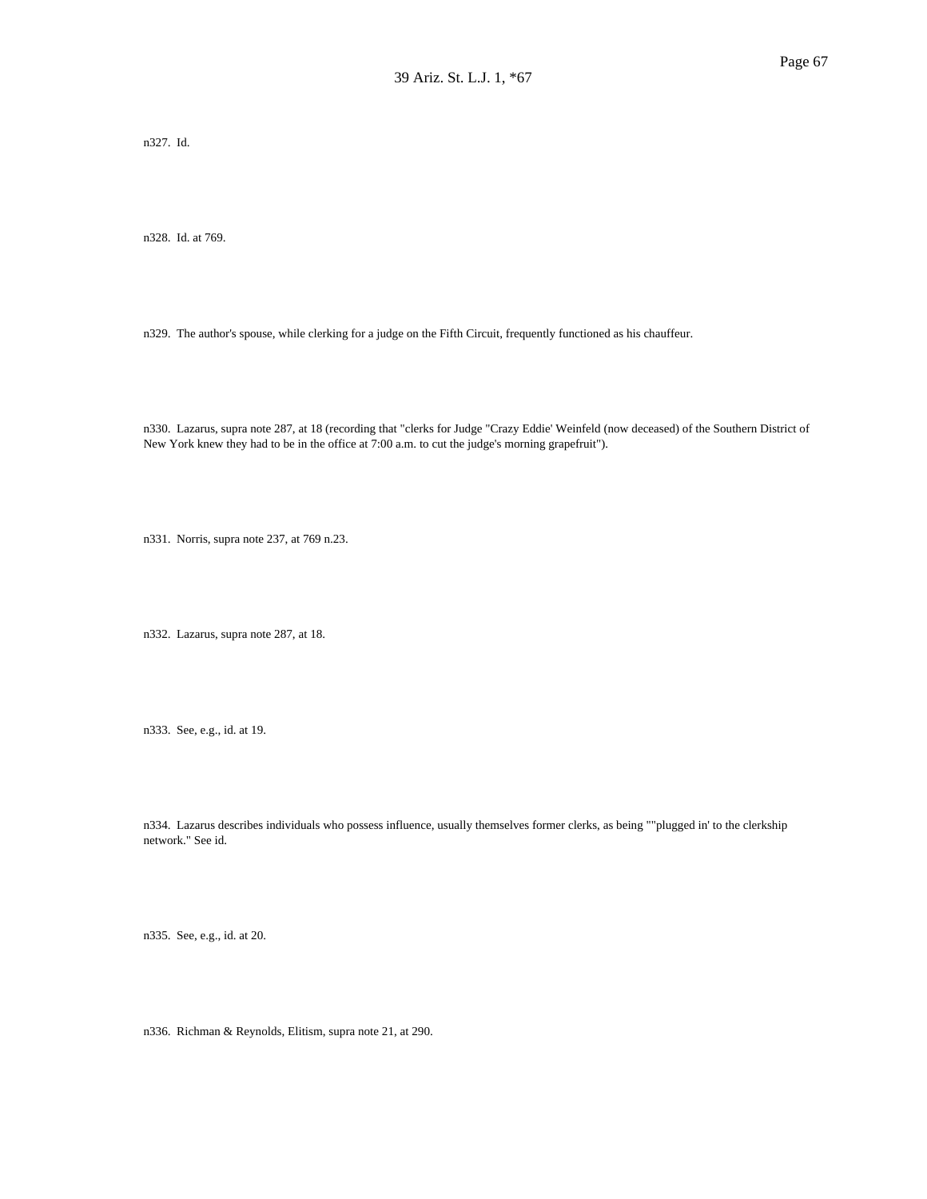n327. Id.

n328. Id. at 769.

n329. The author's spouse, while clerking for a judge on the Fifth Circuit, frequently functioned as his chauffeur.

n330. Lazarus, supra note 287, at 18 (recording that "clerks for Judge "Crazy Eddie' Weinfeld (now deceased) of the Southern District of New York knew they had to be in the office at 7:00 a.m. to cut the judge's morning grapefruit").

n331. Norris, supra note 237, at 769 n.23.

n332. Lazarus, supra note 287, at 18.

n333. See, e.g., id. at 19.

n334. Lazarus describes individuals who possess influence, usually themselves former clerks, as being ""plugged in' to the clerkship network." See id.

n335. See, e.g., id. at 20.

n336. Richman & Reynolds, Elitism, supra note 21, at 290.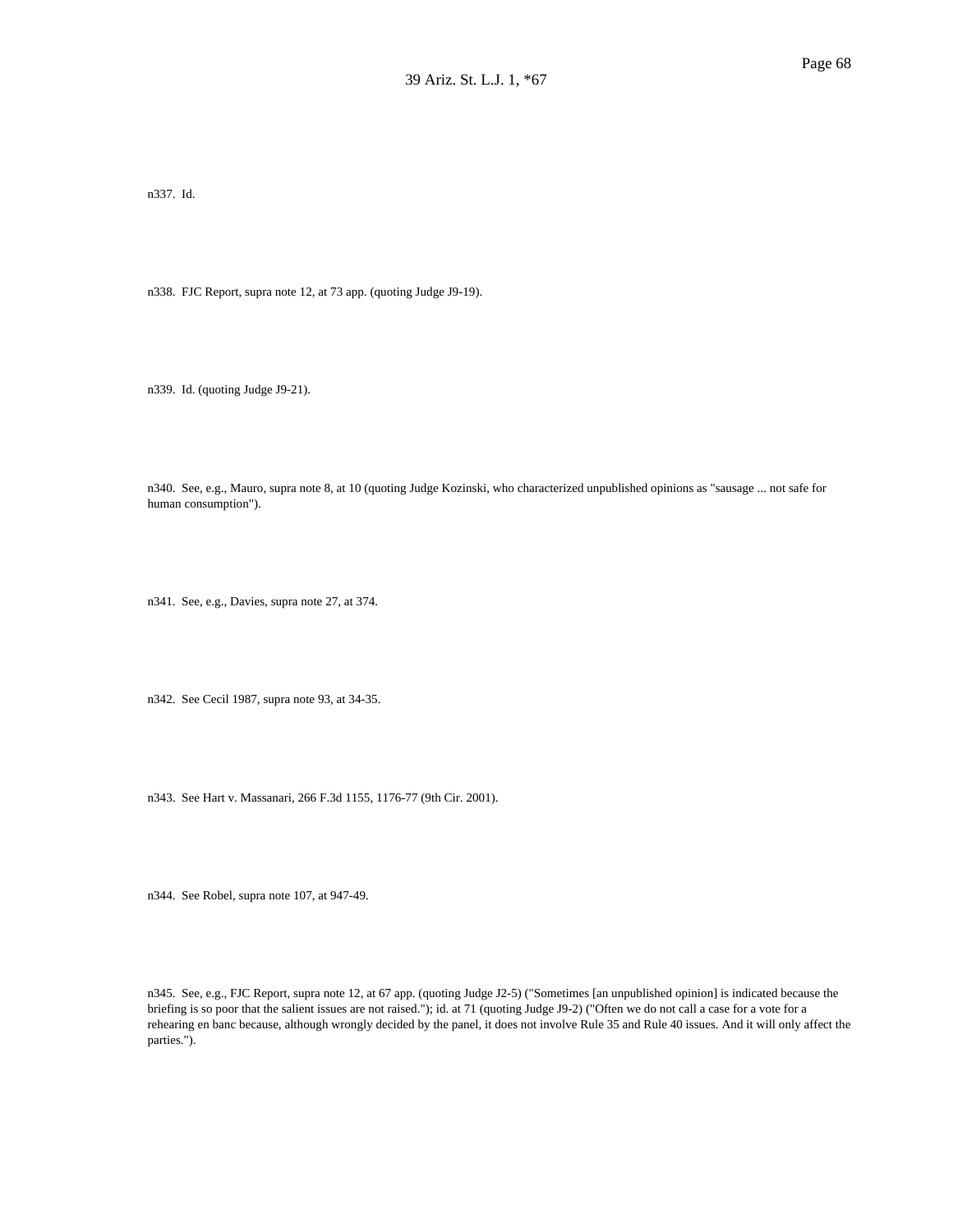n337. Id.

n338. FJC Report, supra note 12, at 73 app. (quoting Judge J9-19).

n339. Id. (quoting Judge J9-21).

n340. See, e.g., Mauro, supra note 8, at 10 (quoting Judge Kozinski, who characterized unpublished opinions as "sausage ... not safe for human consumption").

n341. See, e.g., Davies, supra note 27, at 374.

n342. See Cecil 1987, supra note 93, at 34-35.

n343. See Hart v. Massanari, 266 F.3d 1155, 1176-77 (9th Cir. 2001).

n344. See Robel, supra note 107, at 947-49.

n345. See, e.g., FJC Report, supra note 12, at 67 app. (quoting Judge J2-5) ("Sometimes [an unpublished opinion] is indicated because the briefing is so poor that the salient issues are not raised."); id. at 71 (quoting Judge J9-2) ("Often we do not call a case for a vote for a rehearing en banc because, although wrongly decided by the panel, it does not involve Rule 35 and Rule 40 issues. And it will only affect the parties.").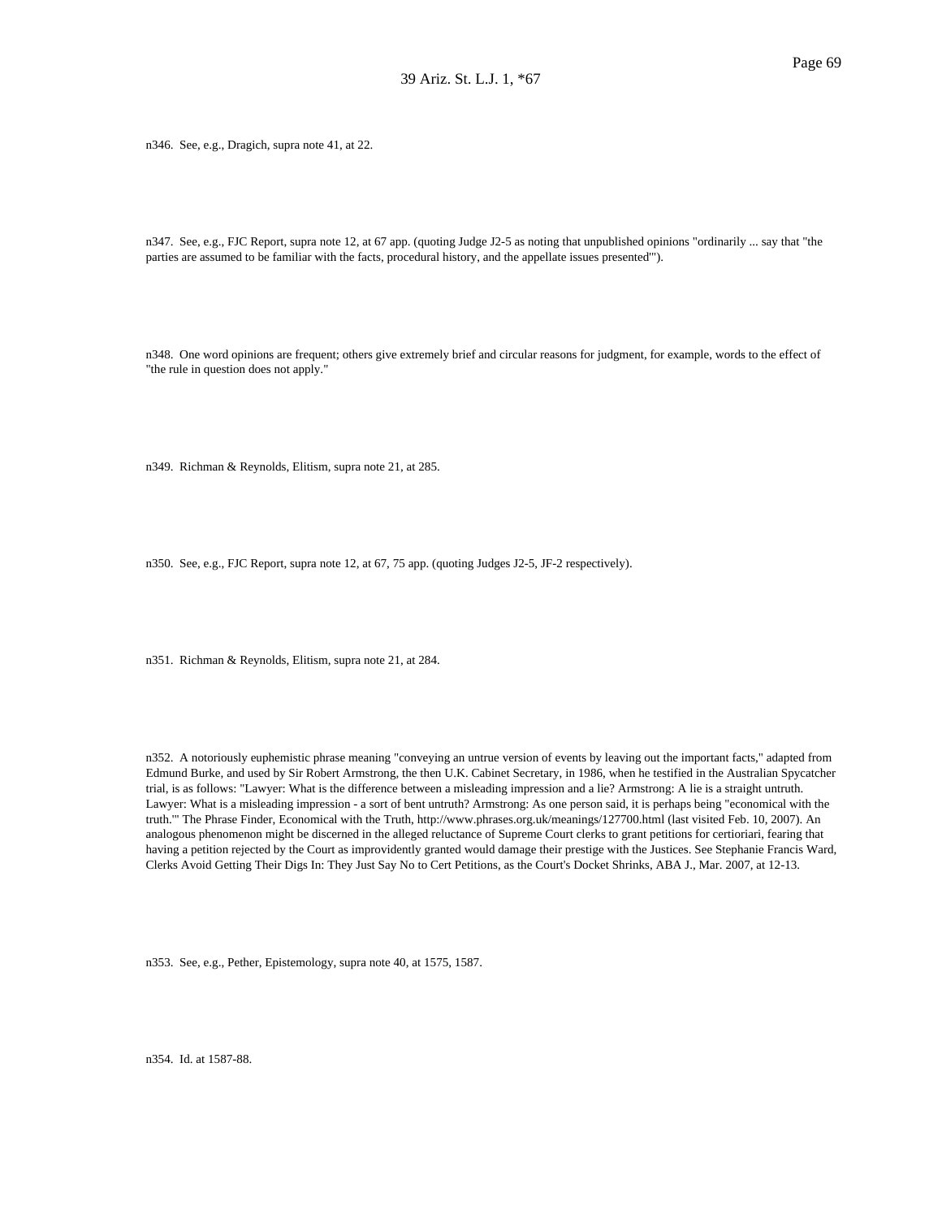n346. See, e.g., Dragich, supra note 41, at 22.

n347. See, e.g., FJC Report, supra note 12, at 67 app. (quoting Judge J2-5 as noting that unpublished opinions "ordinarily ... say that "the parties are assumed to be familiar with the facts, procedural history, and the appellate issues presented"').

n348. One word opinions are frequent; others give extremely brief and circular reasons for judgment, for example, words to the effect of "the rule in question does not apply."

n349. Richman & Reynolds, Elitism, supra note 21, at 285.

n350. See, e.g., FJC Report, supra note 12, at 67, 75 app. (quoting Judges J2-5, JF-2 respectively).

n351. Richman & Reynolds, Elitism, supra note 21, at 284.

n352. A notoriously euphemistic phrase meaning "conveying an untrue version of events by leaving out the important facts," adapted from Edmund Burke, and used by Sir Robert Armstrong, the then U.K. Cabinet Secretary, in 1986, when he testified in the Australian Spycatcher trial, is as follows: "Lawyer: What is the difference between a misleading impression and a lie? Armstrong: A lie is a straight untruth. Lawyer: What is a misleading impression - a sort of bent untruth? Armstrong: As one person said, it is perhaps being "economical with the truth."' The Phrase Finder, Economical with the Truth, http://www.phrases.org.uk/meanings/127700.html (last visited Feb. 10, 2007). An analogous phenomenon might be discerned in the alleged reluctance of Supreme Court clerks to grant petitions for certioriari, fearing that having a petition rejected by the Court as improvidently granted would damage their prestige with the Justices. See Stephanie Francis Ward, Clerks Avoid Getting Their Digs In: They Just Say No to Cert Petitions, as the Court's Docket Shrinks, ABA J., Mar. 2007, at 12-13.

n353. See, e.g., Pether, Epistemology, supra note 40, at 1575, 1587.

n354. Id. at 1587-88.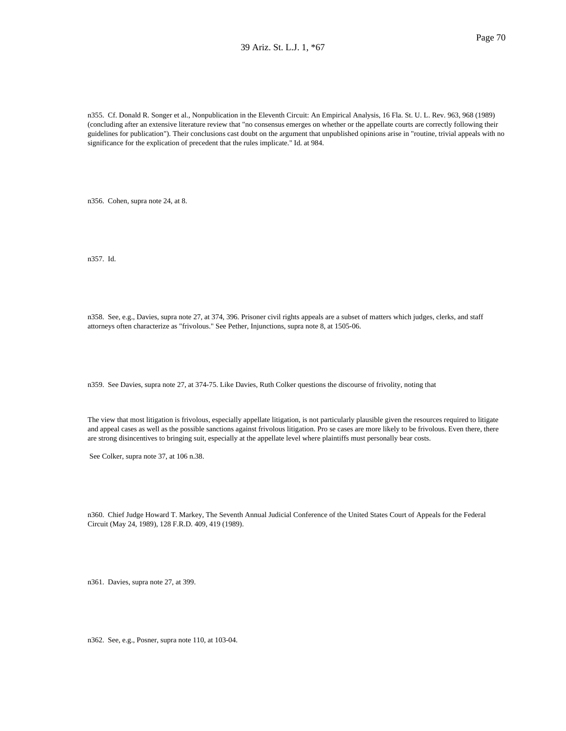n355. Cf. Donald R. Songer et al., Nonpublication in the Eleventh Circuit: An Empirical Analysis, 16 Fla. St. U. L. Rev. 963, 968 (1989) (concluding after an extensive literature review that "no consensus emerges on whether or the appellate courts are correctly following their guidelines for publication"). Their conclusions cast doubt on the argument that unpublished opinions arise in "routine, trivial appeals with no significance for the explication of precedent that the rules implicate." Id. at 984.

n356. Cohen, supra note 24, at 8.

n357. Id.

n358. See, e.g., Davies, supra note 27, at 374, 396. Prisoner civil rights appeals are a subset of matters which judges, clerks, and staff attorneys often characterize as "frivolous." See Pether, Injunctions, supra note 8, at 1505-06.

n359. See Davies, supra note 27, at 374-75. Like Davies, Ruth Colker questions the discourse of frivolity, noting that

> The view that most litigation is frivolous, especially appellate litigation, is not particularly plausible given the resources required to litigate and appeal cases as well as the possible sanctions against frivolous litigation. Pro se cases are more likely to be frivolous. Even there, there are strong disincentives to bringing suit, especially at the appellate level where plaintiffs must personally bear costs.

See Colker, supra note 37, at 106 n.38.

n360. Chief Judge Howard T. Markey, The Seventh Annual Judicial Conference of the United States Court of Appeals for the Federal Circuit (May 24, 1989), 128 F.R.D. 409, 419 (1989).

n361. Davies, supra note 27, at 399.

n362. See, e.g., Posner, supra note 110, at 103-04.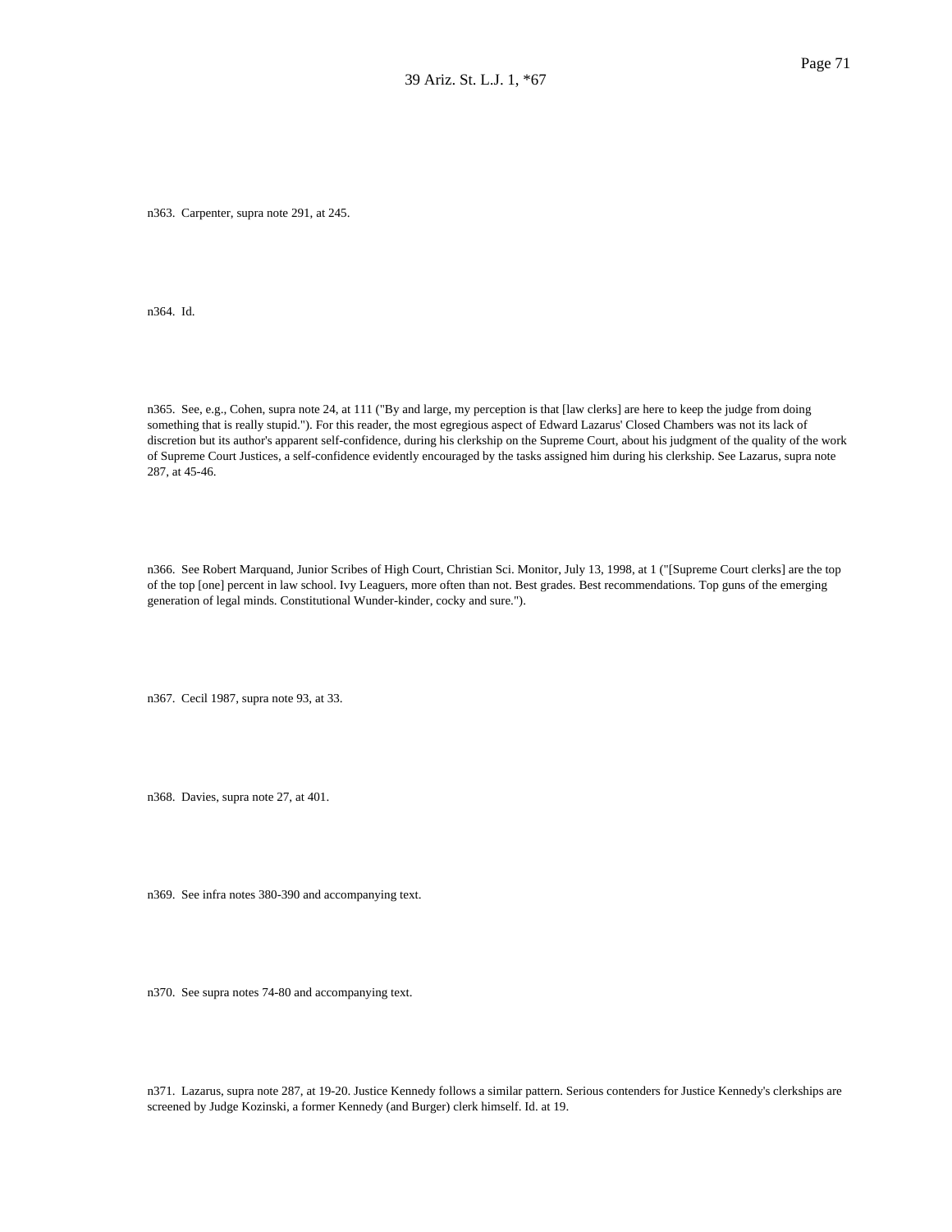n363. Carpenter, supra note 291, at 245.

n364. Id.

n365. See, e.g., Cohen, supra note 24, at 111 ("By and large, my perception is that [law clerks] are here to keep the judge from doing something that is really stupid."). For this reader, the most egregious aspect of Edward Lazarus' Closed Chambers was not its lack of discretion but its author's apparent self-confidence, during his clerkship on the Supreme Court, about his judgment of the quality of the work of Supreme Court Justices, a self-confidence evidently encouraged by the tasks assigned him during his clerkship. See Lazarus, supra note 287, at 45-46.

n366. See Robert Marquand, Junior Scribes of High Court, Christian Sci. Monitor, July 13, 1998, at 1 ("[Supreme Court clerks] are the top of the top [one] percent in law school. Ivy Leaguers, more often than not. Best grades. Best recommendations. Top guns of the emerging generation of legal minds. Constitutional Wunder-kinder, cocky and sure.").

n367. Cecil 1987, supra note 93, at 33.

n368. Davies, supra note 27, at 401.

n369. See infra notes 380-390 and accompanying text.

n370. See supra notes 74-80 and accompanying text.

n371. Lazarus, supra note 287, at 19-20. Justice Kennedy follows a similar pattern. Serious contenders for Justice Kennedy's clerkships are screened by Judge Kozinski, a former Kennedy (and Burger) clerk himself. Id. at 19.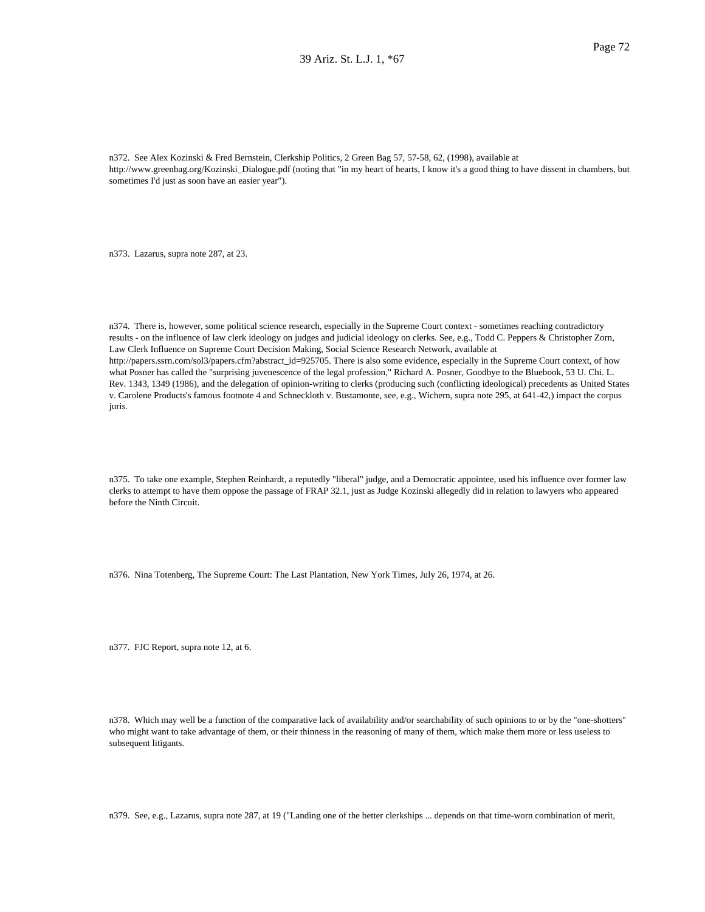n372. See Alex Kozinski & Fred Bernstein, Clerkship Politics, 2 Green Bag 57, 57-58, 62, (1998), available at http://www.greenbag.org/Kozinski_Dialogue.pdf (noting that "in my heart of hearts, I know it's a good thing to have dissent in chambers, but sometimes I'd just as soon have an easier year").

n373. Lazarus, supra note 287, at 23.

n374. There is, however, some political science research, especially in the Supreme Court context - sometimes reaching contradictory results - on the influence of law clerk ideology on judges and judicial ideology on clerks. See, e.g., Todd C. Peppers & Christopher Zorn, Law Clerk Influence on Supreme Court Decision Making, Social Science Research Network, available at http://papers.ssrn.com/sol3/papers.cfm?abstract_id=925705. There is also some evidence, especially in the Supreme Court context, of how what Posner has called the "surprising juvenescence of the legal profession," Richard A. Posner, Goodbye to the Bluebook, 53 U. Chi. L. Rev. 1343, 1349 (1986), and the delegation of opinion-writing to clerks (producing such (conflicting ideological) precedents as United States v. Carolene Products's famous footnote 4 and Schneckloth v. Bustamonte, see, e.g., Wichern, supra note 295, at 641-42,) impact the corpus juris.

n375. To take one example, Stephen Reinhardt, a reputedly "liberal" judge, and a Democratic appointee, used his influence over former law clerks to attempt to have them oppose the passage of FRAP 32.1, just as Judge Kozinski allegedly did in relation to lawyers who appeared before the Ninth Circuit.

n376. Nina Totenberg, The Supreme Court: The Last Plantation, New York Times, July 26, 1974, at 26.

n377. FJC Report, supra note 12, at 6.

n378. Which may well be a function of the comparative lack of availability and/or searchability of such opinions to or by the "one-shotters" who might want to take advantage of them, or their thinness in the reasoning of many of them, which make them more or less useless to subsequent litigants.

n379. See, e.g., Lazarus, supra note 287, at 19 ("Landing one of the better clerkships ... depends on that time-worn combination of merit,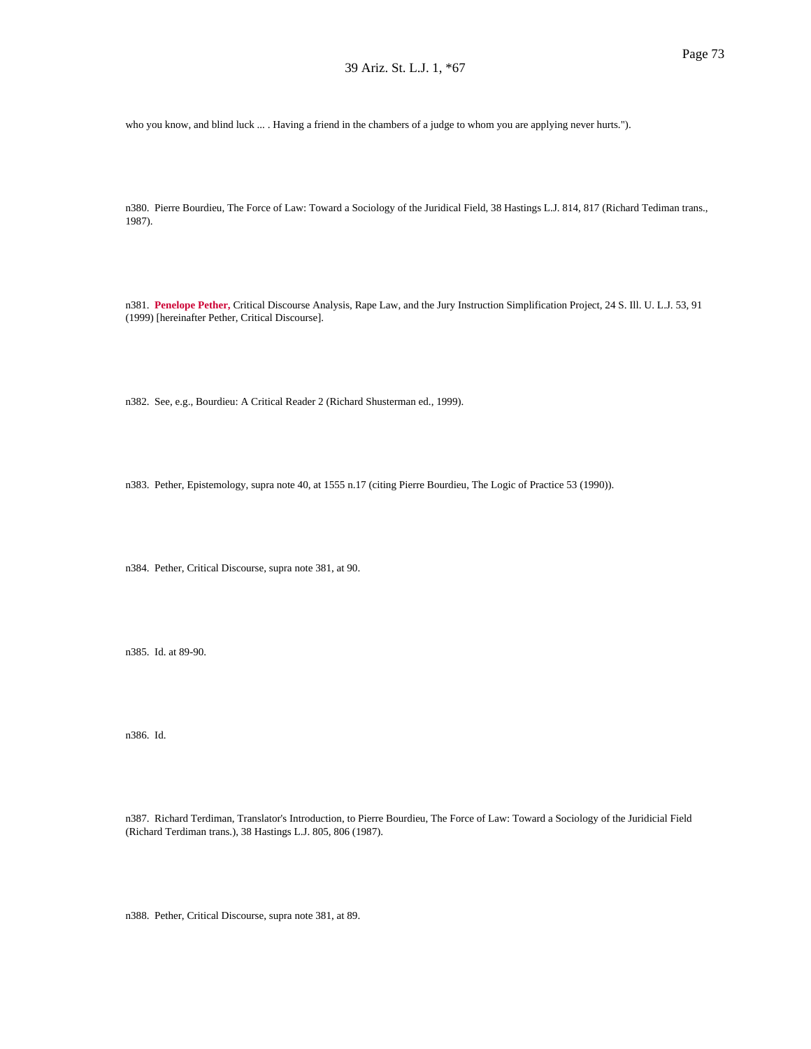who you know, and blind luck ... . Having a friend in the chambers of a judge to whom you are applying never hurts.").

n380. Pierre Bourdieu, The Force of Law: Toward a Sociology of the Juridical Field, 38 Hastings L.J. 814, 817 (Richard Tediman trans., 1987).

n381. **Penelope Pether,** Critical Discourse Analysis, Rape Law, and the Jury Instruction Simplification Project, 24 S. Ill. U. L.J. 53, 91 (1999) [hereinafter Pether, Critical Discourse].

n382. See, e.g., Bourdieu: A Critical Reader 2 (Richard Shusterman ed., 1999).

n383. Pether, Epistemology, supra note 40, at 1555 n.17 (citing Pierre Bourdieu, The Logic of Practice 53 (1990)).

n384. Pether, Critical Discourse, supra note 381, at 90.

n385. Id. at 89-90.

n386. Id.

n387. Richard Terdiman, Translator's Introduction, to Pierre Bourdieu, The Force of Law: Toward a Sociology of the Juridicial Field (Richard Terdiman trans.), 38 Hastings L.J. 805, 806 (1987).

n388. Pether, Critical Discourse, supra note 381, at 89.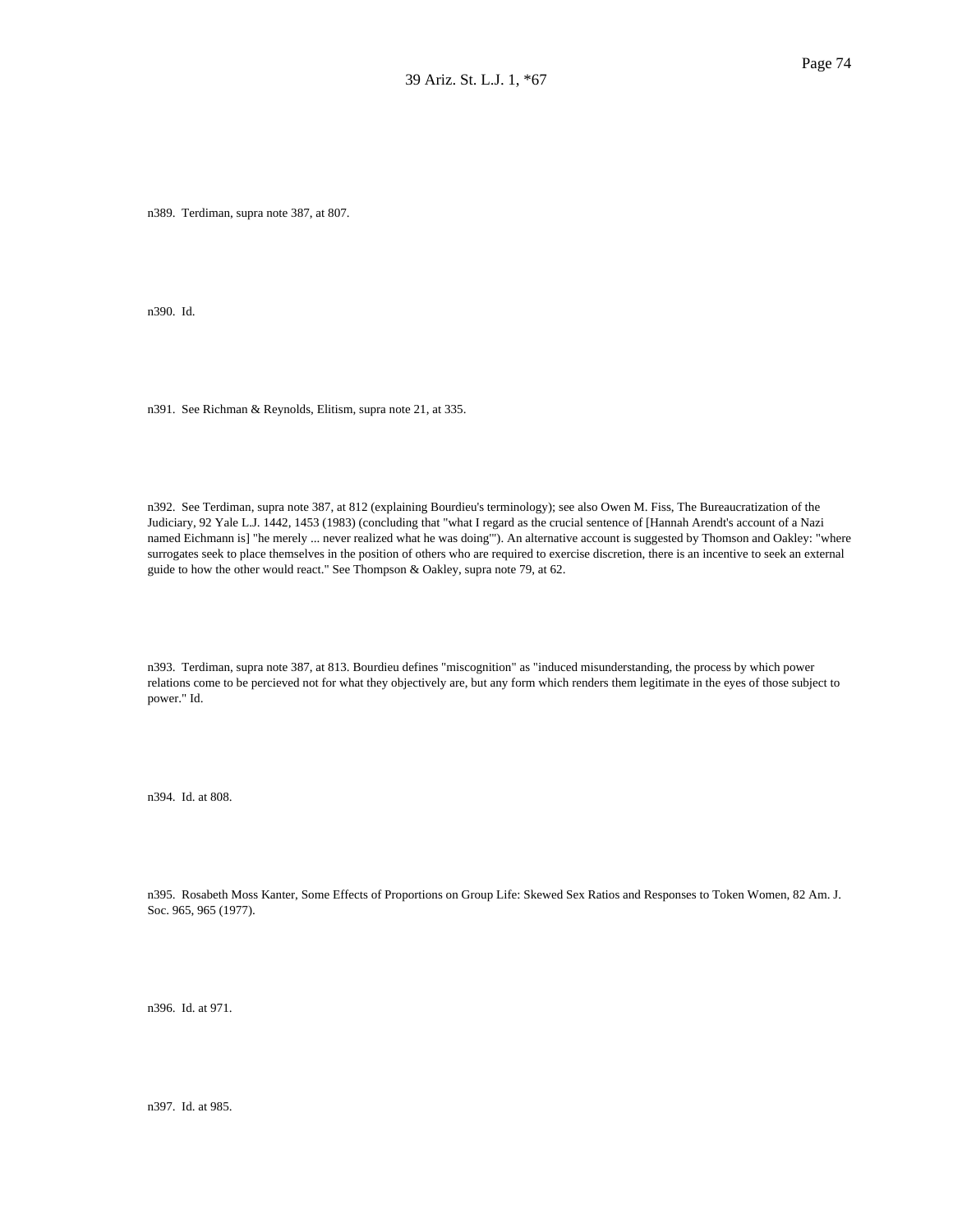n389. Terdiman, supra note 387, at 807.

n390. Id.

n391. See Richman & Reynolds, Elitism, supra note 21, at 335.

n392. See Terdiman, supra note 387, at 812 (explaining Bourdieu's terminology); see also Owen M. Fiss, The Bureaucratization of the Judiciary, 92 Yale L.J. 1442, 1453 (1983) (concluding that "what I regard as the crucial sentence of [Hannah Arendt's account of a Nazi named Eichmann is] "he merely ... never realized what he was doing'"). An alternative account is suggested by Thomson and Oakley: "where surrogates seek to place themselves in the position of others who are required to exercise discretion, there is an incentive to seek an external guide to how the other would react." See Thompson & Oakley, supra note 79, at 62.

n393. Terdiman, supra note 387, at 813. Bourdieu defines "miscognition" as "induced misunderstanding, the process by which power relations come to be percieved not for what they objectively are, but any form which renders them legitimate in the eyes of those subject to power." Id.

n394. Id. at 808.

n395. Rosabeth Moss Kanter, Some Effects of Proportions on Group Life: Skewed Sex Ratios and Responses to Token Women, 82 Am. J. Soc. 965, 965 (1977).

n396. Id. at 971.

n397. Id. at 985.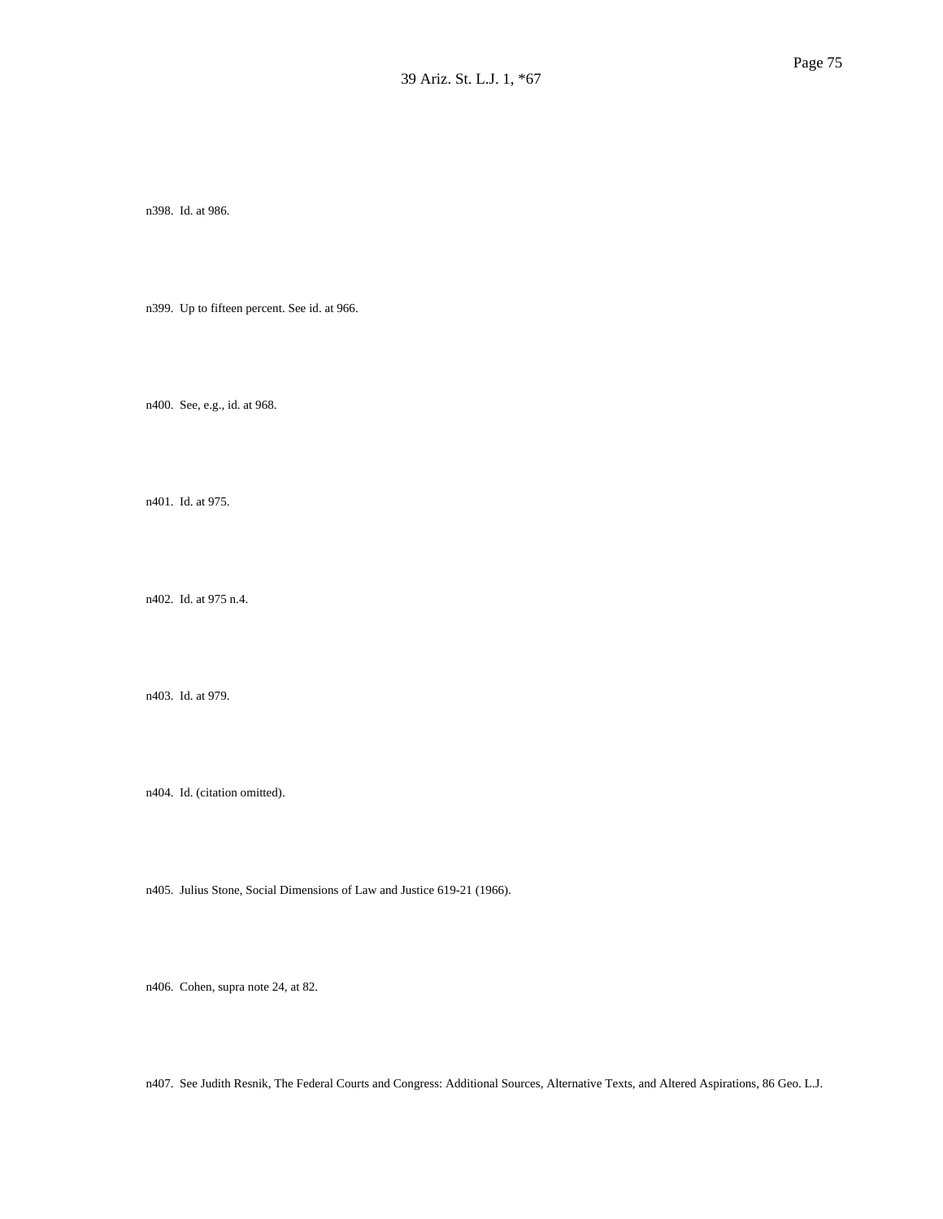n398. Id. at 986.

n399. Up to fifteen percent. See id. at 966.

n400. See, e.g., id. at 968.

n401. Id. at 975.

n402. Id. at 975 n.4.

n403. Id. at 979.

n404. Id. (citation omitted).

n405. Julius Stone, Social Dimensions of Law and Justice 619-21 (1966).

n406. Cohen, supra note 24, at 82.

n407. See Judith Resnik, The Federal Courts and Congress: Additional Sources, Alternative Texts, and Altered Aspirations, 86 Geo. L.J.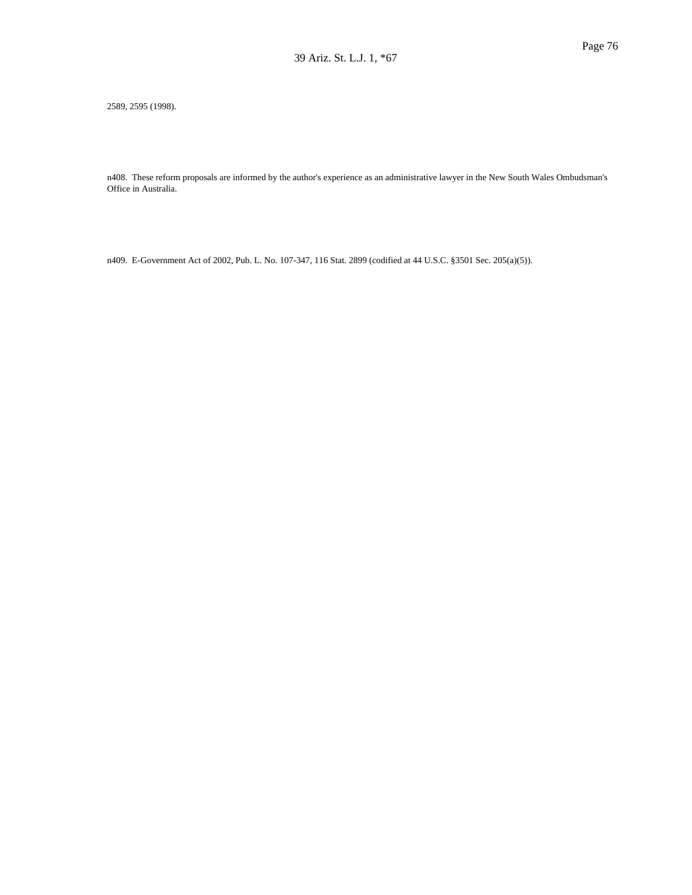2589, 2595 (1998).

n408. These reform proposals are informed by the author's experience as an administrative lawyer in the New South Wales Ombudsman's Office in Australia.

n409. E-Government Act of 2002, Pub. L. No. 107-347, 116 Stat. 2899 (codified at 44 U.S.C. §3501 Sec. 205(a)(5)).